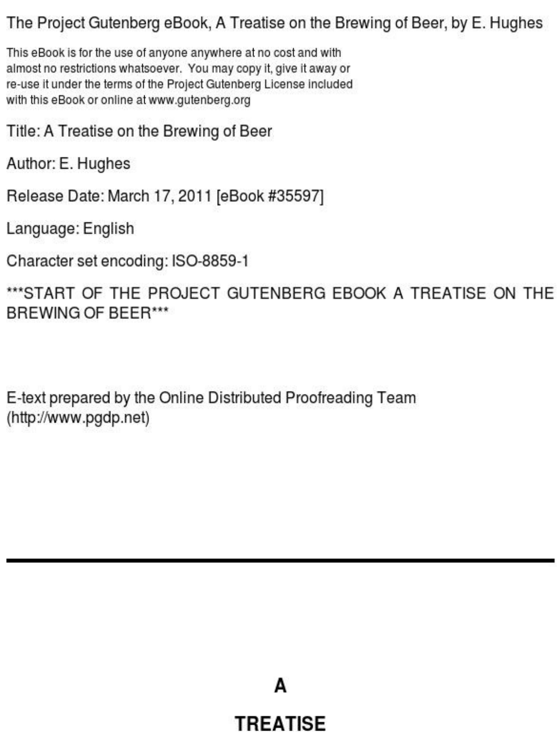The Project Gutenberg eBook, A Treatise on the Brewing of Beer, by E. Hughes

This eBook is for the use of anyone anywhere at no cost and with almost no restrictions whatsoever. You may copy it, give it away or re-use it under the terms of the Project Gutenberg License included with this eBook or online at www.gutenberg.org

Title: A Treatise on the Brewing of Beer

Author: E. Hughes

Release Date: March 17, 2011 [eBook #35597]

Language: English

Character set encoding: ISO-8859-1

***START OF THE PROJECT GUTENBERG EBOOK A TREATISE ON THE BREWING OF BEER***

E-text prepared by the Online Distributed Proofreading Team (http://www.pgdp.net)

---

# A

# TREATISE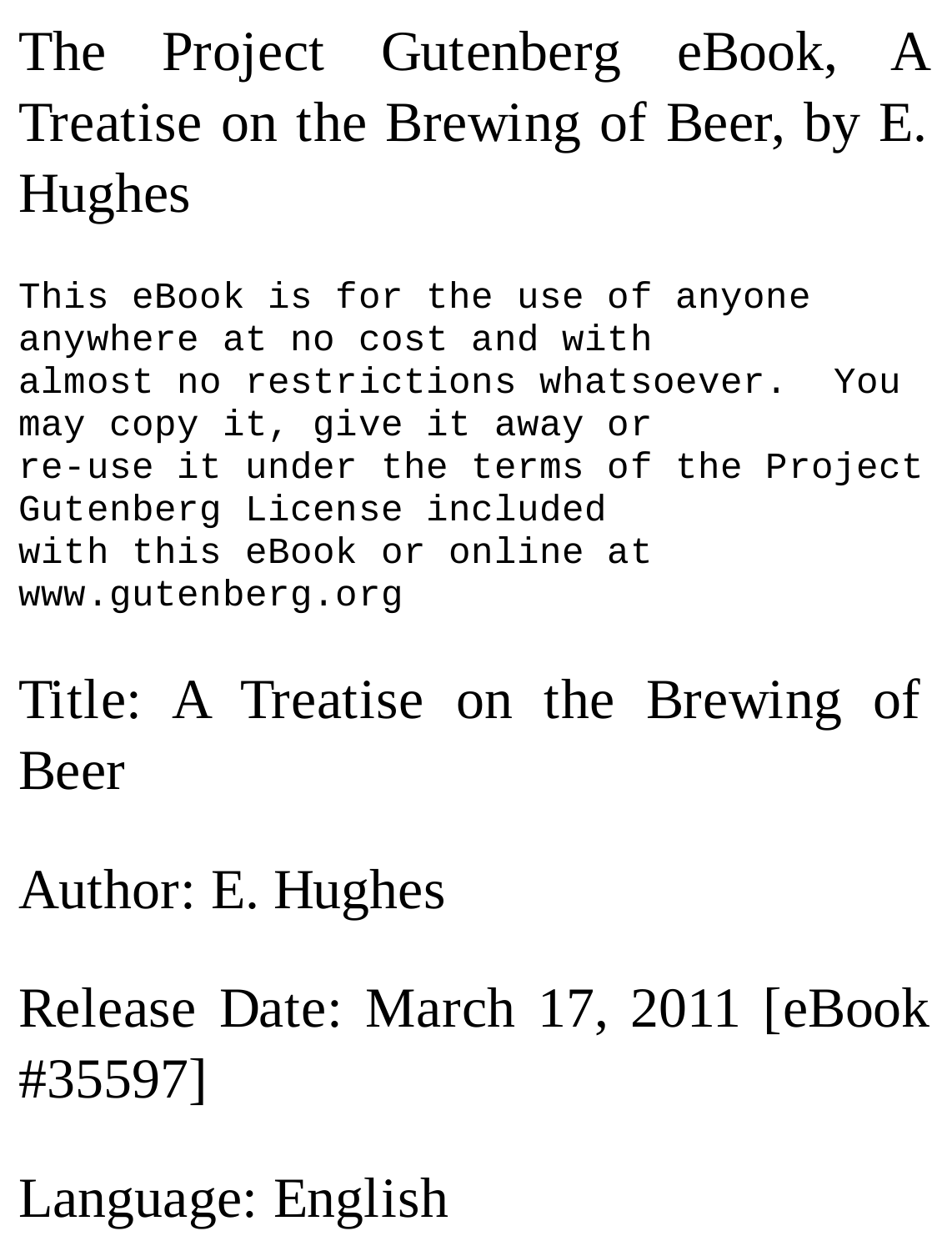# The Project Gutenberg eBook, A Treatise on the Brewing of Beer, by E. Hughes

```
This eBook is for the use of anyone anywhere at no cost and with
almost no restrictions whatsoever.  You may copy it, give it away or
re-use it under the terms of the Project Gutenberg License included
with this eBook or online at www.gutenberg.org
```

Title: A Treatise on the Brewing of Beer

Author: E. Hughes

Release Date: March 17, 2011 [eBook #35597]

Language: English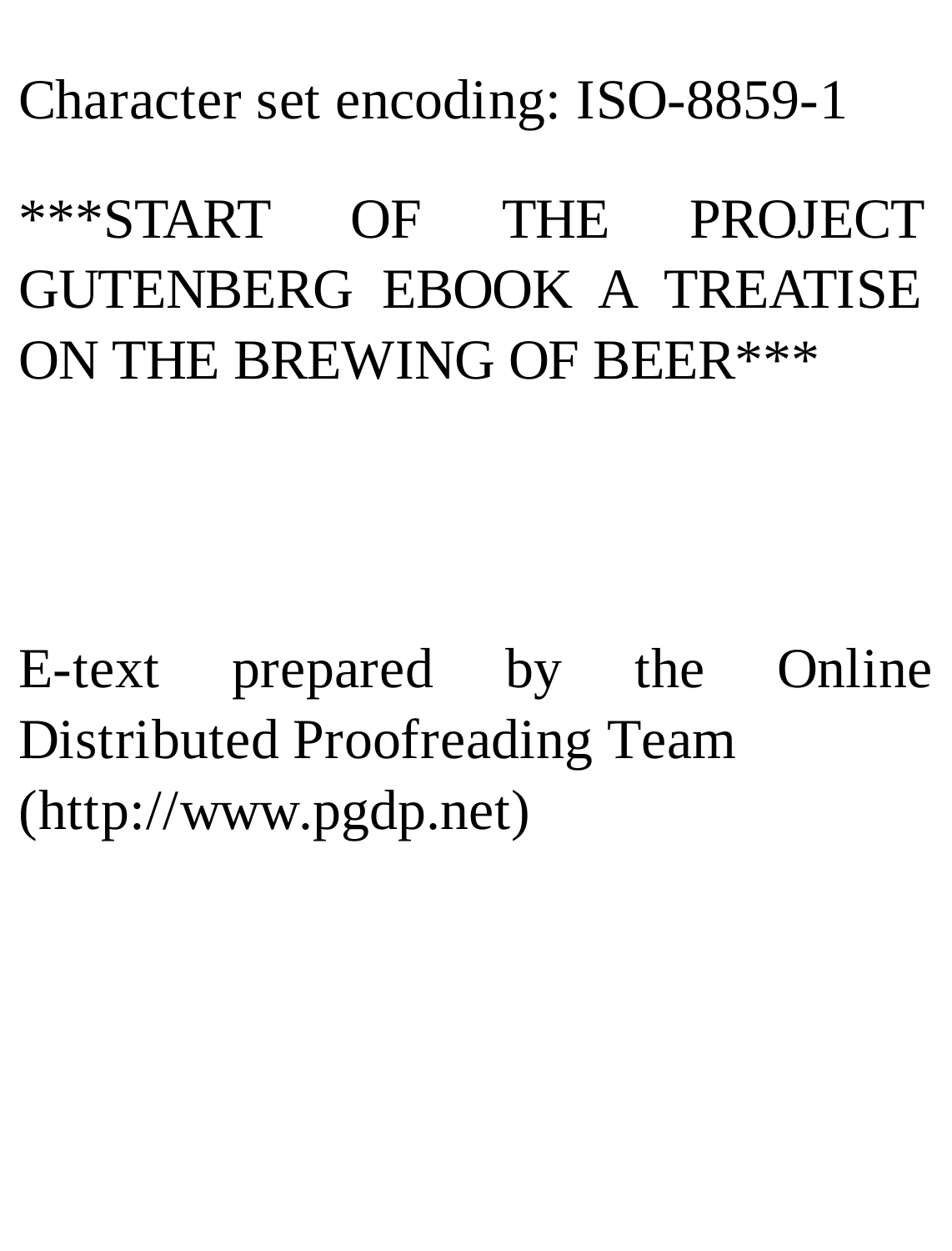Character set encoding: ISO-8859-1

***START OF THE PROJECT GUTENBERG EBOOK A TREATISE ON THE BREWING OF BEER***

E-text prepared by the Online Distributed Proofreading Team (http://www.pgdp.net)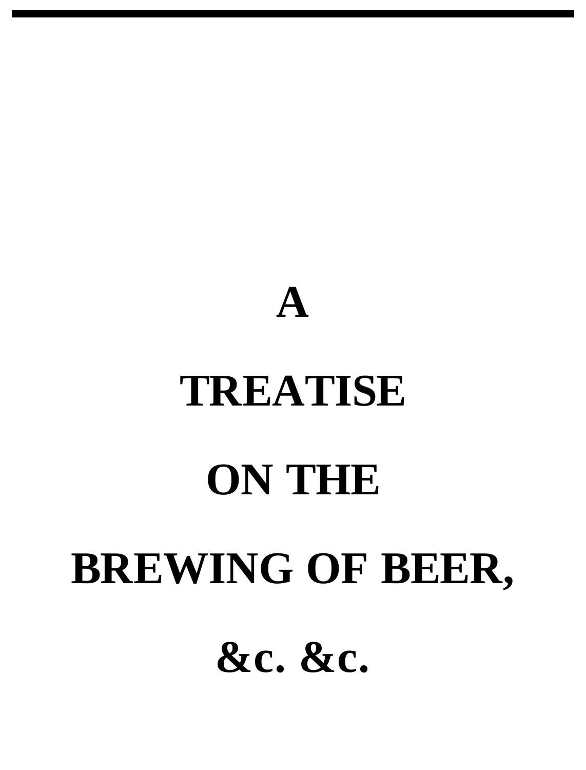# A

# TREATISE

# ON THE

# BREWING OF BEER,

# &c. &c.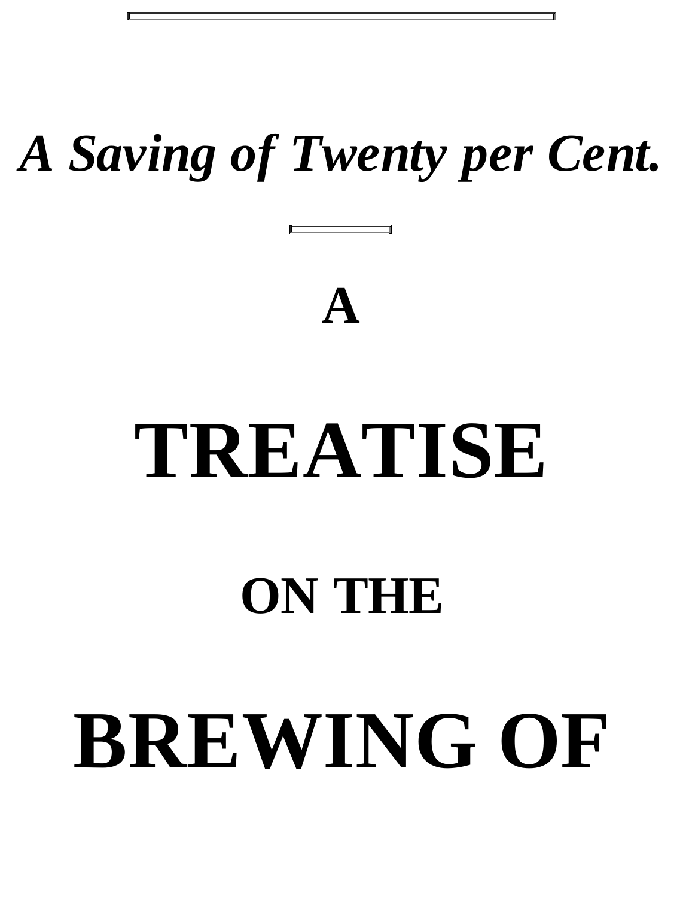***A Saving of Twenty per Cent.***

---

# A

# TREATISE

# ON THE

# BREWING OF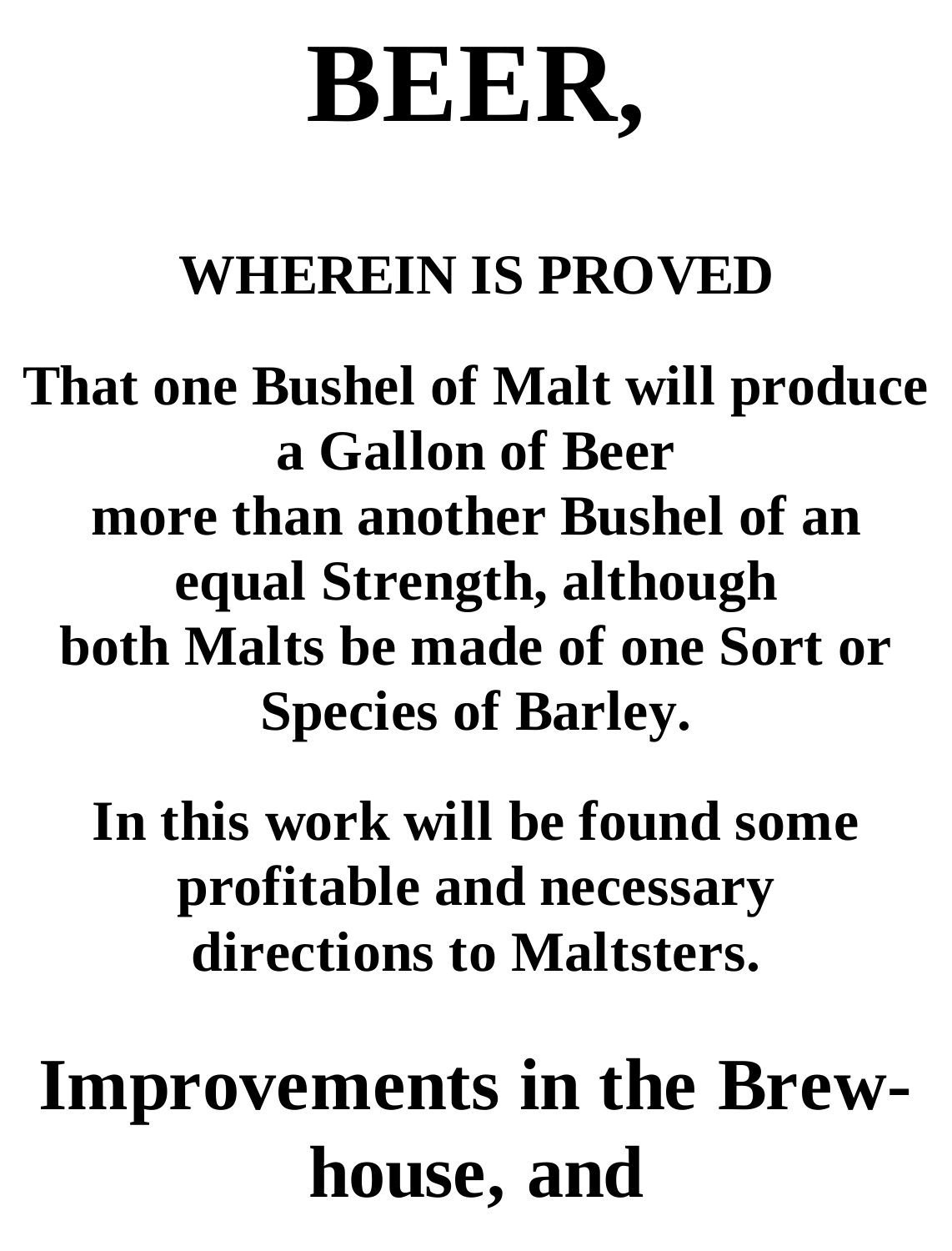# BEER,

**WHEREIN IS PROVED**

**That one Bushel of Malt will produce a Gallon of Beer more than another Bushel of an equal Strength, although both Malts be made of one Sort or Species of Barley.**

**In this work will be found some profitable and necessary directions to Maltsters.**

## Improvements in the Brew-house, and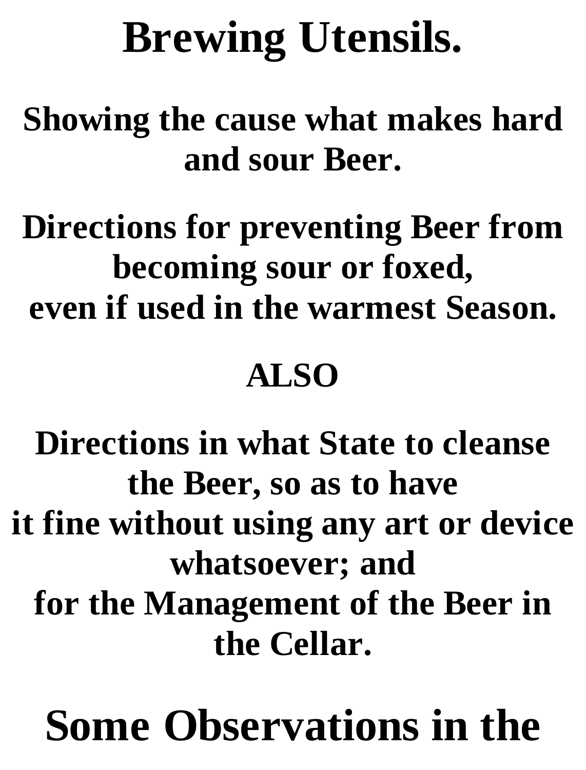# Brewing Utensils.

## Showing the cause what makes hard and sour Beer.

## Directions for preventing Beer from becoming sour or foxed, even if used in the warmest Season.

## ALSO

## Directions in what State to cleanse the Beer, so as to have it fine without using any art or device whatsoever; and for the Management of the Beer in the Cellar.

# Some Observations in the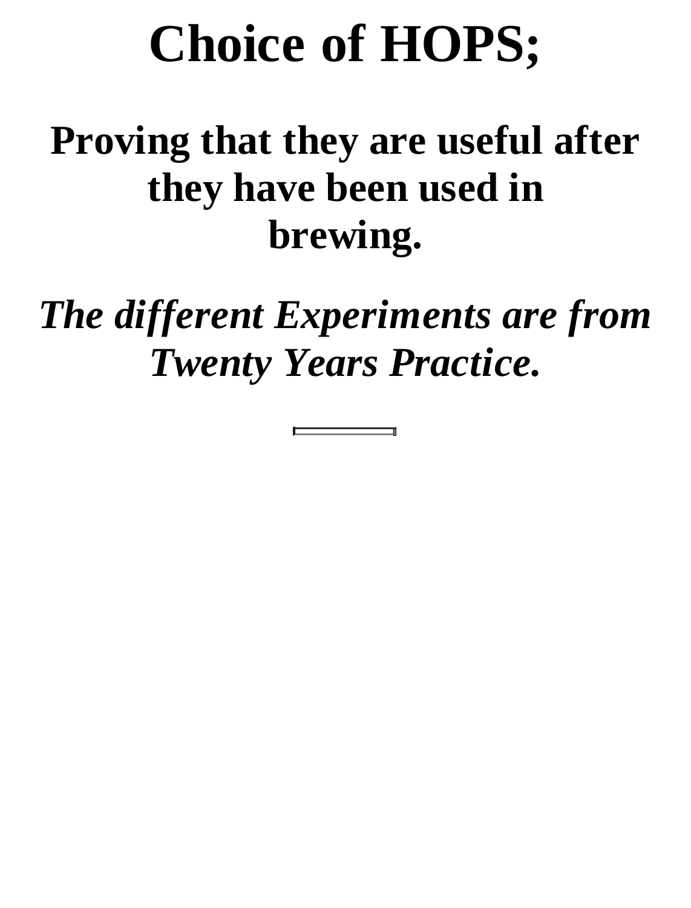# Choice of HOPS;

## Proving that they are useful after they have been used in brewing.

## *The different Experiments are from Twenty Years Practice.*

---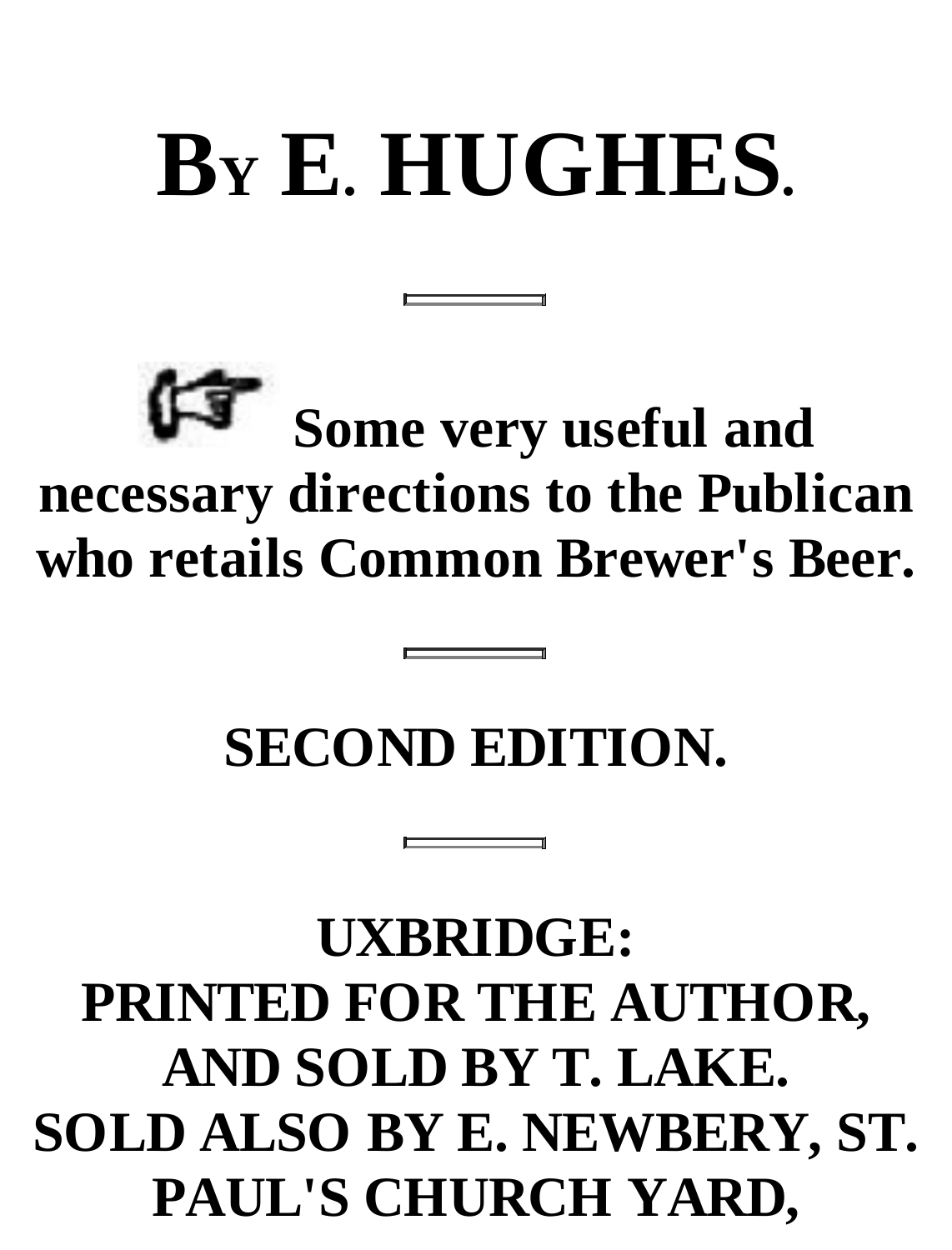# BY E. HUGHES.

---

☞ **Some very useful and necessary directions to the Publican who retails Common Brewer's Beer.**

---

**SECOND EDITION.**

---

**UXBRIDGE:**
**PRINTED FOR THE AUTHOR,**
**AND SOLD BY T. LAKE.**
**SOLD ALSO BY E. NEWBERY, ST. PAUL'S CHURCH YARD,**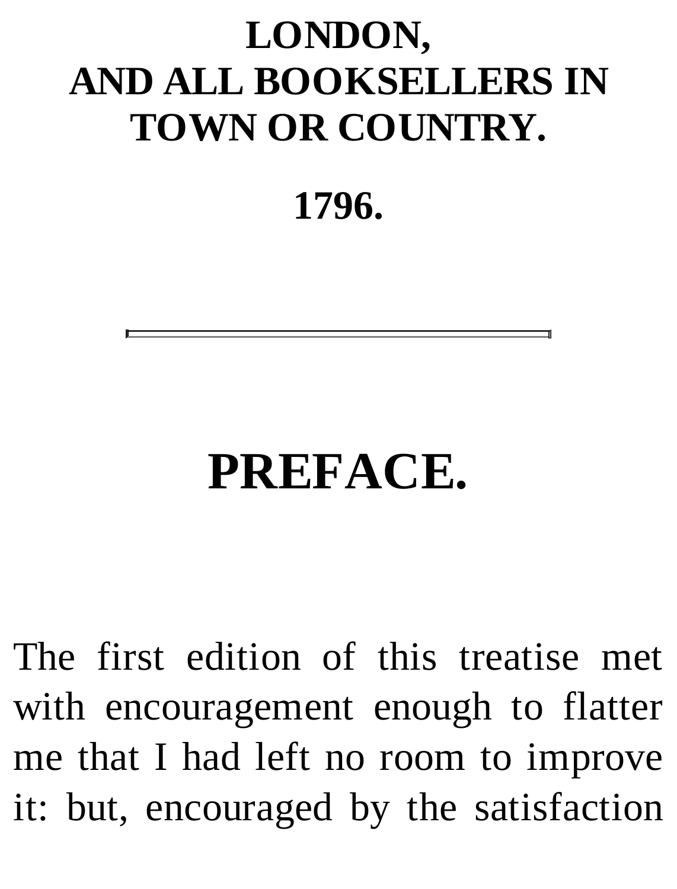**LONDON,**
**AND ALL BOOKSELLERS IN TOWN OR COUNTRY.**

**1796.**

---

# PREFACE.

The first edition of this treatise met with encouragement enough to flatter me that I had left no room to improve it: but, encouraged by the satisfaction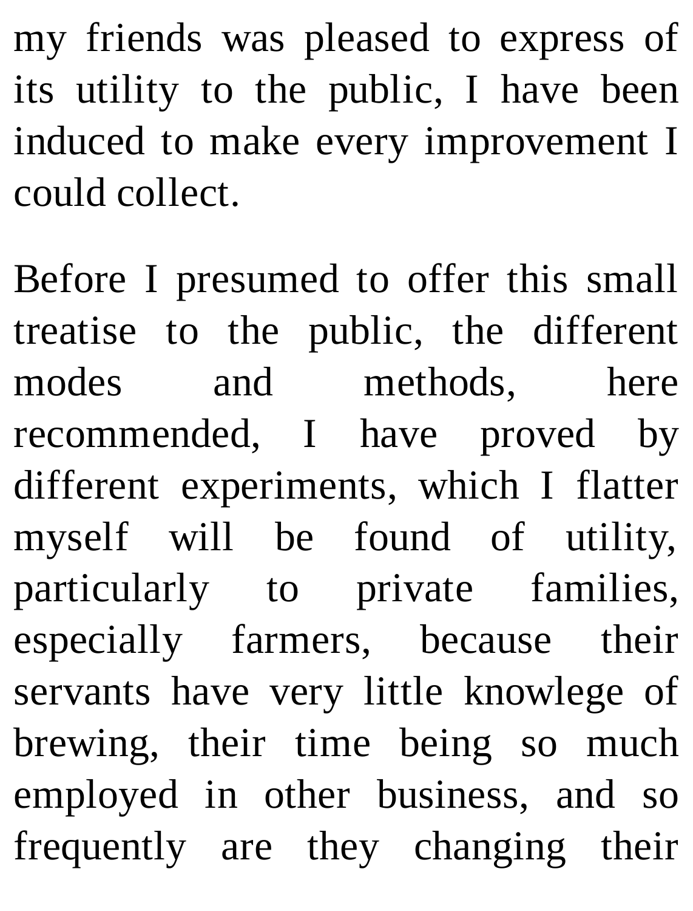my friends was pleased to express of its utility to the public, I have been induced to make every improvement I could collect.

Before I presumed to offer this small treatise to the public, the different modes and methods, here recommended, I have proved by different experiments, which I flatter myself will be found of utility, particularly to private families, especially farmers, because their servants have very little knowlege of brewing, their time being so much employed in other business, and so frequently are they changing their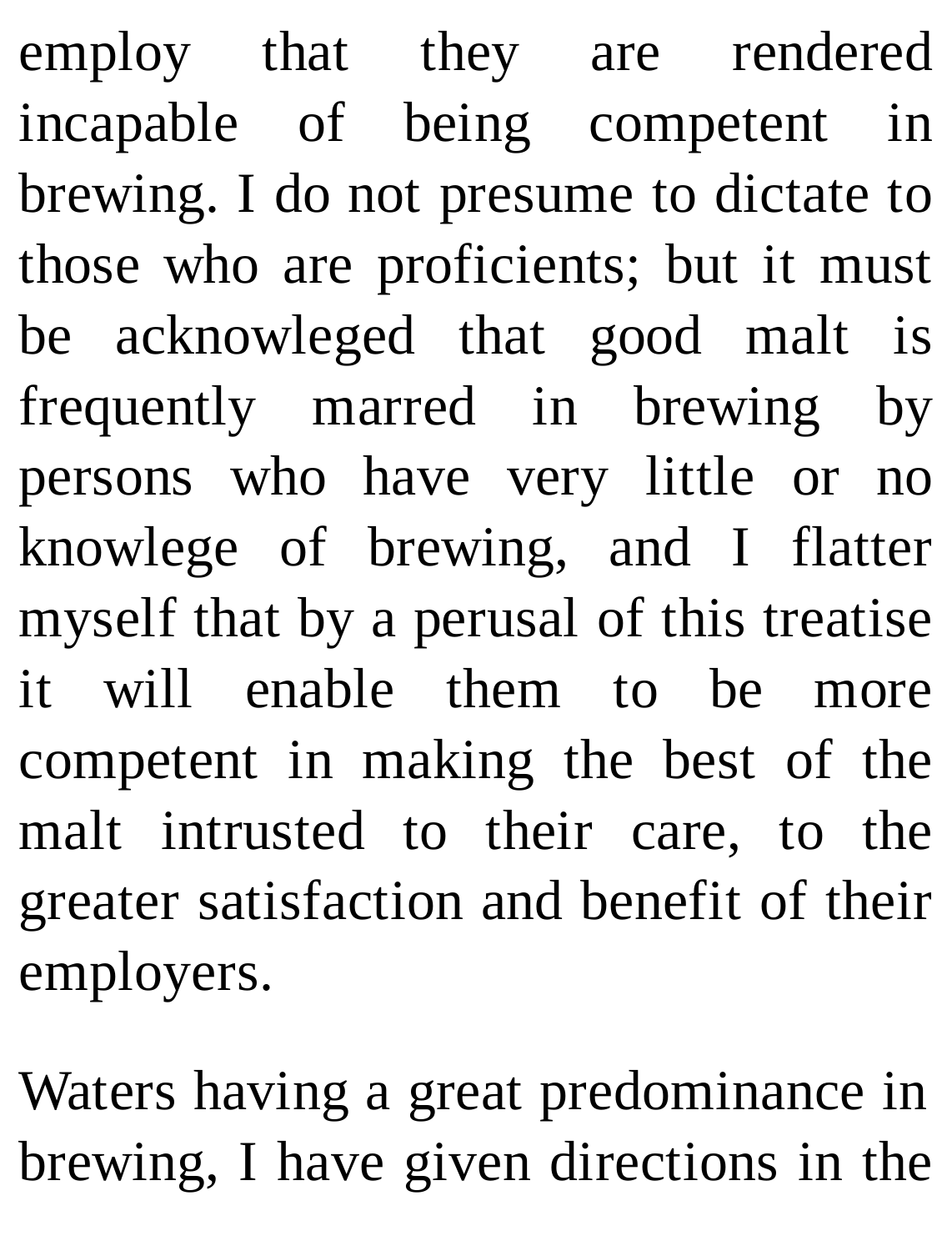employ that they are rendered incapable of being competent in brewing. I do not presume to dictate to those who are proficients; but it must be acknowleged that good malt is frequently marred in brewing by persons who have very little or no knowlege of brewing, and I flatter myself that by a perusal of this treatise it will enable them to be more competent in making the best of the malt intrusted to their care, to the greater satisfaction and benefit of their employers.

Waters having a great predominance in brewing, I have given directions in the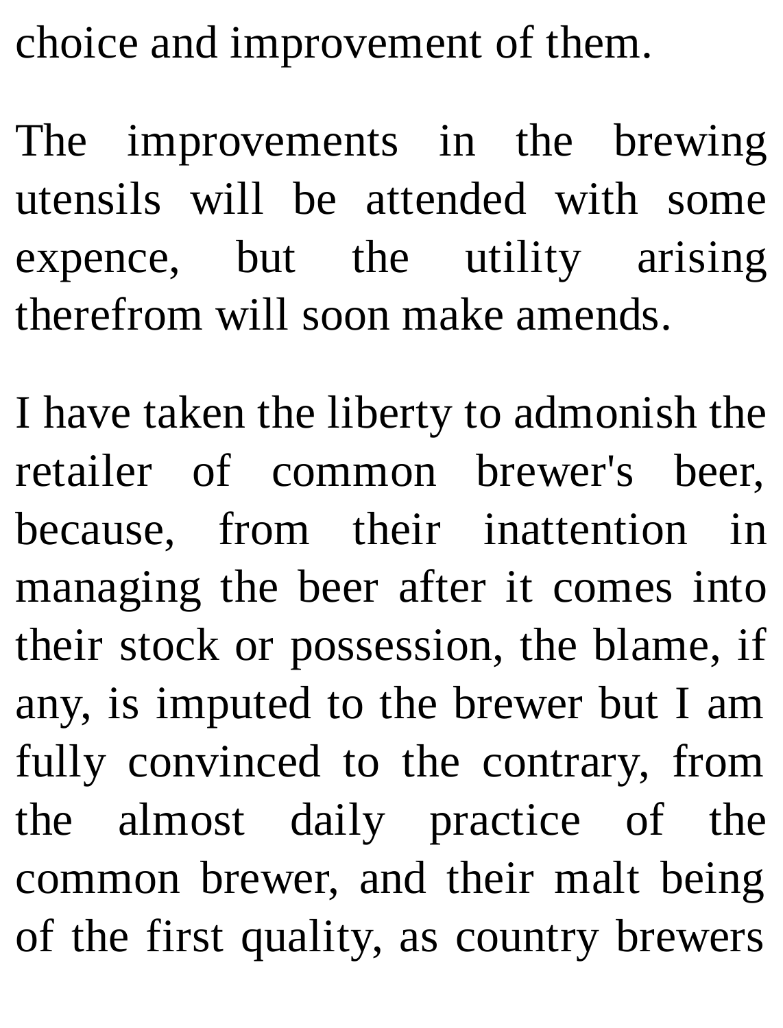choice and improvement of them.

The improvements in the brewing utensils will be attended with some expence, but the utility arising therefrom will soon make amends.

I have taken the liberty to admonish the retailer of common brewer's beer, because, from their inattention in managing the beer after it comes into their stock or possession, the blame, if any, is imputed to the brewer but I am fully convinced to the contrary, from the almost daily practice of the common brewer, and their malt being of the first quality, as country brewers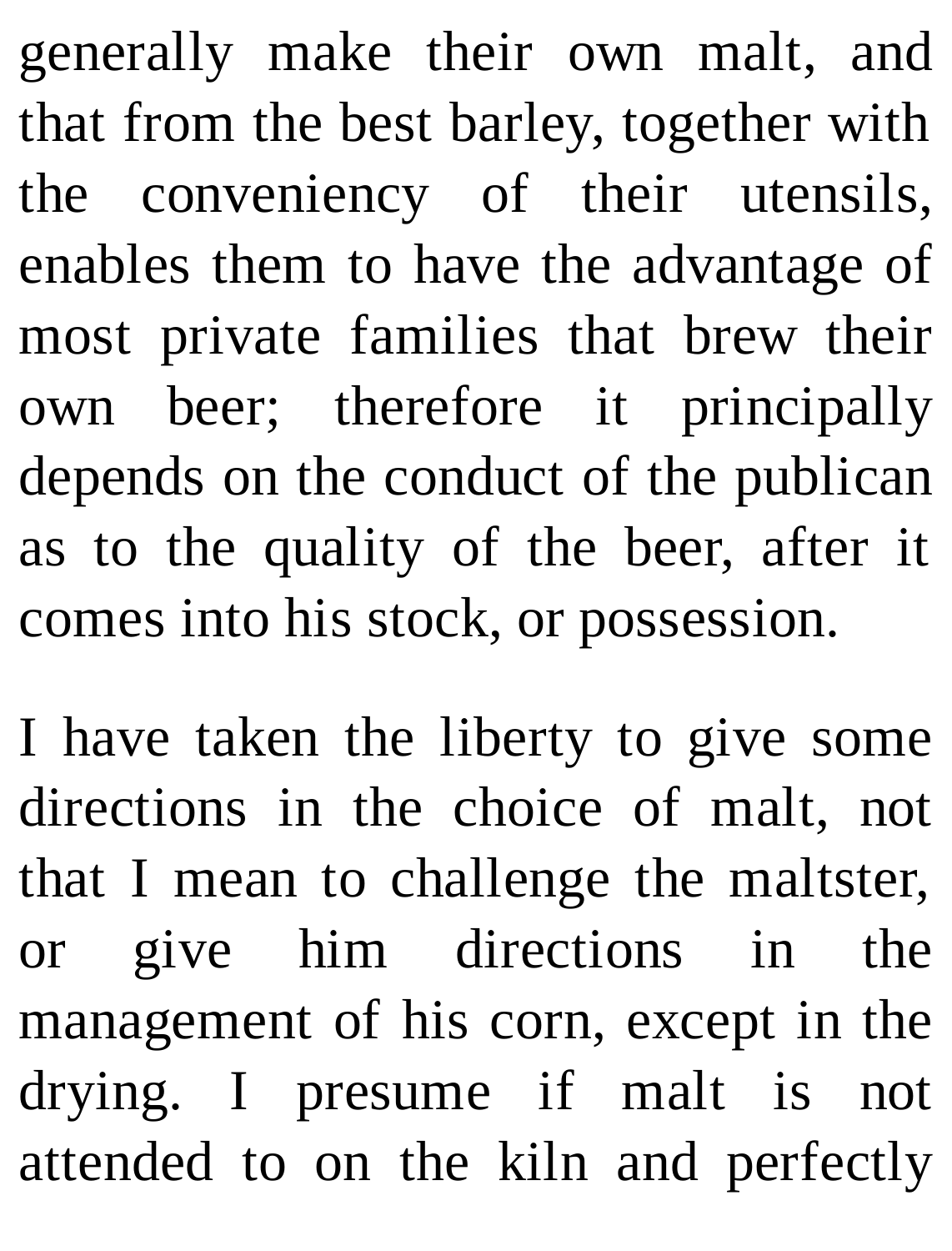generally make their own malt, and that from the best barley, together with the conveniency of their utensils, enables them to have the advantage of most private families that brew their own beer; therefore it principally depends on the conduct of the publican as to the quality of the beer, after it comes into his stock, or possession.

I have taken the liberty to give some directions in the choice of malt, not that I mean to challenge the maltster, or give him directions in the management of his corn, except in the drying. I presume if malt is not attended to on the kiln and perfectly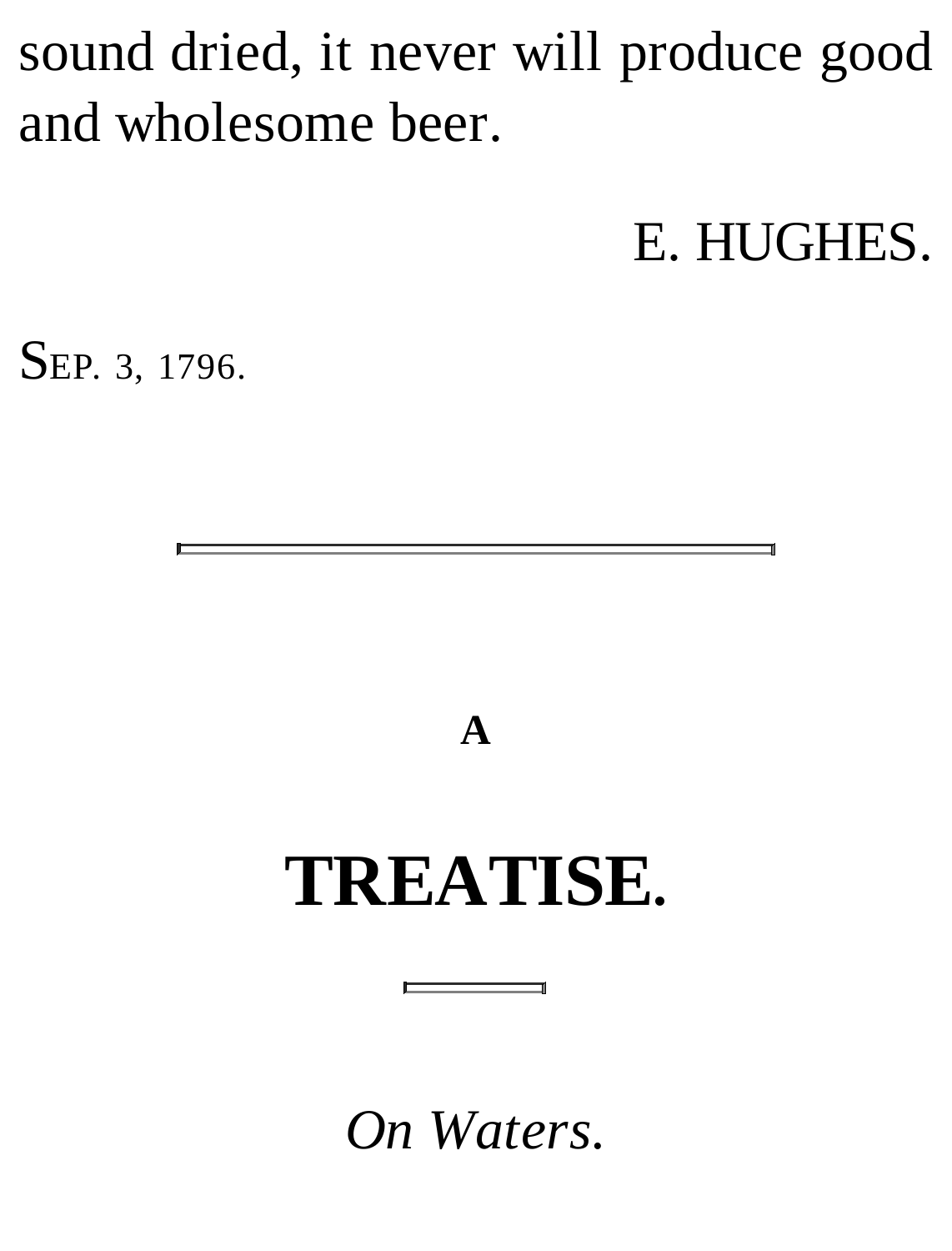sound dried, it never will produce good and wholesome beer.

E. HUGHES.

SEP. 3, 1796.

---

A

# TREATISE.

---

*On Waters.*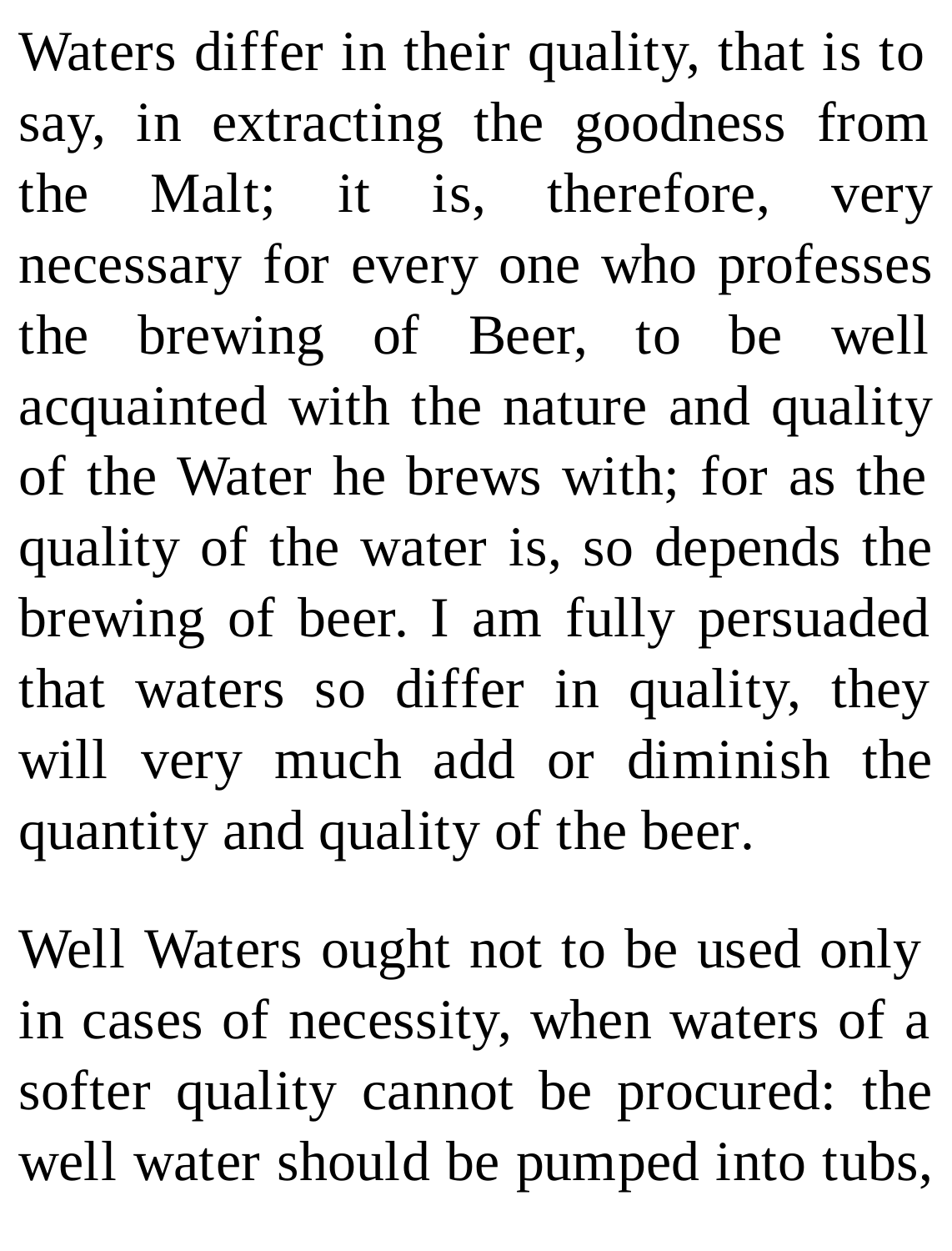Waters differ in their quality, that is to say, in extracting the goodness from the Malt; it is, therefore, very necessary for every one who professes the brewing of Beer, to be well acquainted with the nature and quality of the Water he brews with; for as the quality of the water is, so depends the brewing of beer. I am fully persuaded that waters so differ in quality, they will very much add or diminish the quantity and quality of the beer.

Well Waters ought not to be used only in cases of necessity, when waters of a softer quality cannot be procured: the well water should be pumped into tubs,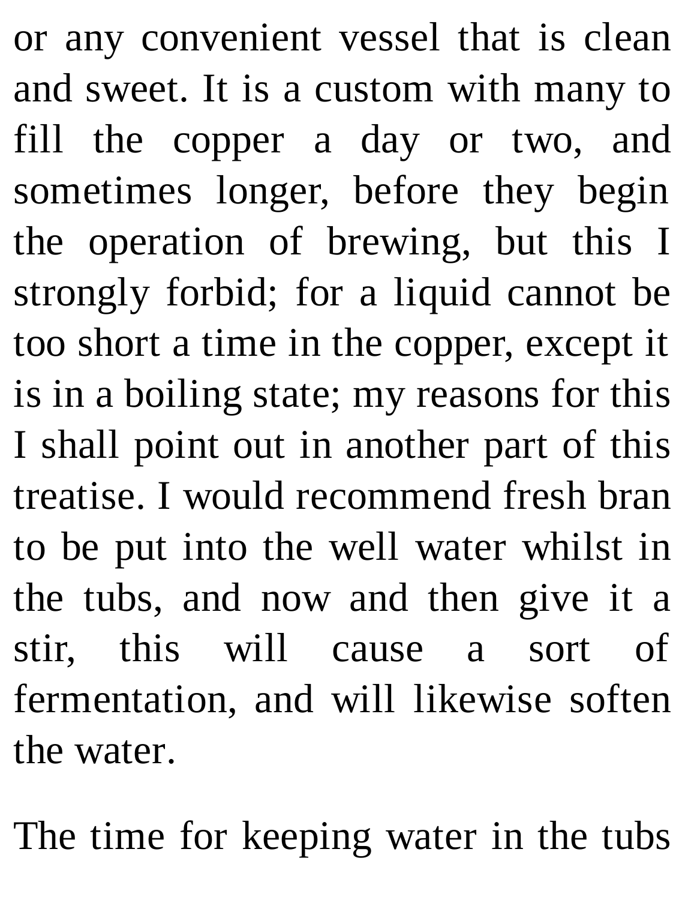or any convenient vessel that is clean and sweet. It is a custom with many to fill the copper a day or two, and sometimes longer, before they begin the operation of brewing, but this I strongly forbid; for a liquid cannot be too short a time in the copper, except it is in a boiling state; my reasons for this I shall point out in another part of this treatise. I would recommend fresh bran to be put into the well water whilst in the tubs, and now and then give it a stir, this will cause a sort of fermentation, and will likewise soften the water.

The time for keeping water in the tubs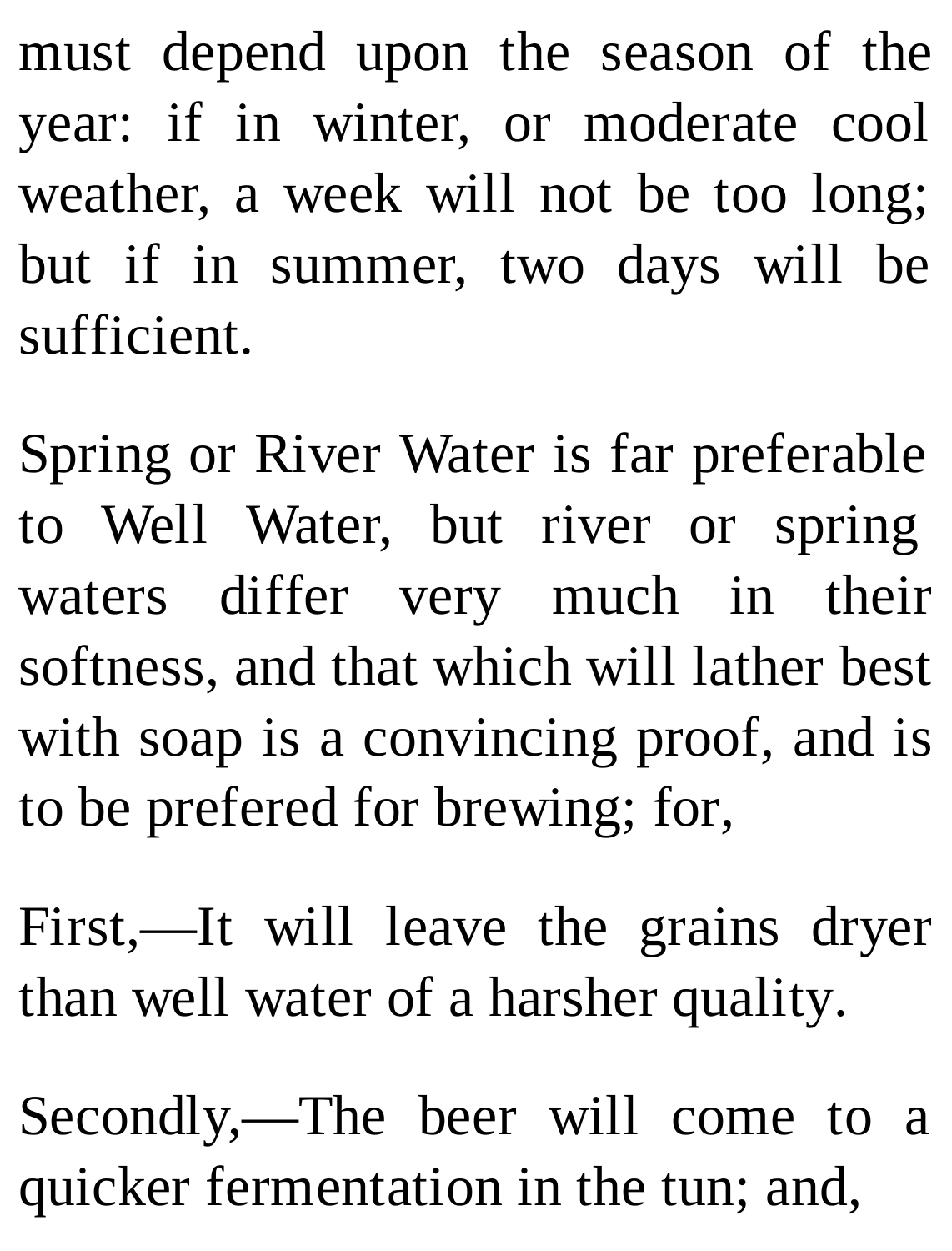must depend upon the season of the year: if in winter, or moderate cool weather, a week will not be too long; but if in summer, two days will be sufficient.

Spring or River Water is far preferable to Well Water, but river or spring waters differ very much in their softness, and that which will lather best with soap is a convincing proof, and is to be prefered for brewing; for,

First,—It will leave the grains dryer than well water of a harsher quality.

Secondly,—The beer will come to a quicker fermentation in the tun; and,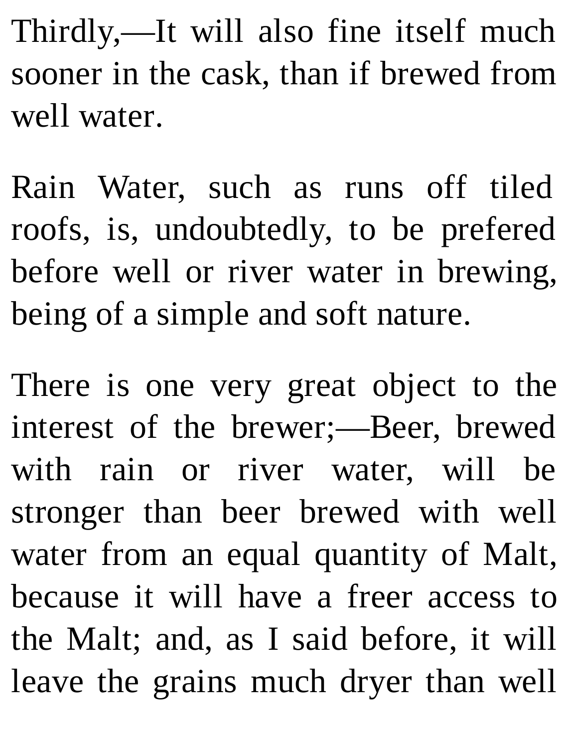Thirdly,—It will also fine itself much sooner in the cask, than if brewed from well water.

Rain Water, such as runs off tiled roofs, is, undoubtedly, to be prefered before well or river water in brewing, being of a simple and soft nature.

There is one very great object to the interest of the brewer;—Beer, brewed with rain or river water, will be stronger than beer brewed with well water from an equal quantity of Malt, because it will have a freer access to the Malt; and, as I said before, it will leave the grains much dryer than well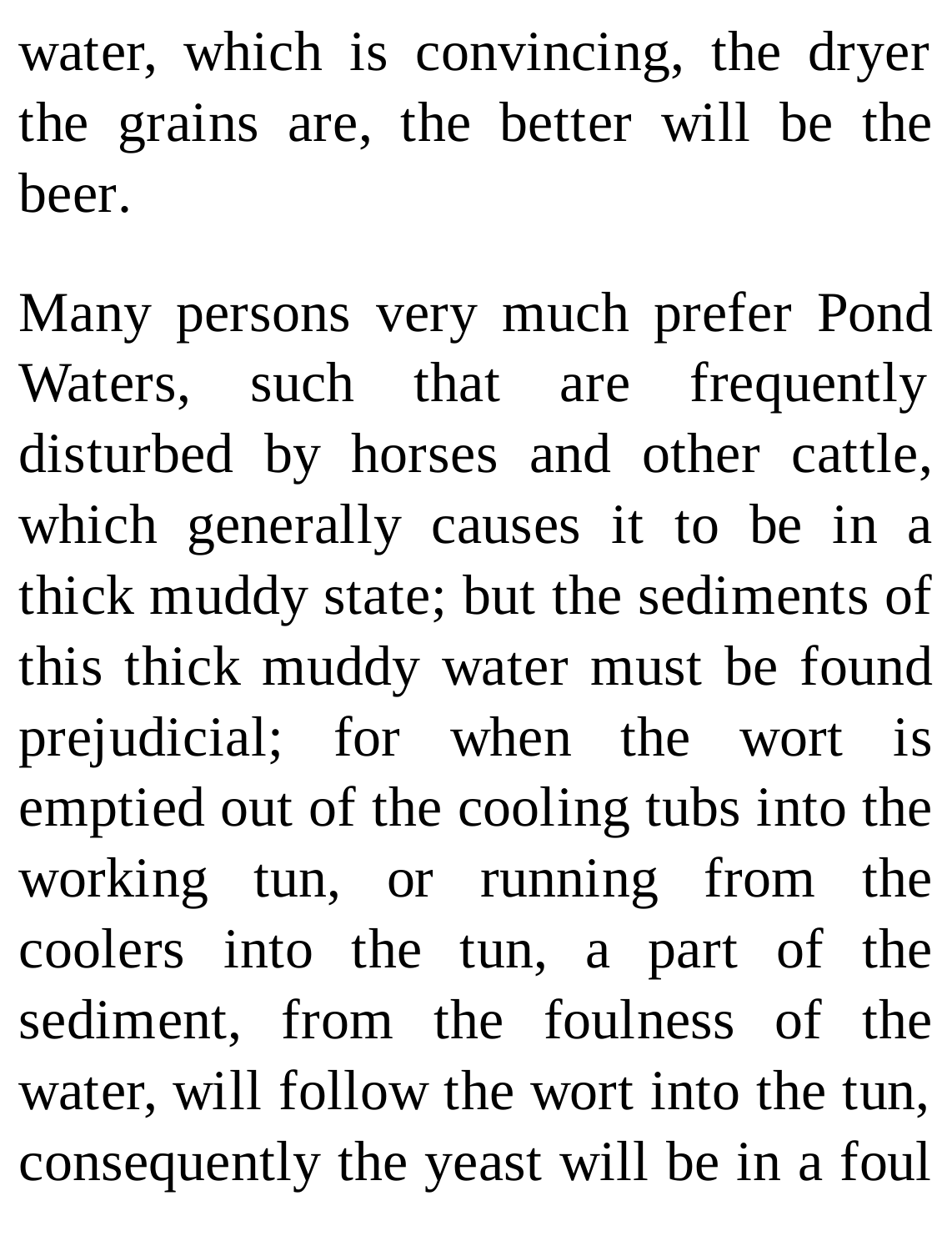water, which is convincing, the dryer the grains are, the better will be the beer.

Many persons very much prefer Pond Waters, such that are frequently disturbed by horses and other cattle, which generally causes it to be in a thick muddy state; but the sediments of this thick muddy water must be found prejudicial; for when the wort is emptied out of the cooling tubs into the working tun, or running from the coolers into the tun, a part of the sediment, from the foulness of the water, will follow the wort into the tun, consequently the yeast will be in a foul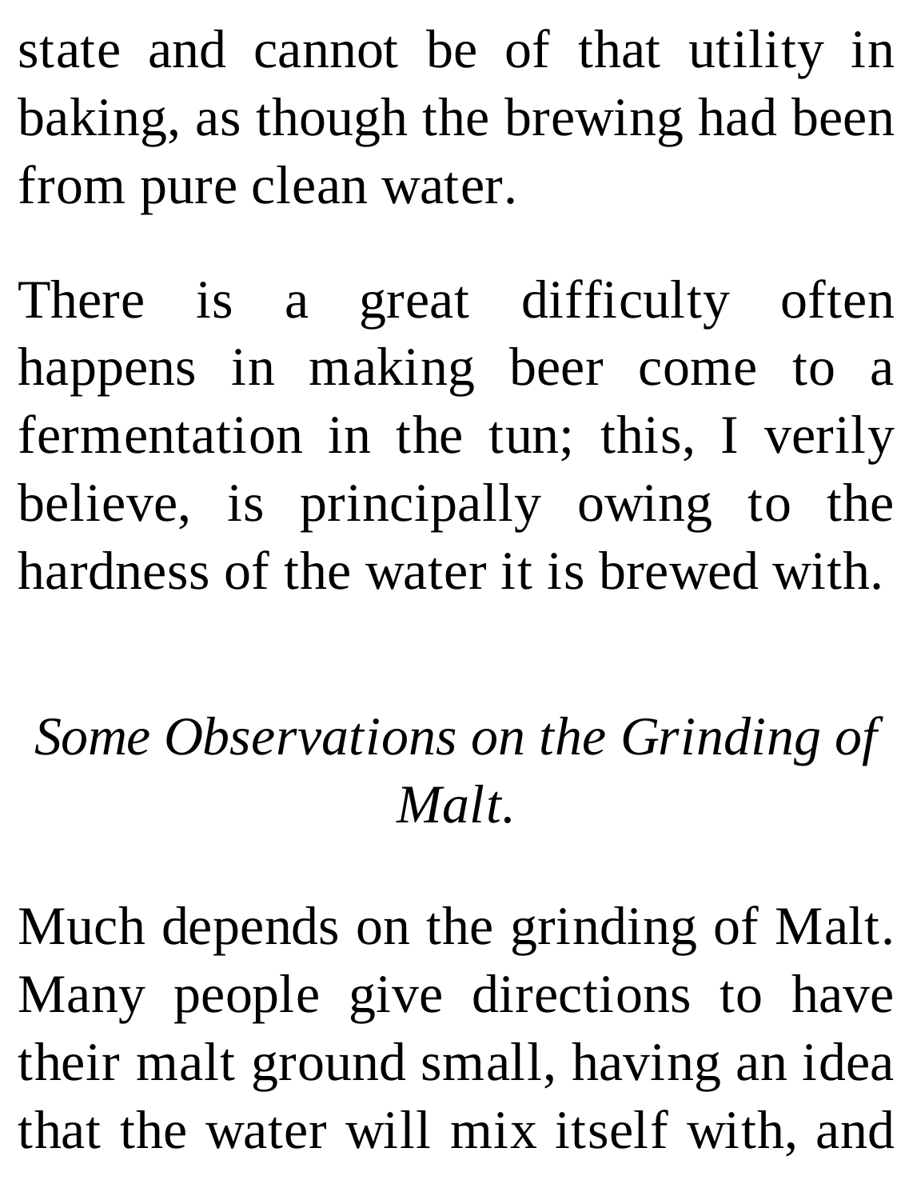state and cannot be of that utility in baking, as though the brewing had been from pure clean water.

There is a great difficulty often happens in making beer come to a fermentation in the tun; this, I verily believe, is principally owing to the hardness of the water it is brewed with.

### *Some Observations on the Grinding of Malt.*

Much depends on the grinding of Malt. Many people give directions to have their malt ground small, having an idea that the water will mix itself with, and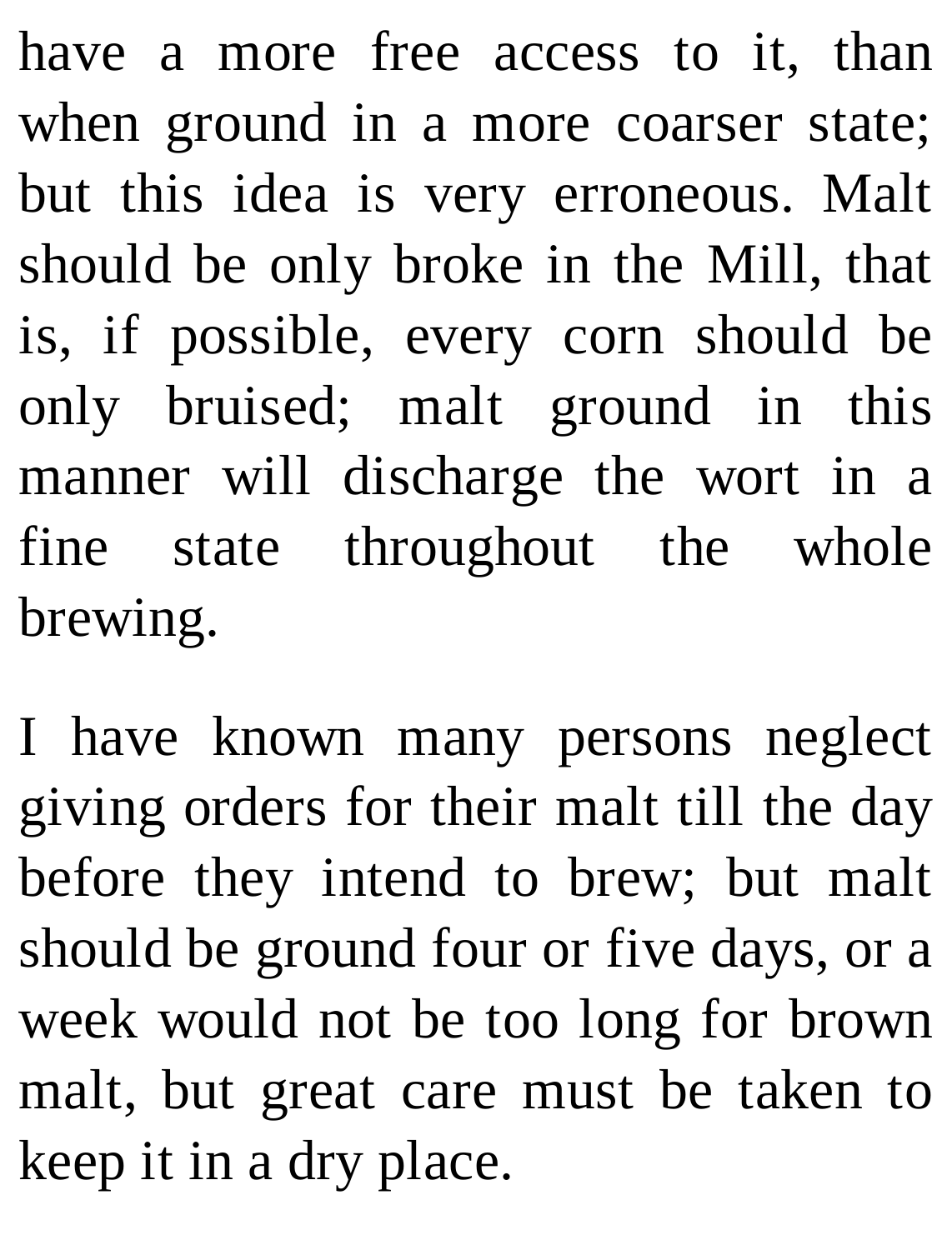have a more free access to it, than when ground in a more coarser state; but this idea is very erroneous. Malt should be only broke in the Mill, that is, if possible, every corn should be only bruised; malt ground in this manner will discharge the wort in a fine state throughout the whole brewing.

I have known many persons neglect giving orders for their malt till the day before they intend to brew; but malt should be ground four or five days, or a week would not be too long for brown malt, but great care must be taken to keep it in a dry place.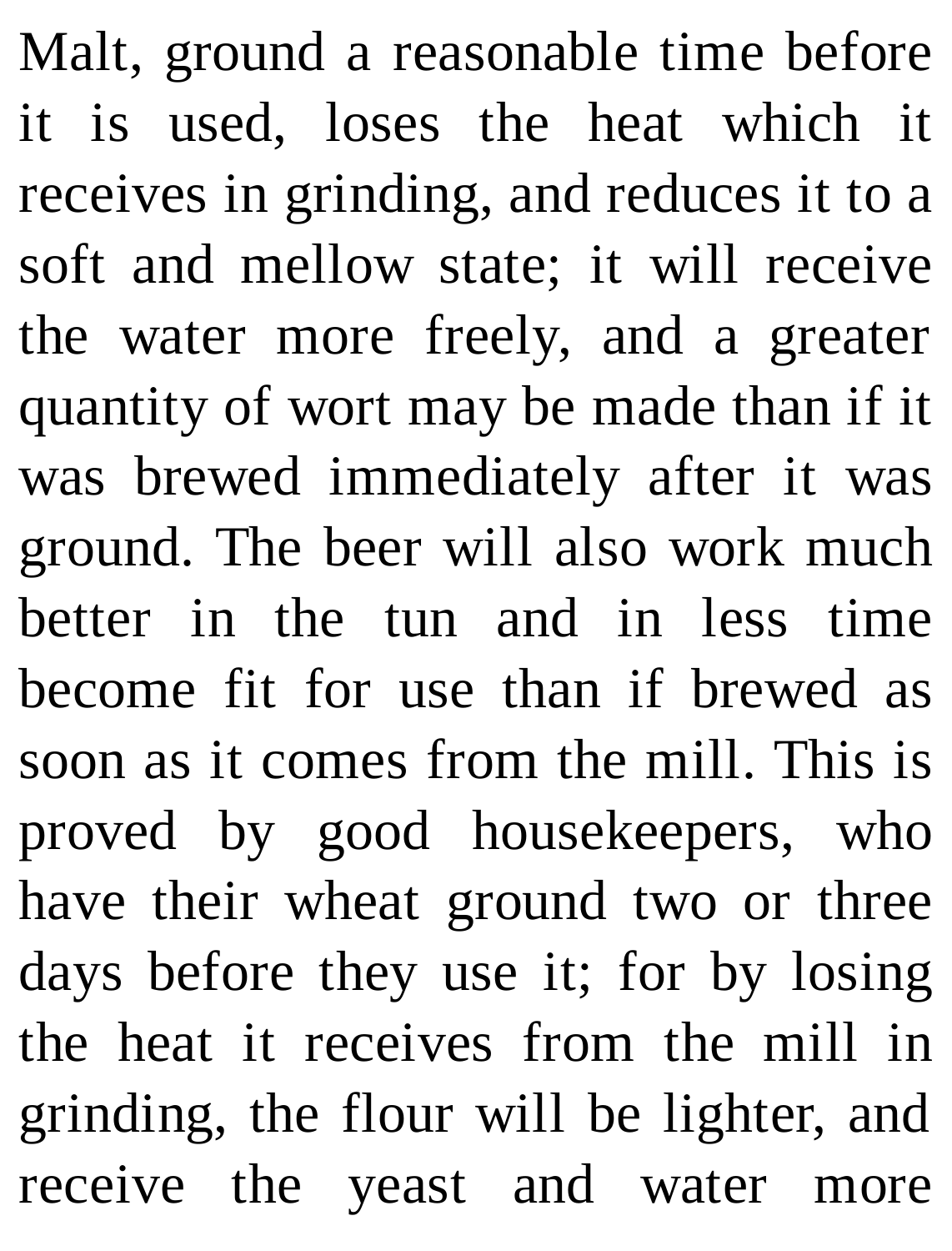Malt, ground a reasonable time before it is used, loses the heat which it receives in grinding, and reduces it to a soft and mellow state; it will receive the water more freely, and a greater quantity of wort may be made than if it was brewed immediately after it was ground. The beer will also work much better in the tun and in less time become fit for use than if brewed as soon as it comes from the mill. This is proved by good housekeepers, who have their wheat ground two or three days before they use it; for by losing the heat it receives from the mill in grinding, the flour will be lighter, and receive the yeast and water more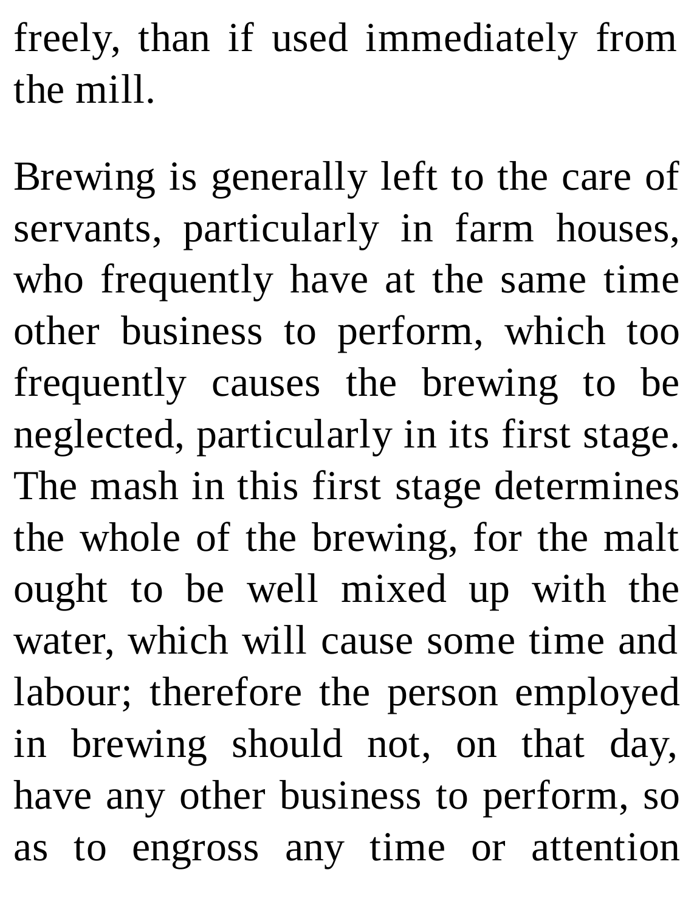freely, than if used immediately from the mill.

Brewing is generally left to the care of servants, particularly in farm houses, who frequently have at the same time other business to perform, which too frequently causes the brewing to be neglected, particularly in its first stage. The mash in this first stage determines the whole of the brewing, for the malt ought to be well mixed up with the water, which will cause some time and labour; therefore the person employed in brewing should not, on that day, have any other business to perform, so as to engross any time or attention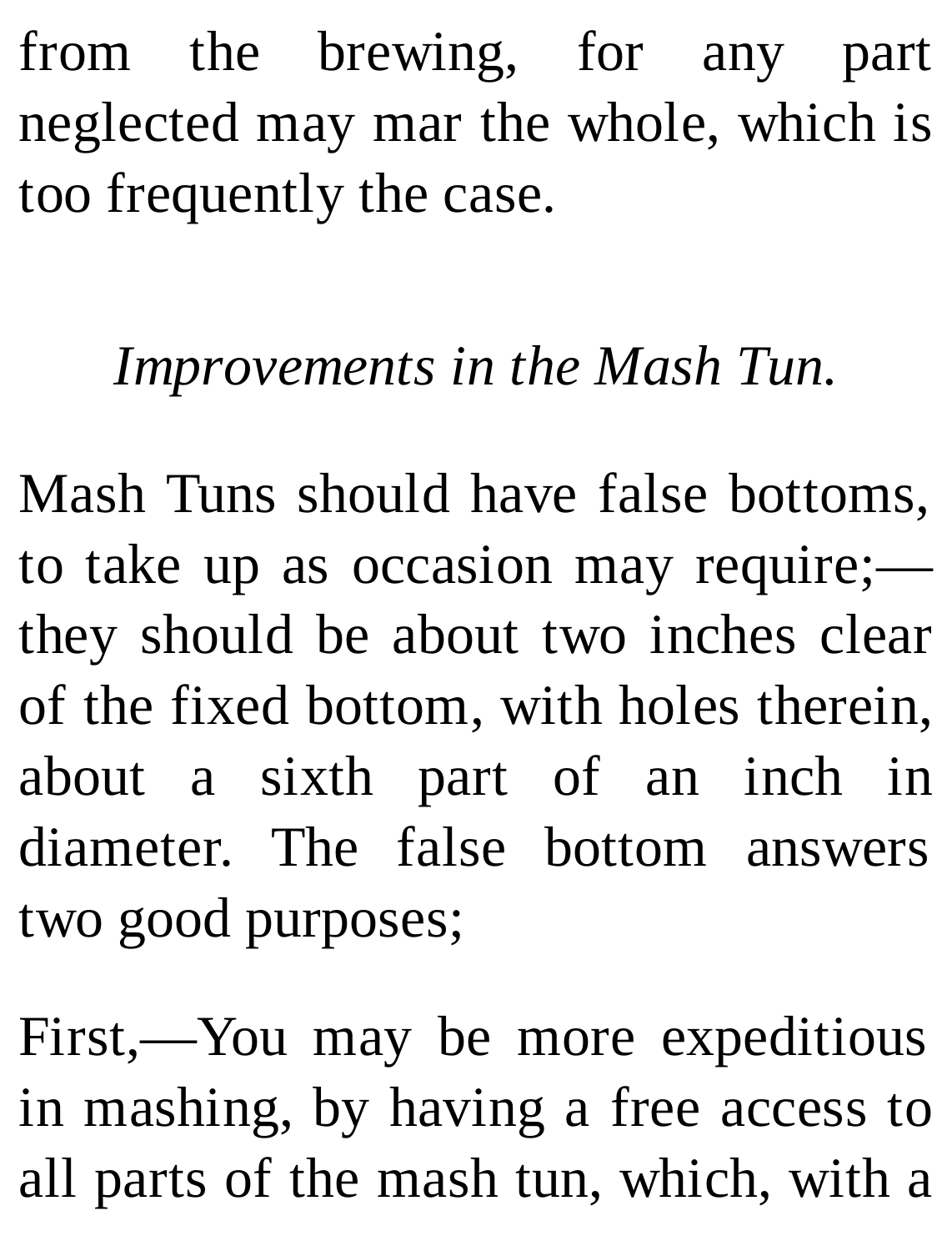from the brewing, for any part neglected may mar the whole, which is too frequently the case.

## *Improvements in the Mash Tun.*

Mash Tuns should have false bottoms, to take up as occasion may require;—they should be about two inches clear of the fixed bottom, with holes therein, about a sixth part of an inch in diameter. The false bottom answers two good purposes;

First,—You may be more expeditious in mashing, by having a free access to all parts of the mash tun, which, with a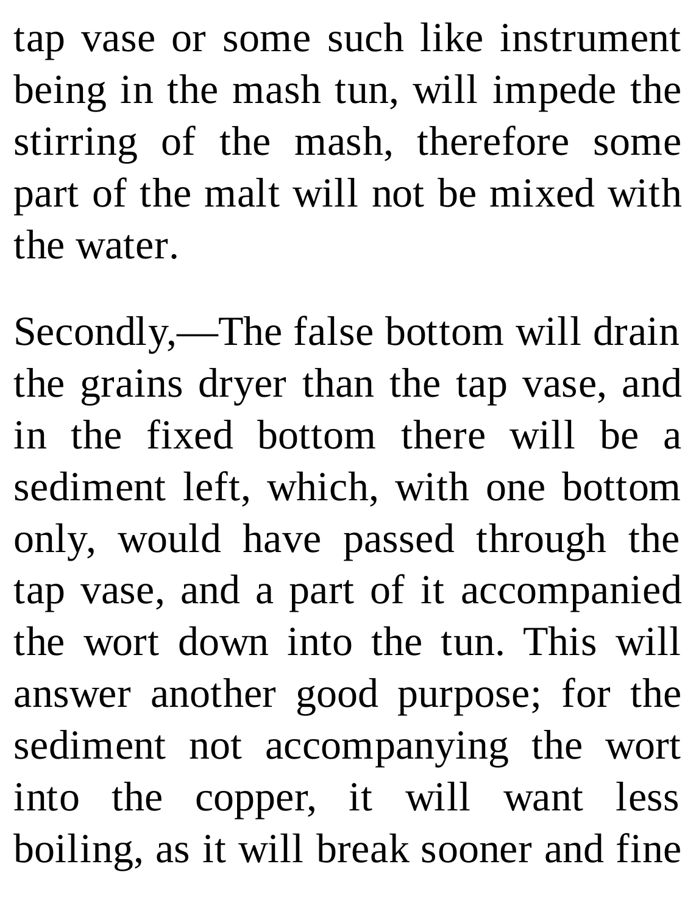tap vase or some such like instrument being in the mash tun, will impede the stirring of the mash, therefore some part of the malt will not be mixed with the water.

Secondly,—The false bottom will drain the grains dryer than the tap vase, and in the fixed bottom there will be a sediment left, which, with one bottom only, would have passed through the tap vase, and a part of it accompanied the wort down into the tun. This will answer another good purpose; for the sediment not accompanying the wort into the copper, it will want less boiling, as it will break sooner and fine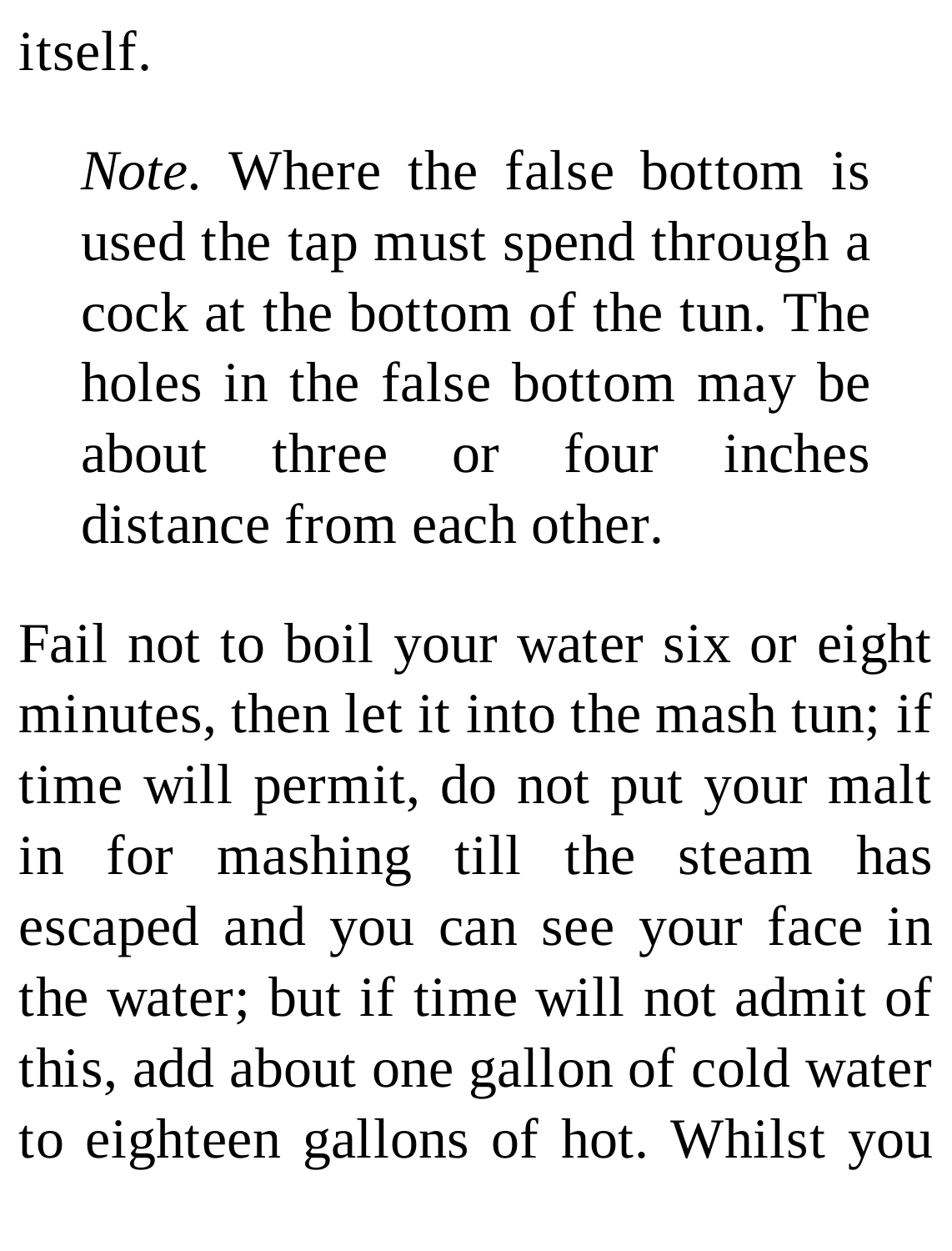itself.

> *Note*. Where the false bottom is used the tap must spend through a cock at the bottom of the tun. The holes in the false bottom may be about three or four inches distance from each other.

Fail not to boil your water six or eight minutes, then let it into the mash tun; if time will permit, do not put your malt in for mashing till the steam has escaped and you can see your face in the water; but if time will not admit of this, add about one gallon of cold water to eighteen gallons of hot. Whilst you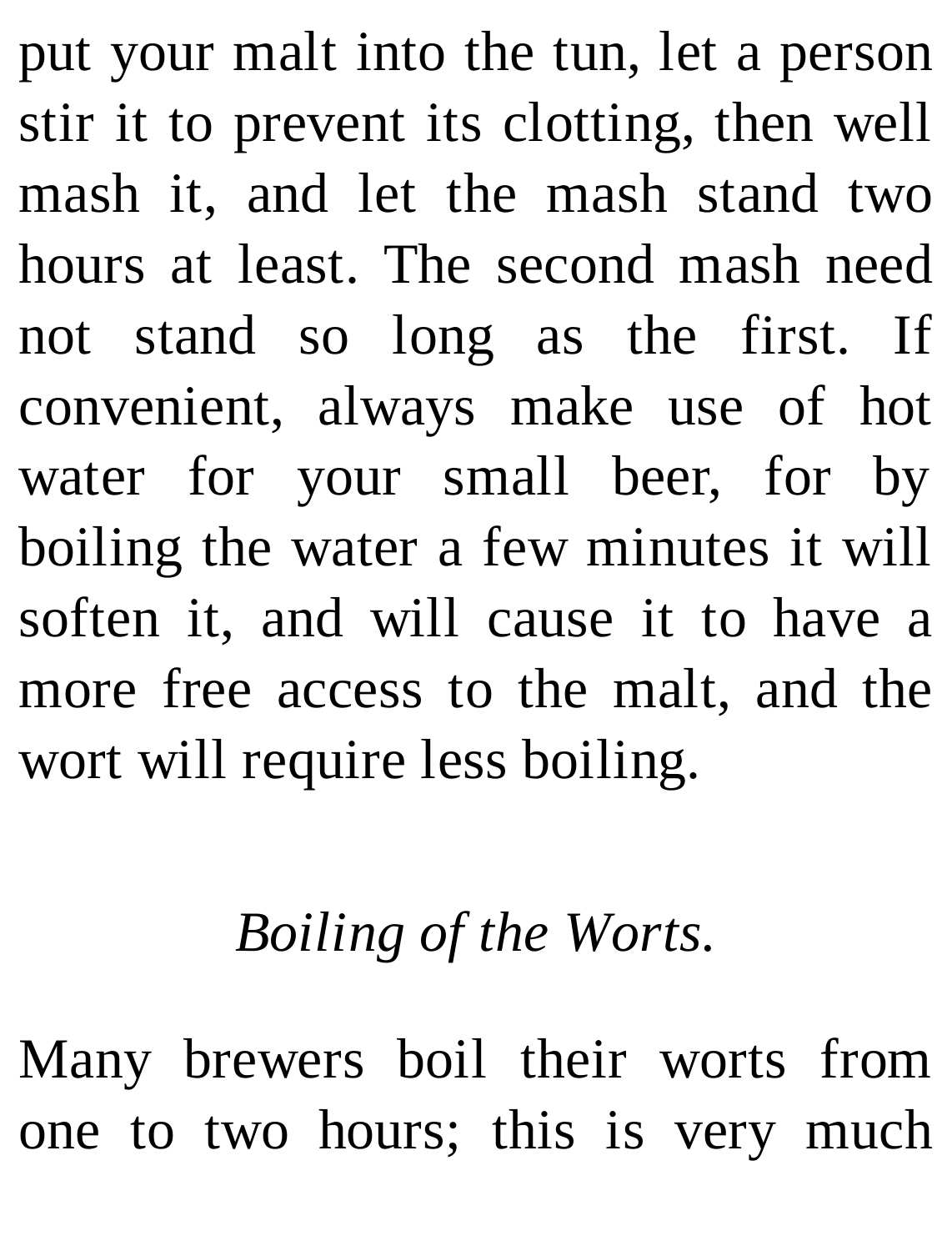put your malt into the tun, let a person stir it to prevent its clotting, then well mash it, and let the mash stand two hours at least. The second mash need not stand so long as the first. If convenient, always make use of hot water for your small beer, for by boiling the water a few minutes it will soften it, and will cause it to have a more free access to the malt, and the wort will require less boiling.

### *Boiling of the Worts.*

Many brewers boil their worts from one to two hours; this is very much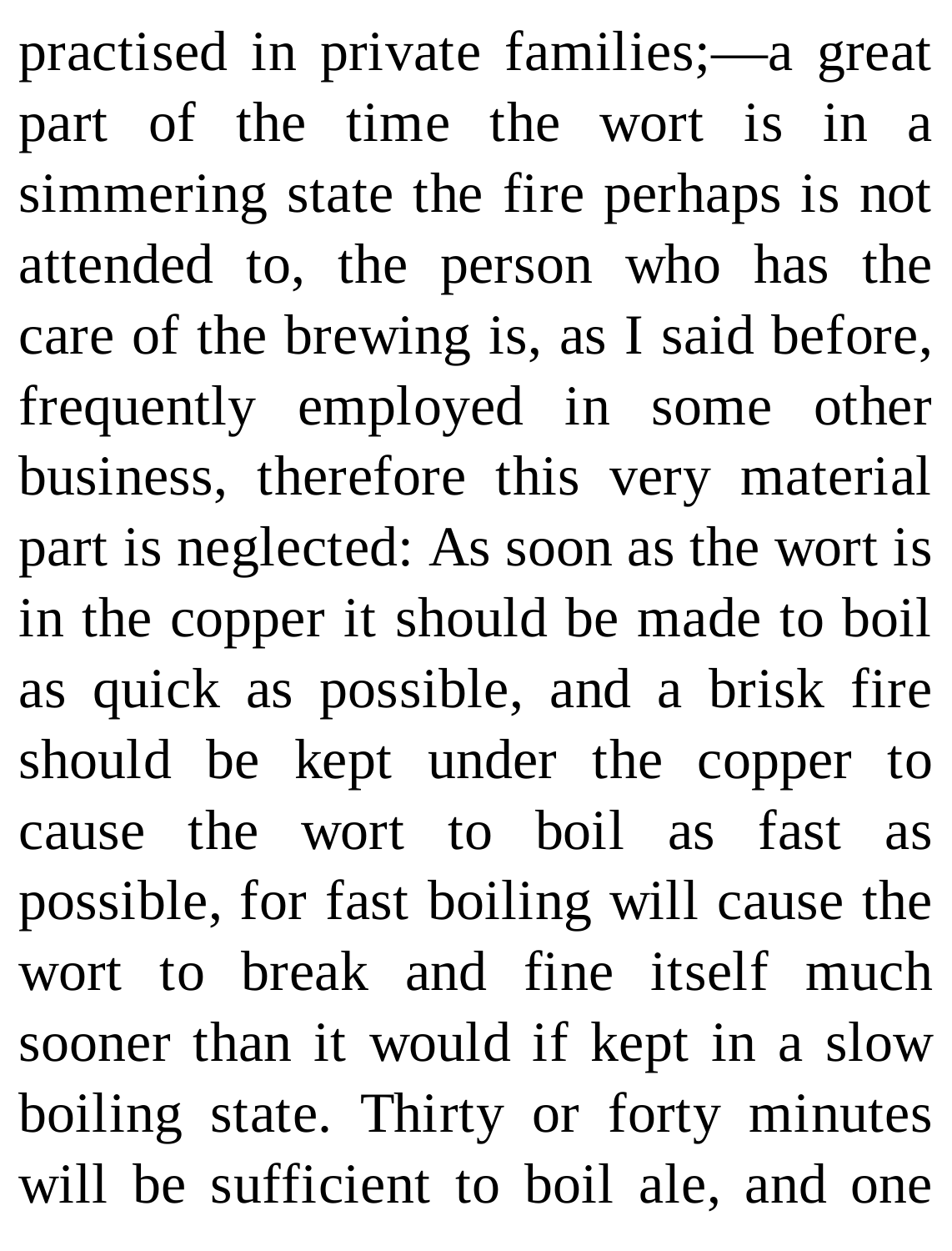practised in private families;—a great part of the time the wort is in a simmering state the fire perhaps is not attended to, the person who has the care of the brewing is, as I said before, frequently employed in some other business, therefore this very material part is neglected: As soon as the wort is in the copper it should be made to boil as quick as possible, and a brisk fire should be kept under the copper to cause the wort to boil as fast as possible, for fast boiling will cause the wort to break and fine itself much sooner than it would if kept in a slow boiling state. Thirty or forty minutes will be sufficient to boil ale, and one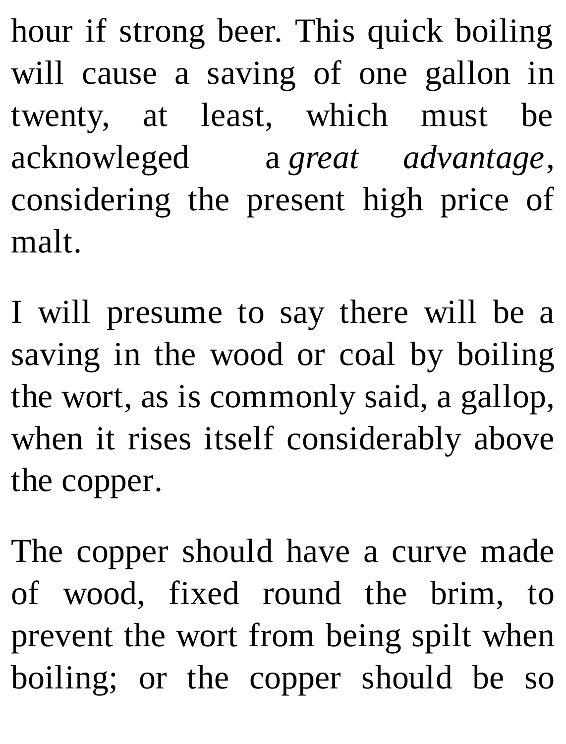hour if strong beer. This quick boiling will cause a saving of one gallon in twenty, at least, which must be acknowleged a *great advantage*, considering the present high price of malt.

I will presume to say there will be a saving in the wood or coal by boiling the wort, as is commonly said, a gallop, when it rises itself considerably above the copper.

The copper should have a curve made of wood, fixed round the brim, to prevent the wort from being spilt when boiling; or the copper should be so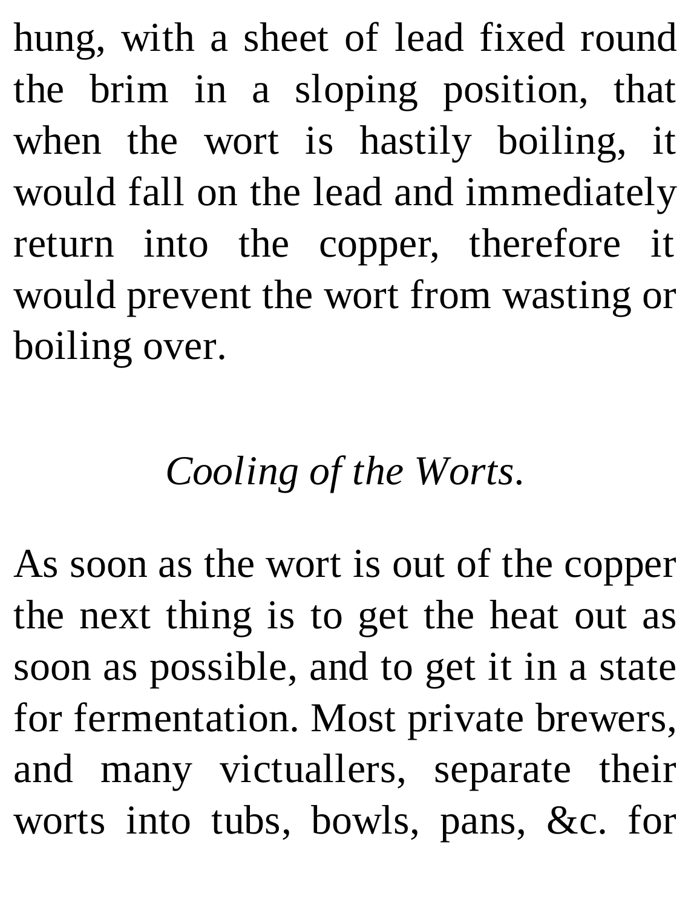hung, with a sheet of lead fixed round the brim in a sloping position, that when the wort is hastily boiling, it would fall on the lead and immediately return into the copper, therefore it would prevent the wort from wasting or boiling over.

### *Cooling of the Worts.*

As soon as the wort is out of the copper the next thing is to get the heat out as soon as possible, and to get it in a state for fermentation. Most private brewers, and many victuallers, separate their worts into tubs, bowls, pans, &c. for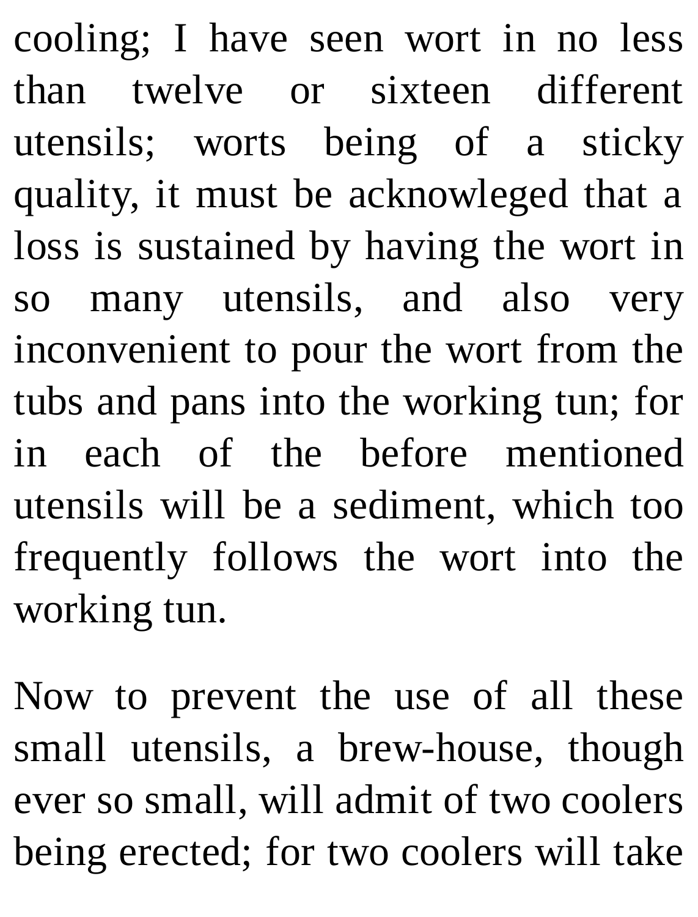cooling; I have seen wort in no less than twelve or sixteen different utensils; worts being of a sticky quality, it must be acknowleged that a loss is sustained by having the wort in so many utensils, and also very inconvenient to pour the wort from the tubs and pans into the working tun; for in each of the before mentioned utensils will be a sediment, which too frequently follows the wort into the working tun.

Now to prevent the use of all these small utensils, a brew-house, though ever so small, will admit of two coolers being erected; for two coolers will take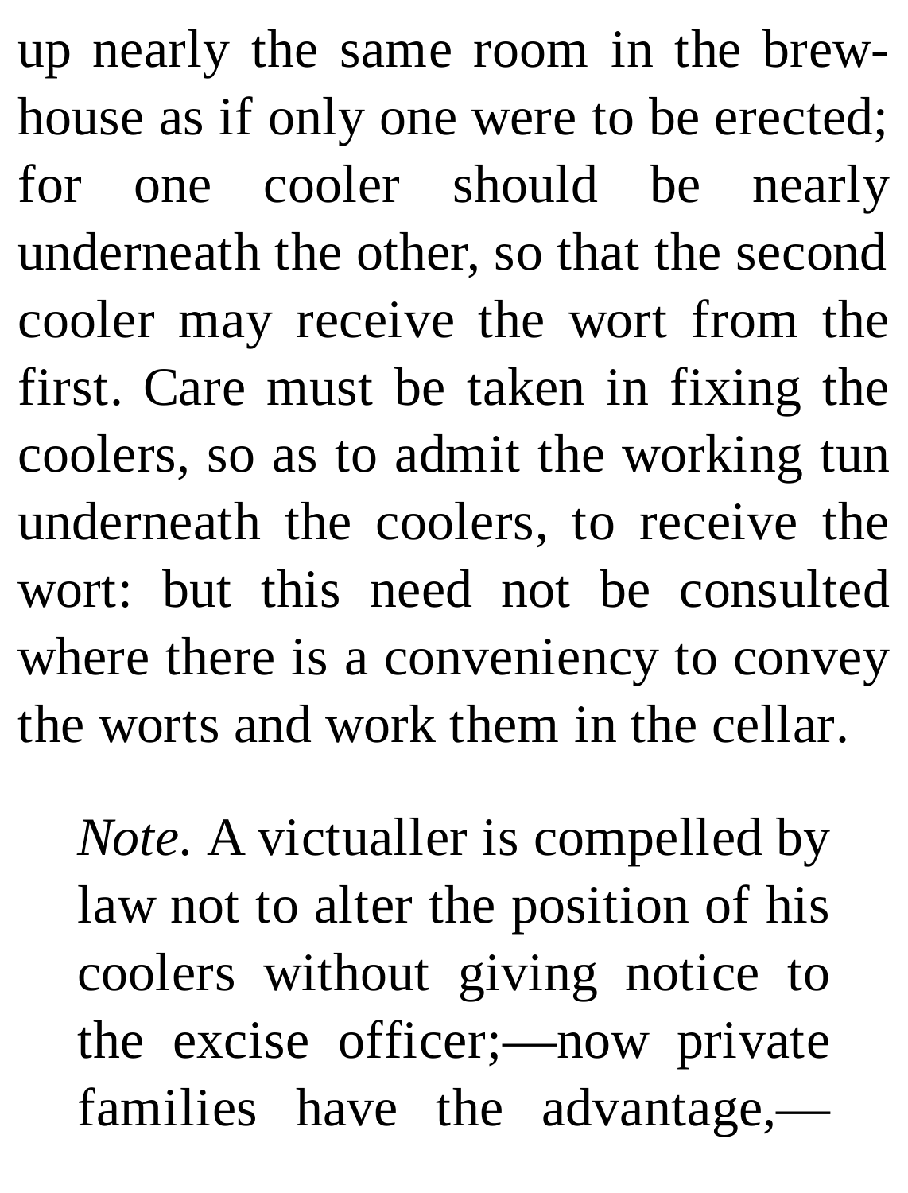up nearly the same room in the brew-house as if only one were to be erected; for one cooler should be nearly underneath the other, so that the second cooler may receive the wort from the first. Care must be taken in fixing the coolers, so as to admit the working tun underneath the coolers, to receive the wort: but this need not be consulted where there is a conveniency to convey the worts and work them in the cellar.

> *Note.* A victualler is compelled by law not to alter the position of his coolers without giving notice to the excise officer;—now private families have the advantage,—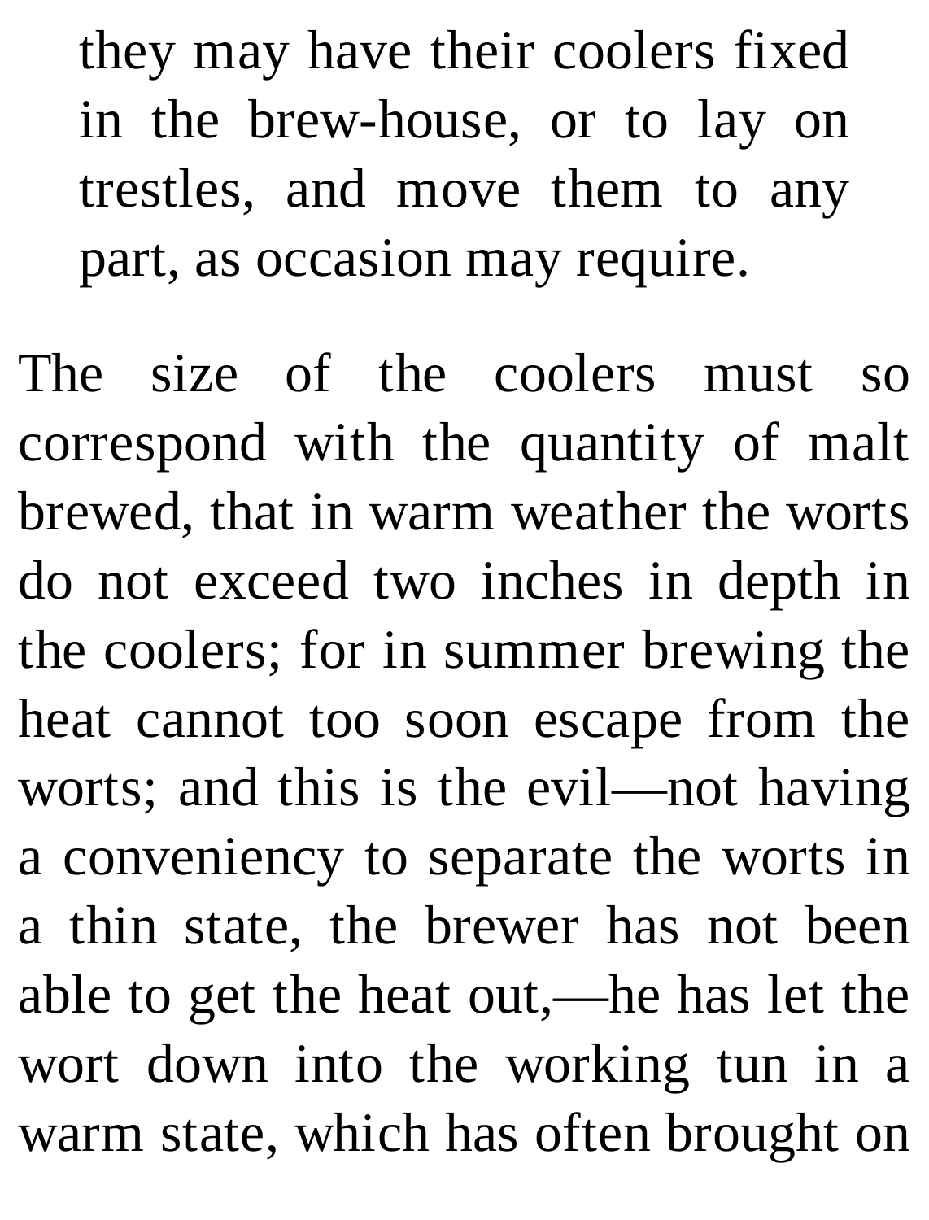they may have their coolers fixed in the brew-house, or to lay on trestles, and move them to any part, as occasion may require.

The size of the coolers must so correspond with the quantity of malt brewed, that in warm weather the worts do not exceed two inches in depth in the coolers; for in summer brewing the heat cannot too soon escape from the worts; and this is the evil—not having a conveniency to separate the worts in a thin state, the brewer has not been able to get the heat out,—he has let the wort down into the working tun in a warm state, which has often brought on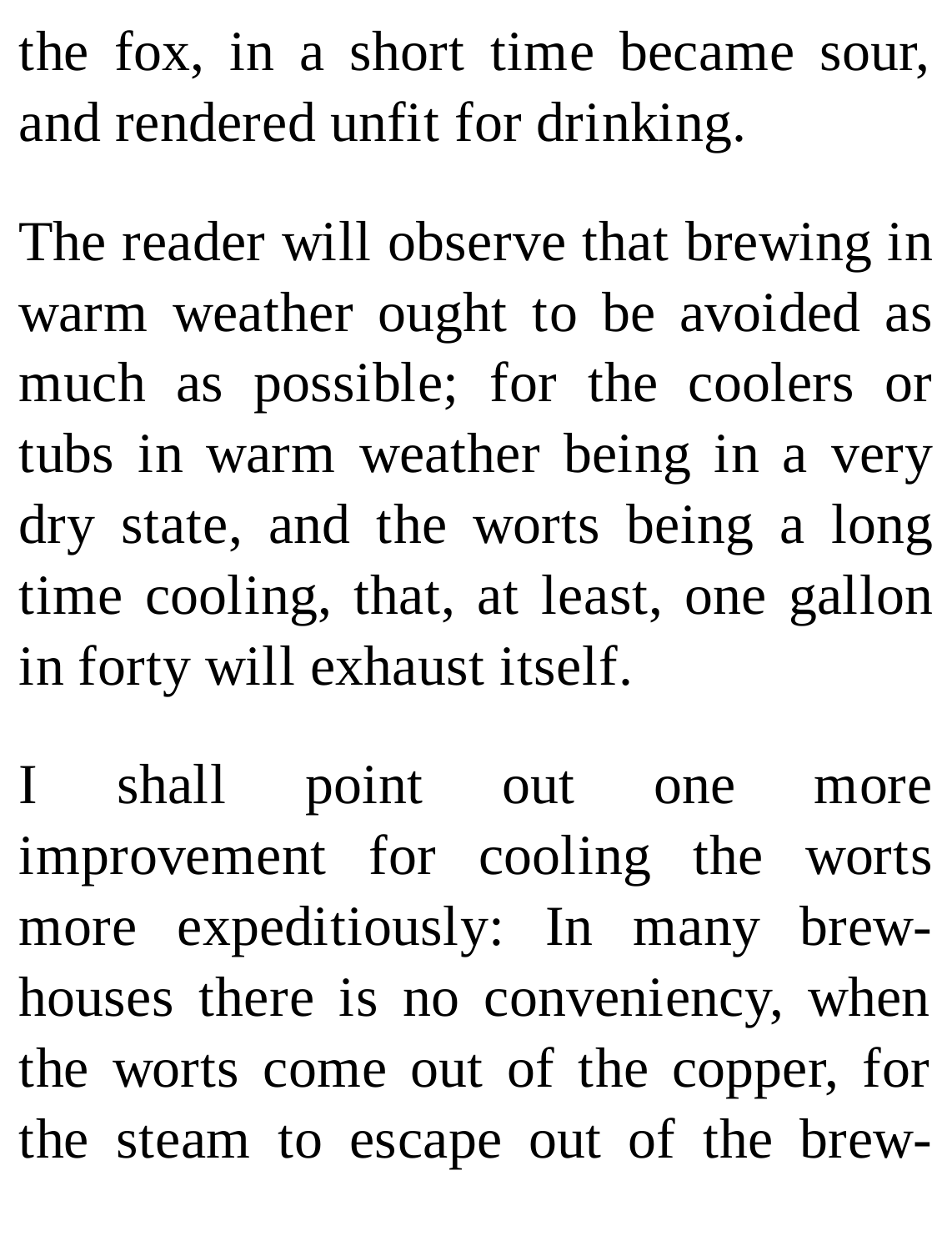the fox, in a short time became sour, and rendered unfit for drinking.

The reader will observe that brewing in warm weather ought to be avoided as much as possible; for the coolers or tubs in warm weather being in a very dry state, and the worts being a long time cooling, that, at least, one gallon in forty will exhaust itself.

I shall point out one more improvement for cooling the worts more expeditiously: In many brew-houses there is no conveniency, when the worts come out of the copper, for the steam to escape out of the brew-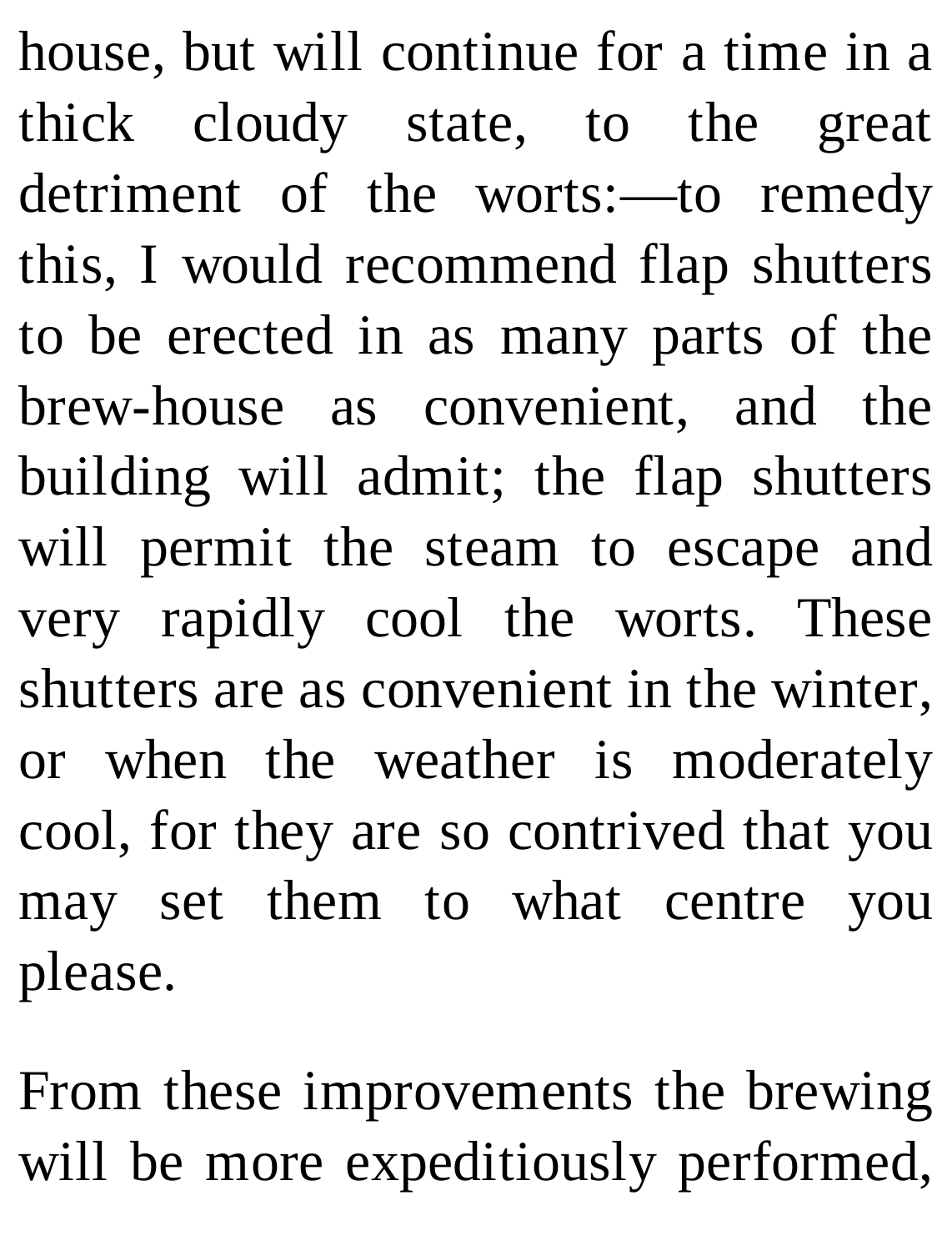house, but will continue for a time in a thick cloudy state, to the great detriment of the worts:—to remedy this, I would recommend flap shutters to be erected in as many parts of the brew-house as convenient, and the building will admit; the flap shutters will permit the steam to escape and very rapidly cool the worts. These shutters are as convenient in the winter, or when the weather is moderately cool, for they are so contrived that you may set them to what centre you please.

From these improvements the brewing will be more expeditiously performed,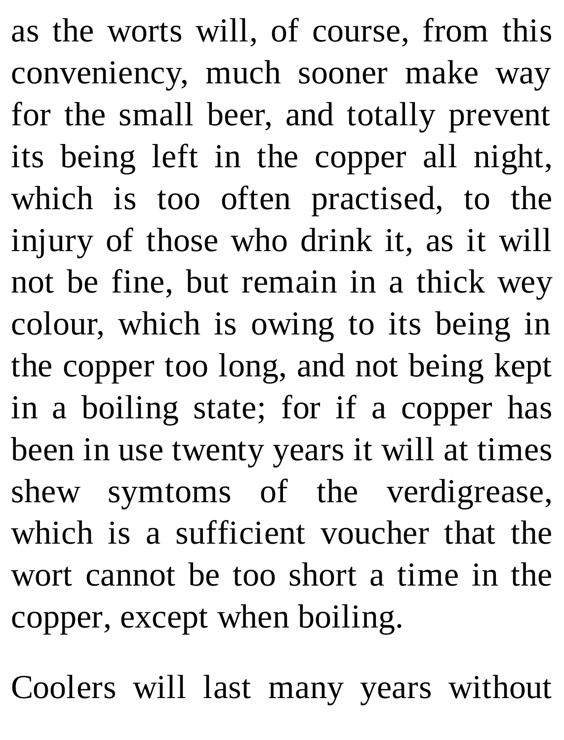as the worts will, of course, from this conveniency, much sooner make way for the small beer, and totally prevent its being left in the copper all night, which is too often practised, to the injury of those who drink it, as it will not be fine, but remain in a thick wey colour, which is owing to its being in the copper too long, and not being kept in a boiling state; for if a copper has been in use twenty years it will at times shew symtoms of the verdigrease, which is a sufficient voucher that the wort cannot be too short a time in the copper, except when boiling.

Coolers will last many years without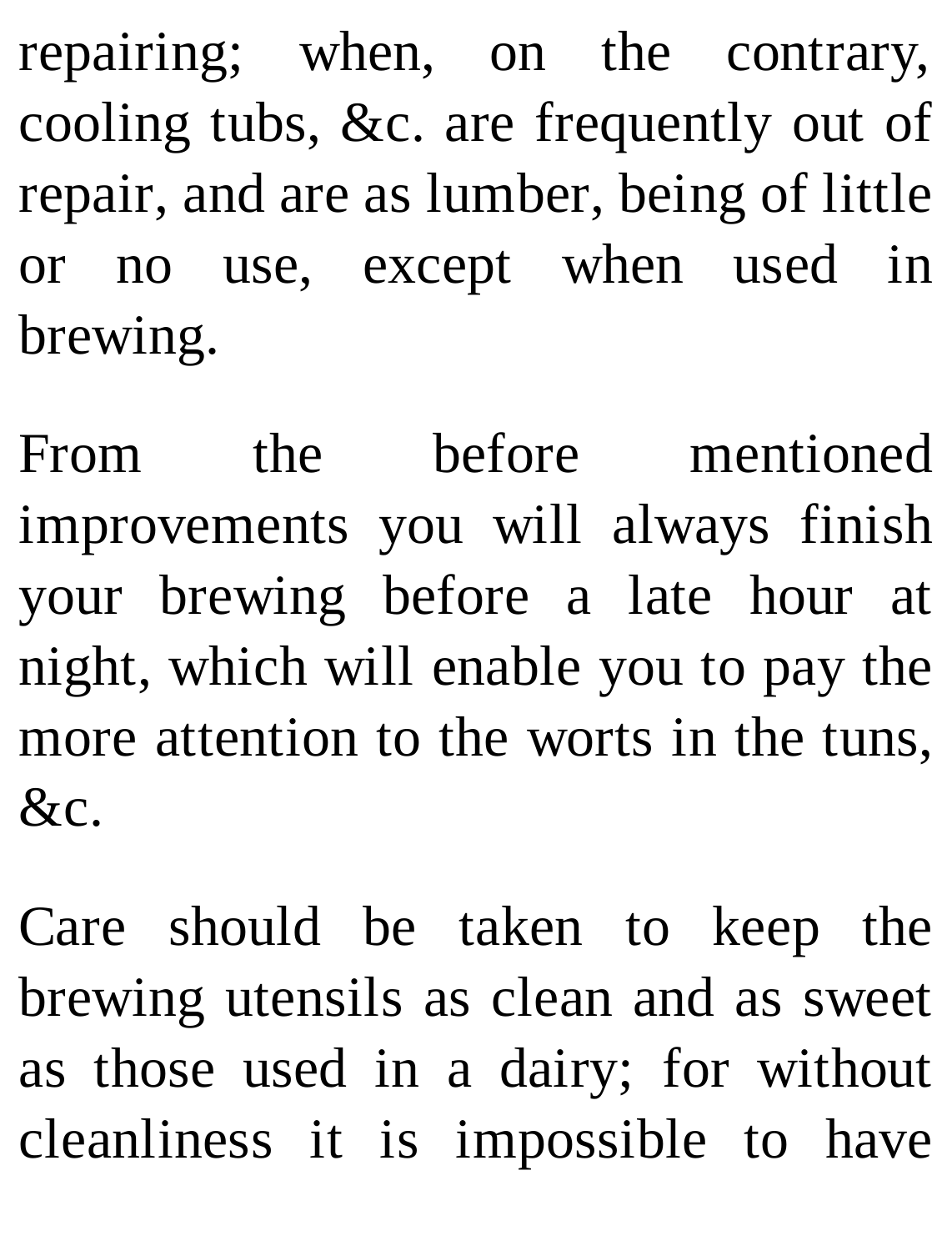repairing; when, on the contrary, cooling tubs, &c. are frequently out of repair, and are as lumber, being of little or no use, except when used in brewing.

From the before mentioned improvements you will always finish your brewing before a late hour at night, which will enable you to pay the more attention to the worts in the tuns, &c.

Care should be taken to keep the brewing utensils as clean and as sweet as those used in a dairy; for without cleanliness it is impossible to have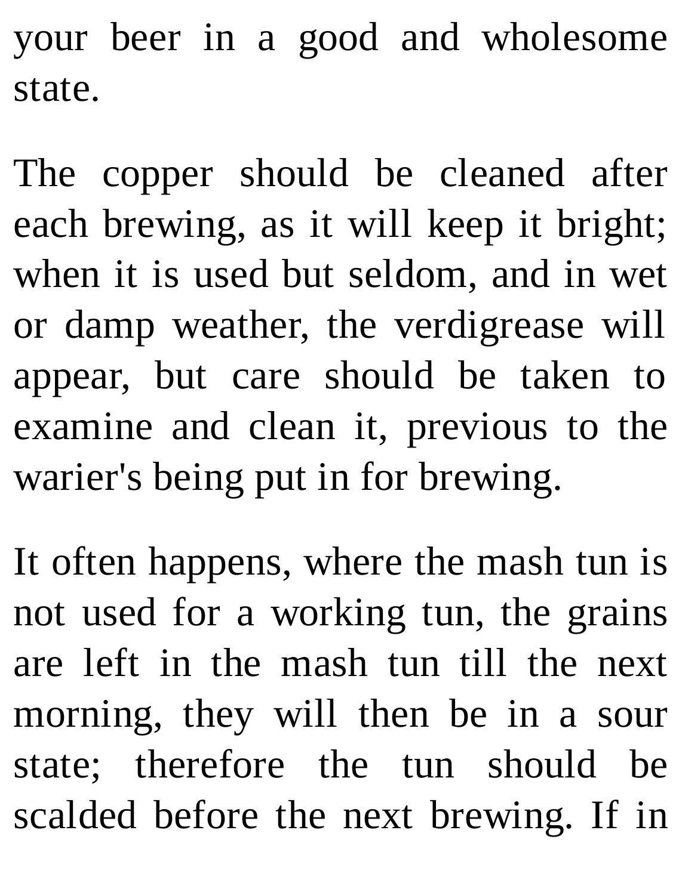your beer in a good and wholesome state.

The copper should be cleaned after each brewing, as it will keep it bright; when it is used but seldom, and in wet or damp weather, the verdigrease will appear, but care should be taken to examine and clean it, previous to the warier's being put in for brewing.

It often happens, where the mash tun is not used for a working tun, the grains are left in the mash tun till the next morning, they will then be in a sour state; therefore the tun should be scalded before the next brewing. If in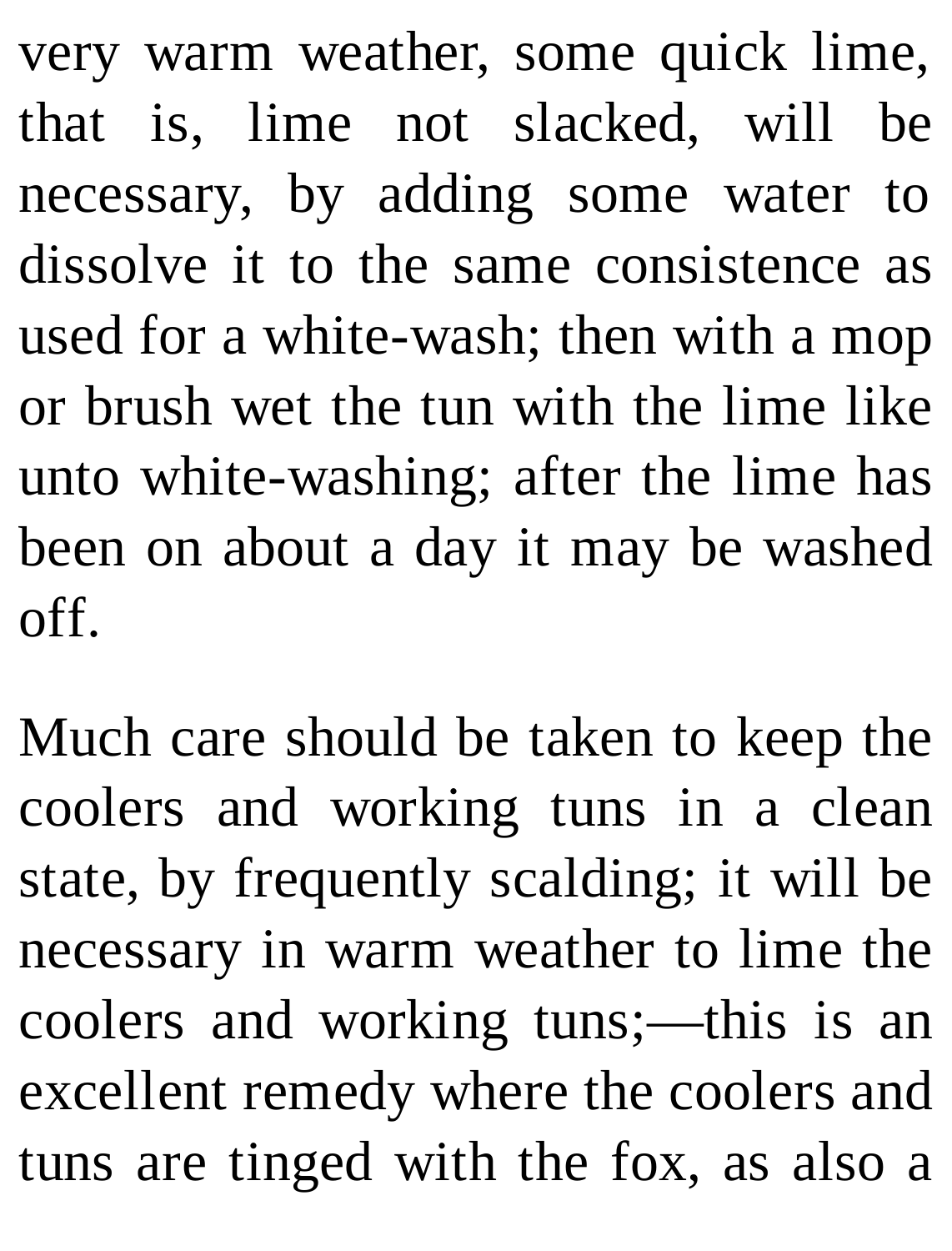very warm weather, some quick lime, that is, lime not slacked, will be necessary, by adding some water to dissolve it to the same consistence as used for a white-wash; then with a mop or brush wet the tun with the lime like unto white-washing; after the lime has been on about a day it may be washed off.

Much care should be taken to keep the coolers and working tuns in a clean state, by frequently scalding; it will be necessary in warm weather to lime the coolers and working tuns;—this is an excellent remedy where the coolers and tuns are tinged with the fox, as also a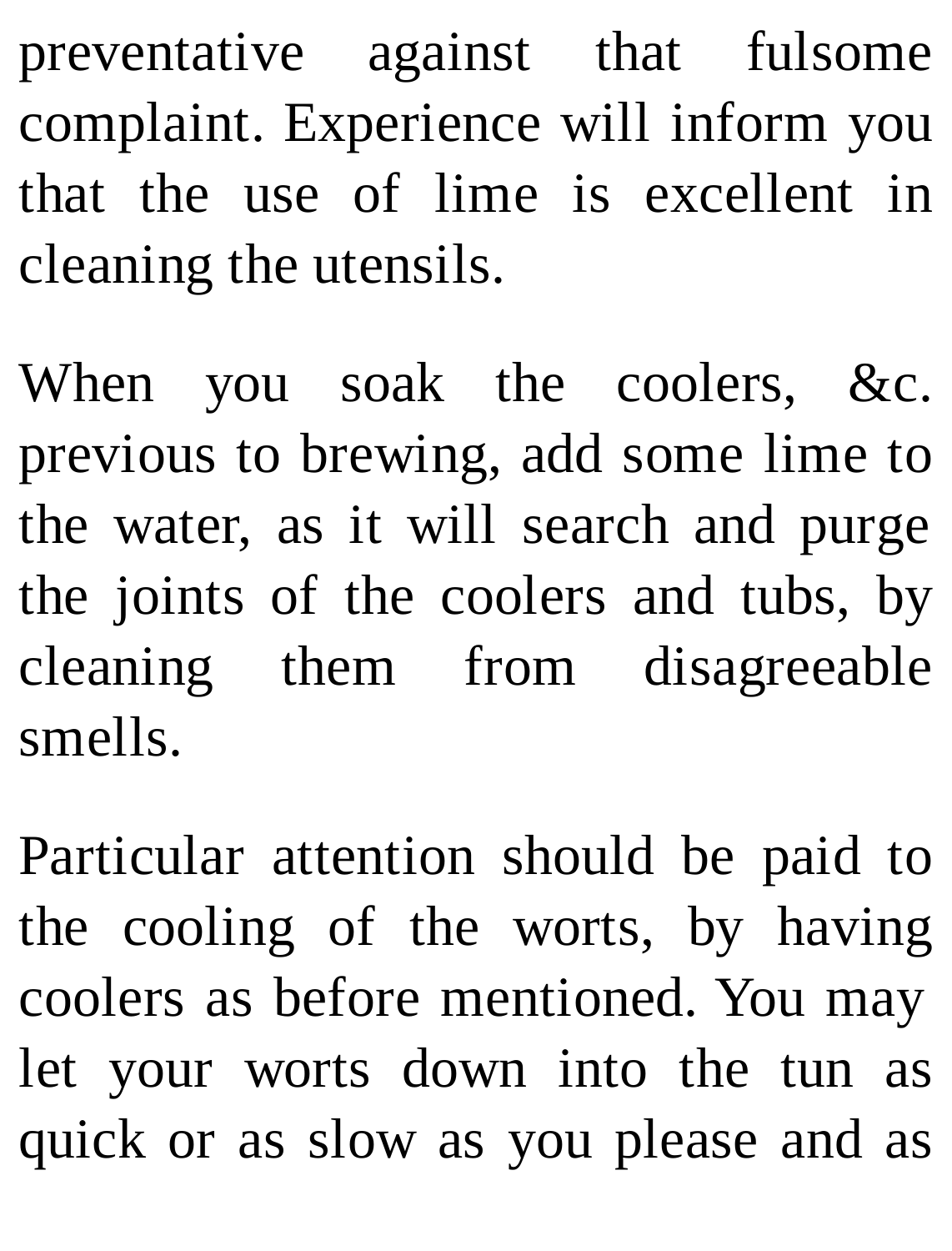preventative against that fulsome complaint. Experience will inform you that the use of lime is excellent in cleaning the utensils.

When you soak the coolers, &c. previous to brewing, add some lime to the water, as it will search and purge the joints of the coolers and tubs, by cleaning them from disagreeable smells.

Particular attention should be paid to the cooling of the worts, by having coolers as before mentioned. You may let your worts down into the tun as quick or as slow as you please and as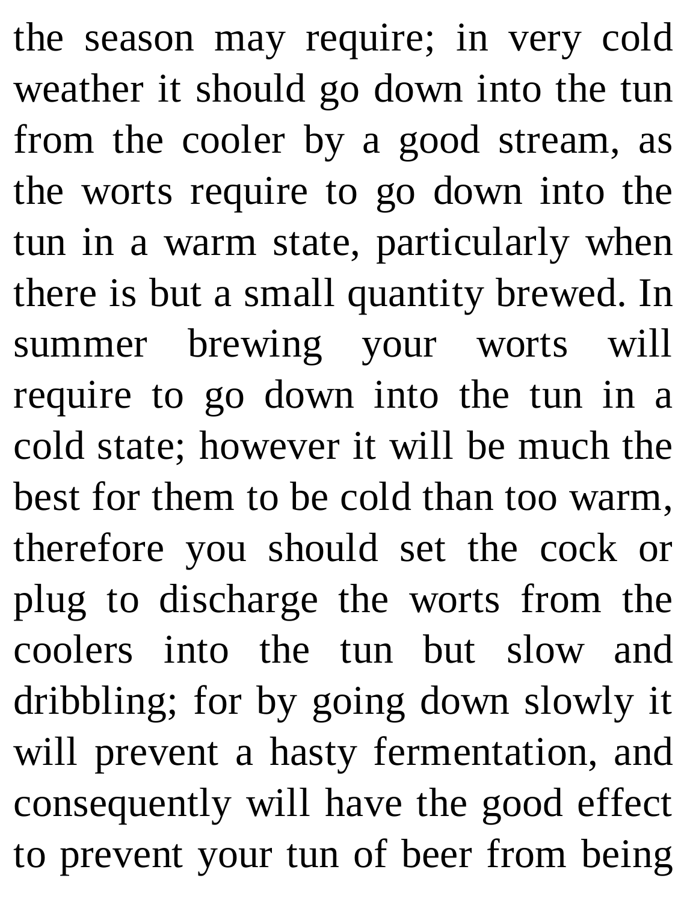the season may require; in very cold weather it should go down into the tun from the cooler by a good stream, as the worts require to go down into the tun in a warm state, particularly when there is but a small quantity brewed. In summer brewing your worts will require to go down into the tun in a cold state; however it will be much the best for them to be cold than too warm, therefore you should set the cock or plug to discharge the worts from the coolers into the tun but slow and dribbling; for by going down slowly it will prevent a hasty fermentation, and consequently will have the good effect to prevent your tun of beer from being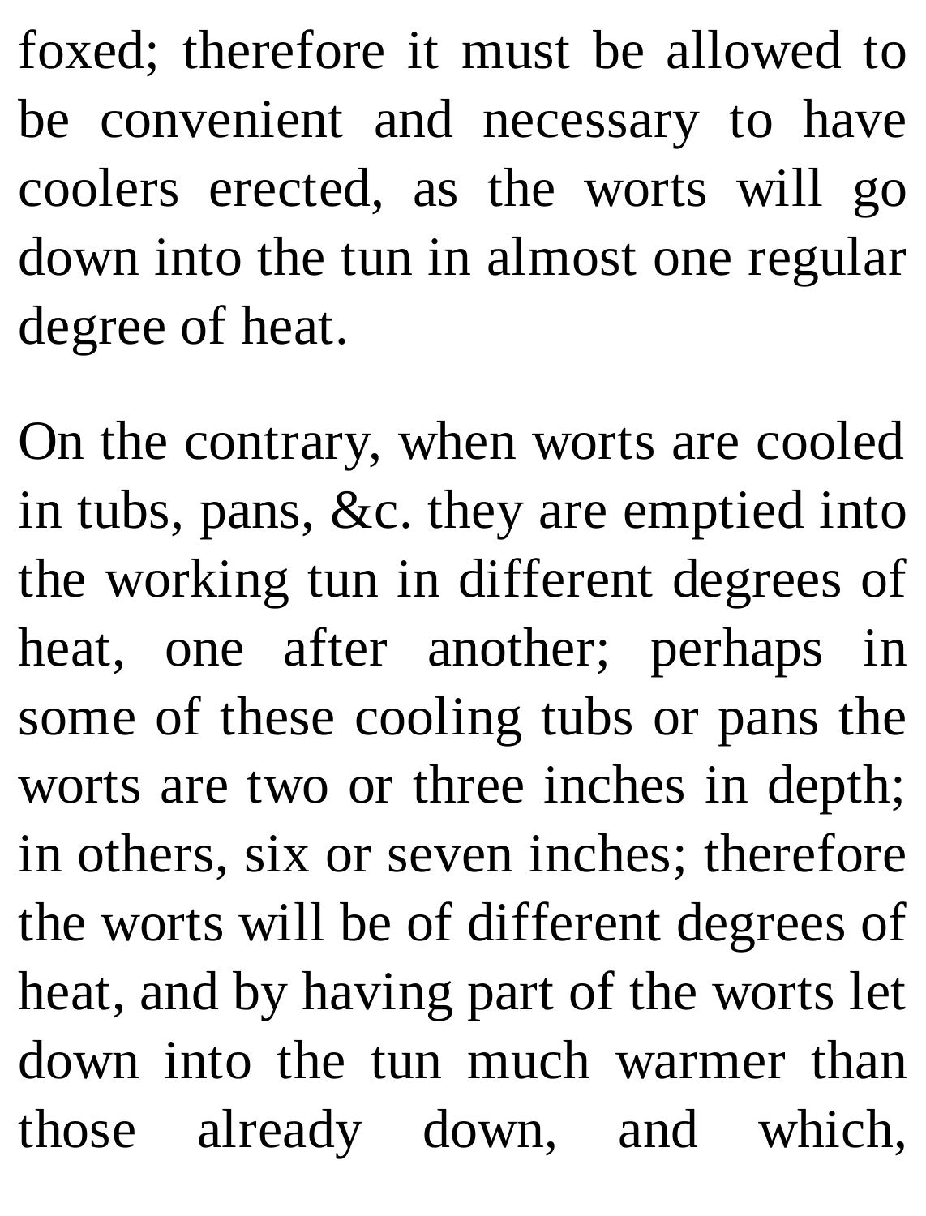foxed; therefore it must be allowed to be convenient and necessary to have coolers erected, as the worts will go down into the tun in almost one regular degree of heat.

On the contrary, when worts are cooled in tubs, pans, &c. they are emptied into the working tun in different degrees of heat, one after another; perhaps in some of these cooling tubs or pans the worts are two or three inches in depth; in others, six or seven inches; therefore the worts will be of different degrees of heat, and by having part of the worts let down into the tun much warmer than those already down, and which,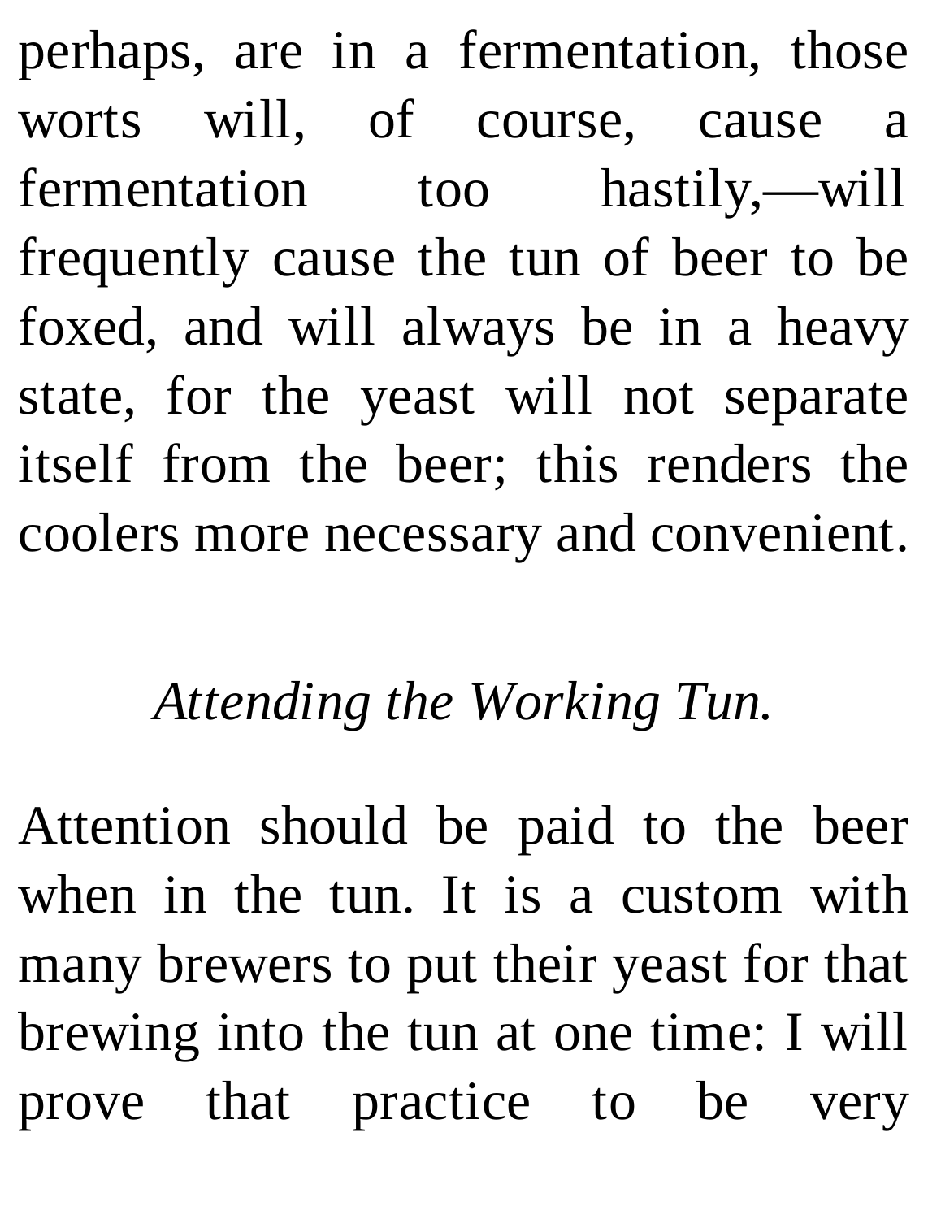perhaps, are in a fermentation, those worts will, of course, cause a fermentation too hastily,—will frequently cause the tun of beer to be foxed, and will always be in a heavy state, for the yeast will not separate itself from the beer; this renders the coolers more necessary and convenient.

### *Attending the Working Tun.*

Attention should be paid to the beer when in the tun. It is a custom with many brewers to put their yeast for that brewing into the tun at one time: I will prove that practice to be very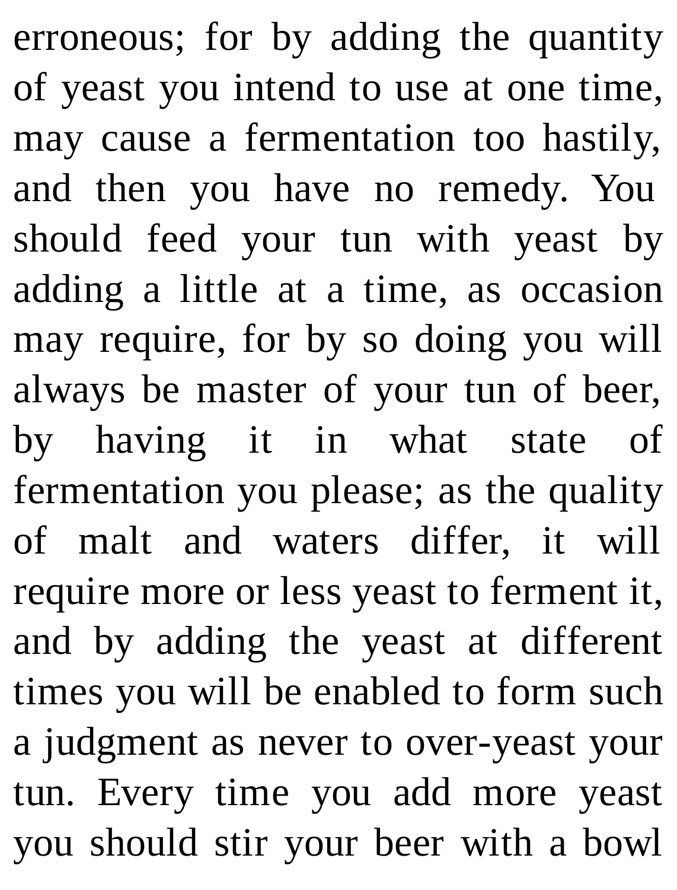erroneous; for by adding the quantity of yeast you intend to use at one time, may cause a fermentation too hastily, and then you have no remedy. You should feed your tun with yeast by adding a little at a time, as occasion may require, for by so doing you will always be master of your tun of beer, by having it in what state of fermentation you please; as the quality of malt and waters differ, it will require more or less yeast to ferment it, and by adding the yeast at different times you will be enabled to form such a judgment as never to over-yeast your tun. Every time you add more yeast you should stir your beer with a bowl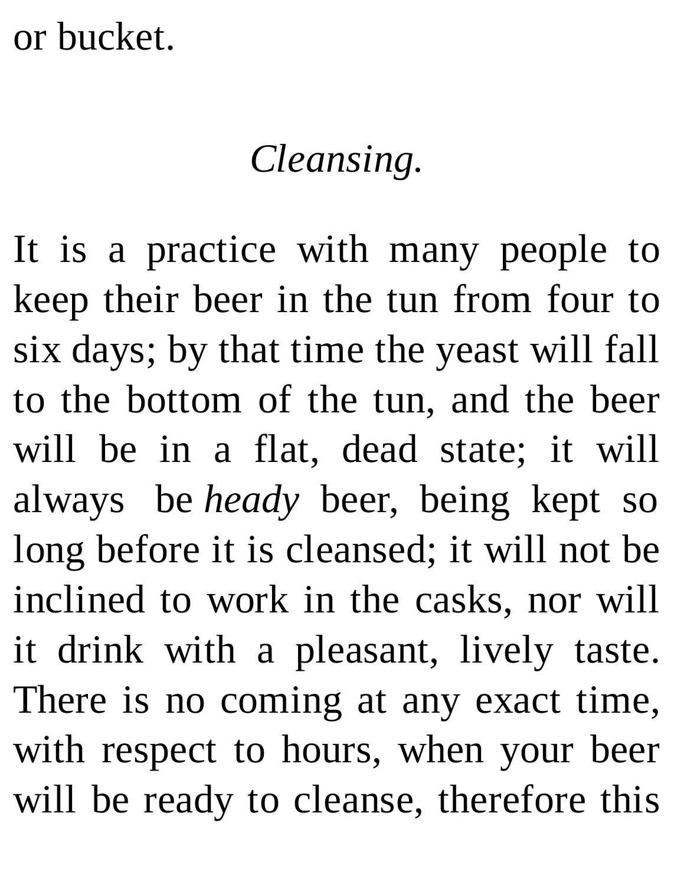or bucket.

*Cleansing.*

It is a practice with many people to keep their beer in the tun from four to six days; by that time the yeast will fall to the bottom of the tun, and the beer will be in a flat, dead state; it will always be *heady* beer, being kept so long before it is cleansed; it will not be inclined to work in the casks, nor will it drink with a pleasant, lively taste. There is no coming at any exact time, with respect to hours, when your beer will be ready to cleanse, therefore this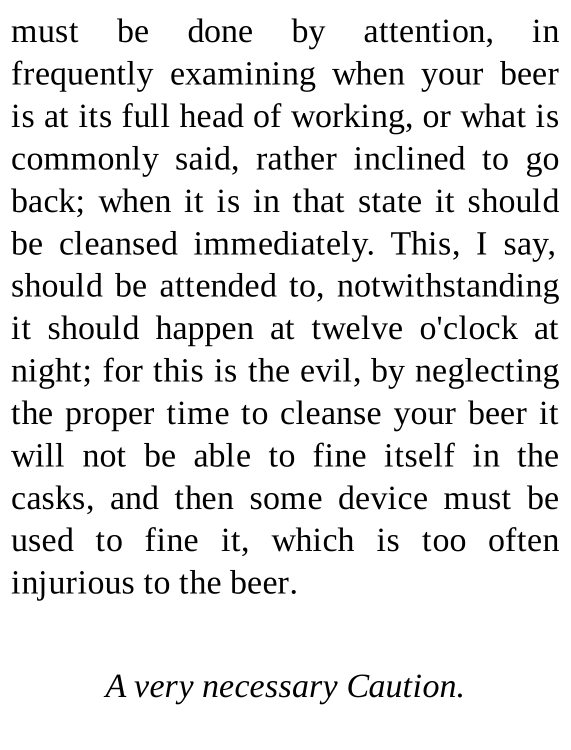must be done by attention, in frequently examining when your beer is at its full head of working, or what is commonly said, rather inclined to go back; when it is in that state it should be cleansed immediately. This, I say, should be attended to, notwithstanding it should happen at twelve o'clock at night; for this is the evil, by neglecting the proper time to cleanse your beer it will not be able to fine itself in the casks, and then some device must be used to fine it, which is too often injurious to the beer.

*A very necessary Caution.*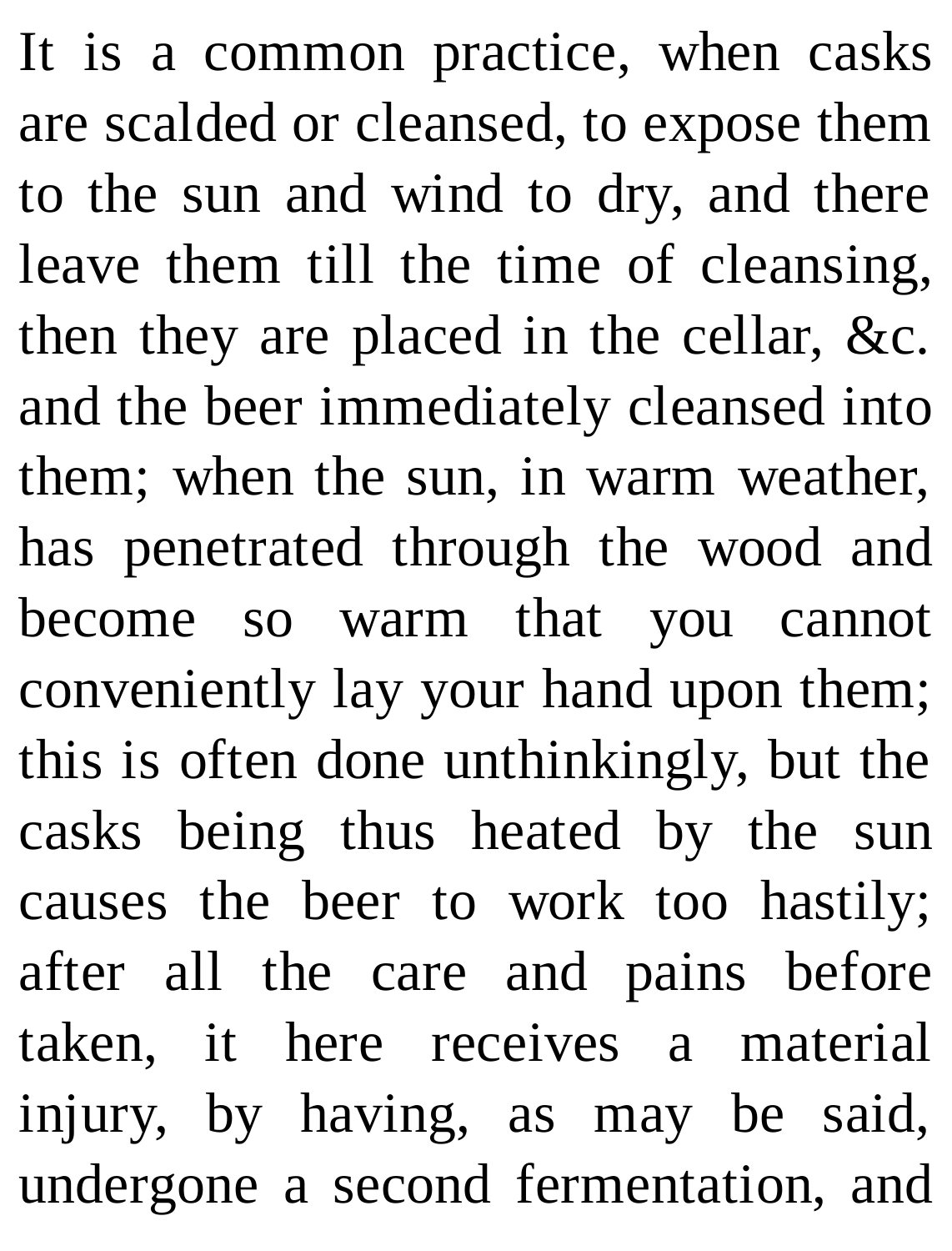It is a common practice, when casks are scalded or cleansed, to expose them to the sun and wind to dry, and there leave them till the time of cleansing, then they are placed in the cellar, &c. and the beer immediately cleansed into them; when the sun, in warm weather, has penetrated through the wood and become so warm that you cannot conveniently lay your hand upon them; this is often done unthinkingly, but the casks being thus heated by the sun causes the beer to work too hastily; after all the care and pains before taken, it here receives a material injury, by having, as may be said, undergone a second fermentation, and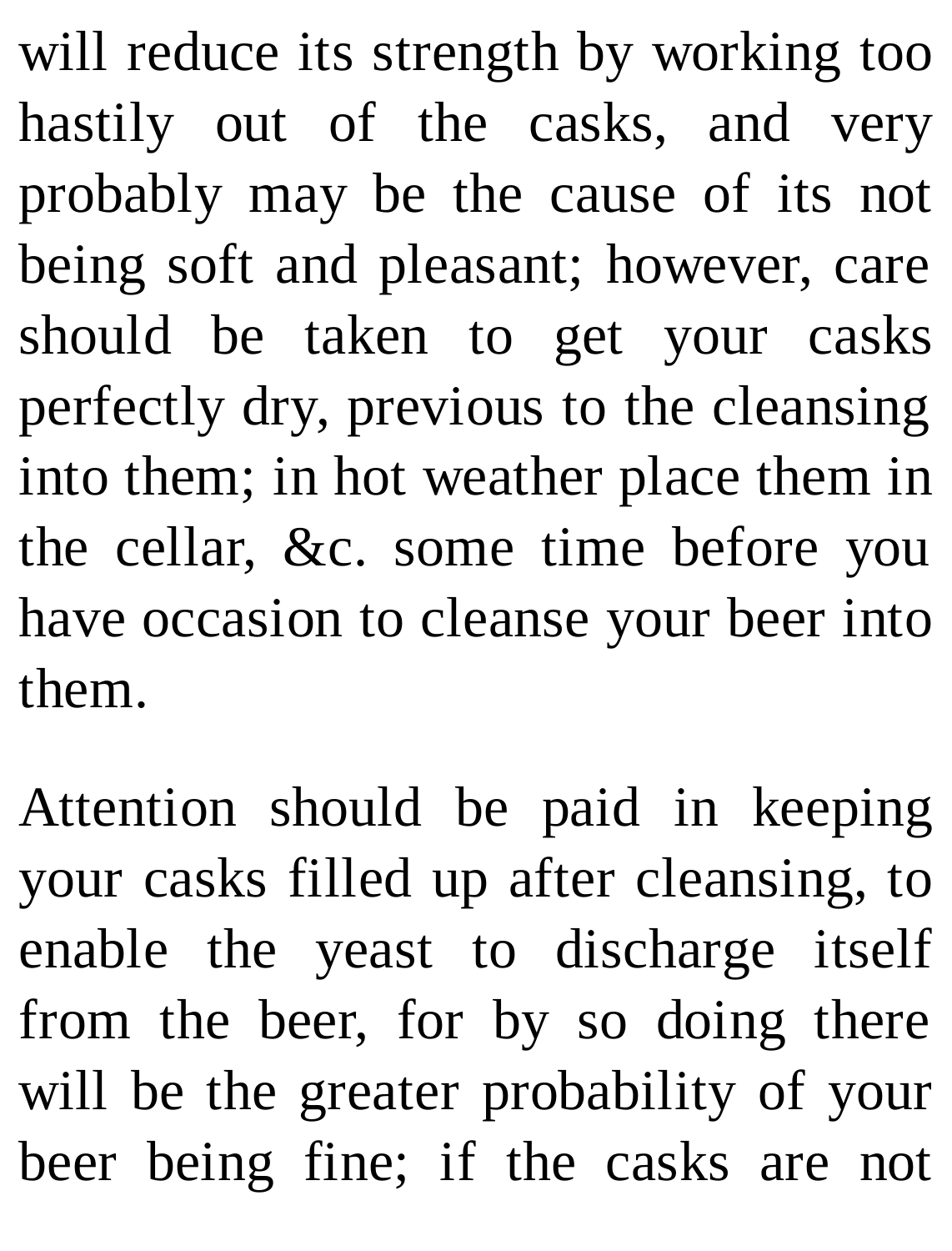will reduce its strength by working too hastily out of the casks, and very probably may be the cause of its not being soft and pleasant; however, care should be taken to get your casks perfectly dry, previous to the cleansing into them; in hot weather place them in the cellar, &c. some time before you have occasion to cleanse your beer into them.

Attention should be paid in keeping your casks filled up after cleansing, to enable the yeast to discharge itself from the beer, for by so doing there will be the greater probability of your beer being fine; if the casks are not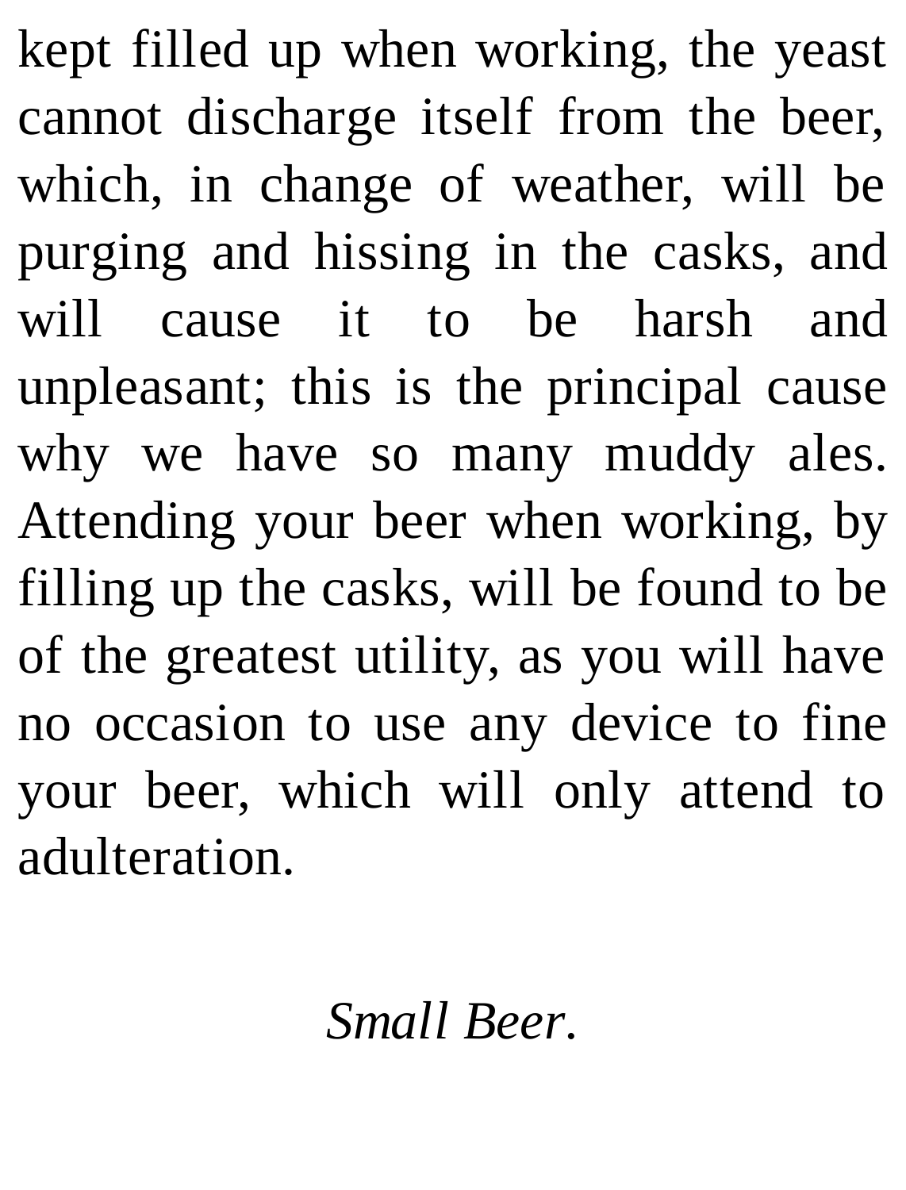kept filled up when working, the yeast cannot discharge itself from the beer, which, in change of weather, will be purging and hissing in the casks, and will cause it to be harsh and unpleasant; this is the principal cause why we have so many muddy ales. Attending your beer when working, by filling up the casks, will be found to be of the greatest utility, as you will have no occasion to use any device to fine your beer, which will only attend to adulteration.

### *Small Beer.*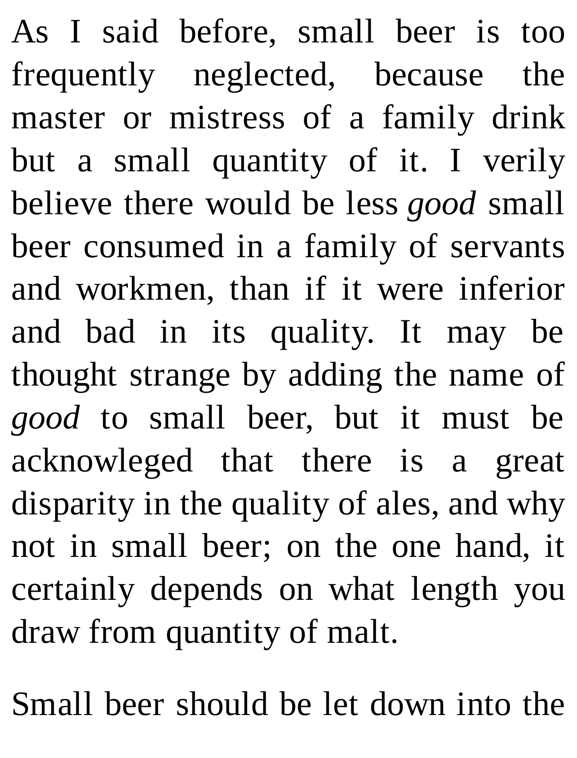As I said before, small beer is too frequently neglected, because the master or mistress of a family drink but a small quantity of it. I verily believe there would be less *good* small beer consumed in a family of servants and workmen, than if it were inferior and bad in its quality. It may be thought strange by adding the name of *good* to small beer, but it must be acknowleged that there is a great disparity in the quality of ales, and why not in small beer; on the one hand, it certainly depends on what length you draw from quantity of malt.

Small beer should be let down into the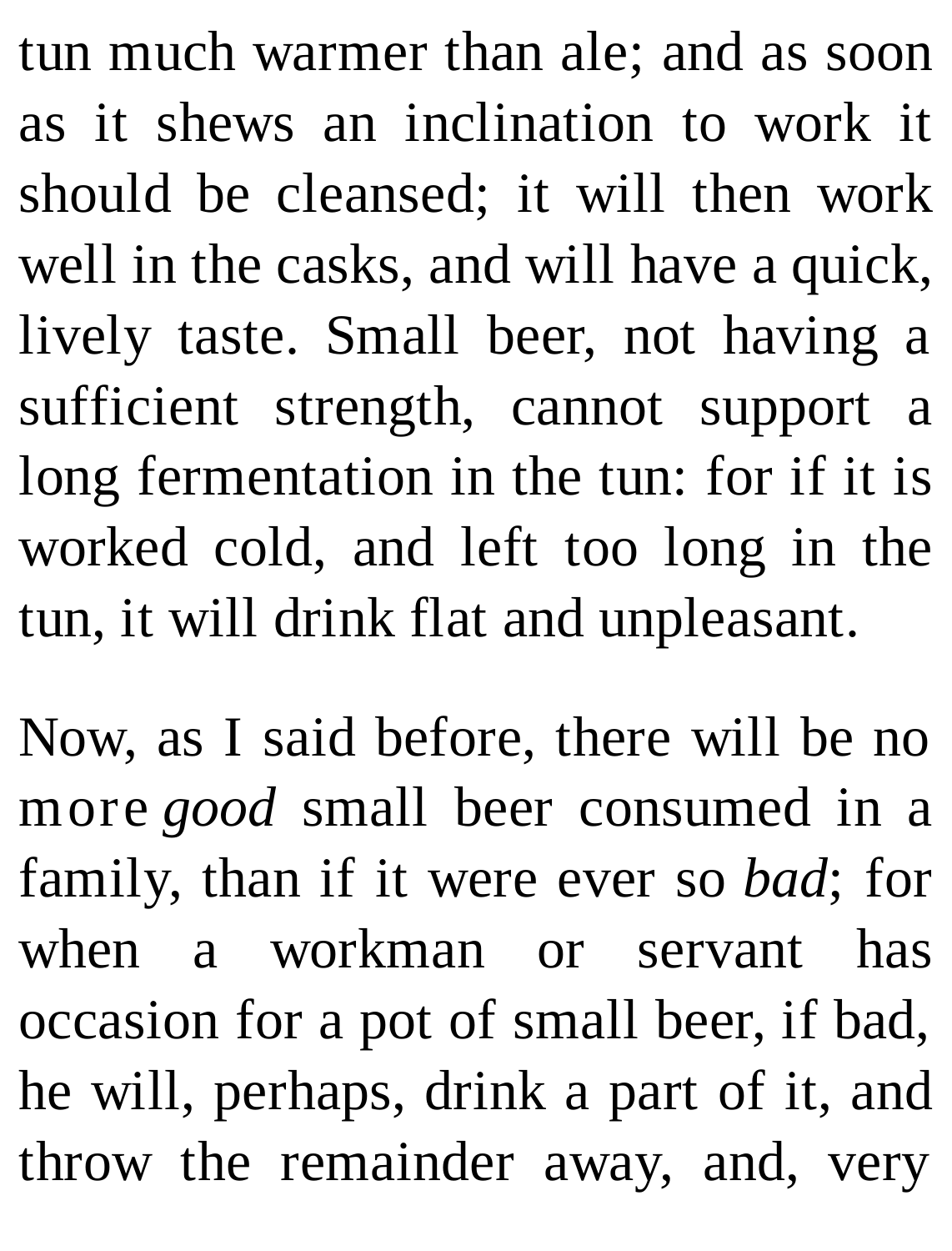tun much warmer than ale; and as soon as it shews an inclination to work it should be cleansed; it will then work well in the casks, and will have a quick, lively taste. Small beer, not having a sufficient strength, cannot support a long fermentation in the tun: for if it is worked cold, and left too long in the tun, it will drink flat and unpleasant.

Now, as I said before, there will be no more *good* small beer consumed in a family, than if it were ever so *bad*; for when a workman or servant has occasion for a pot of small beer, if bad, he will, perhaps, drink a part of it, and throw the remainder away, and, very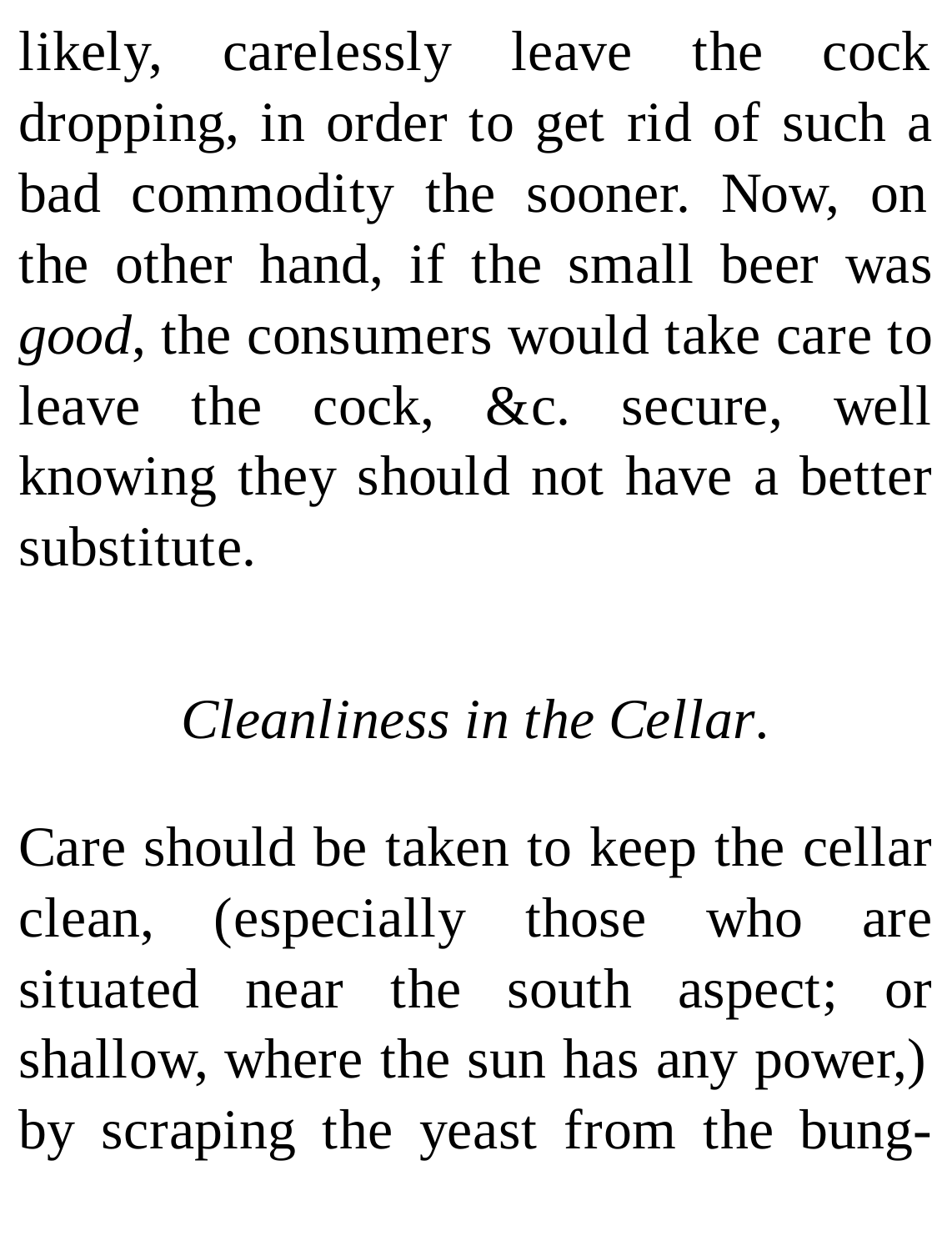likely, carelessly leave the cock dropping, in order to get rid of such a bad commodity the sooner. Now, on the other hand, if the small beer was *good*, the consumers would take care to leave the cock, &c. secure, well knowing they should not have a better substitute.

### *Cleanliness in the Cellar.*

Care should be taken to keep the cellar clean, (especially those who are situated near the south aspect; or shallow, where the sun has any power,) by scraping the yeast from the bung-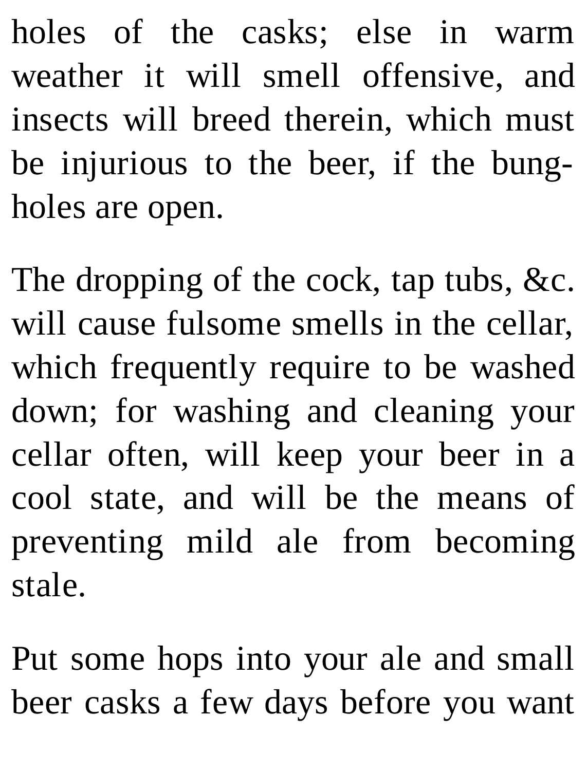holes of the casks; else in warm weather it will smell offensive, and insects will breed therein, which must be injurious to the beer, if the bung-holes are open.

The dropping of the cock, tap tubs, &c. will cause fulsome smells in the cellar, which frequently require to be washed down; for washing and cleaning your cellar often, will keep your beer in a cool state, and will be the means of preventing mild ale from becoming stale.

Put some hops into your ale and small beer casks a few days before you want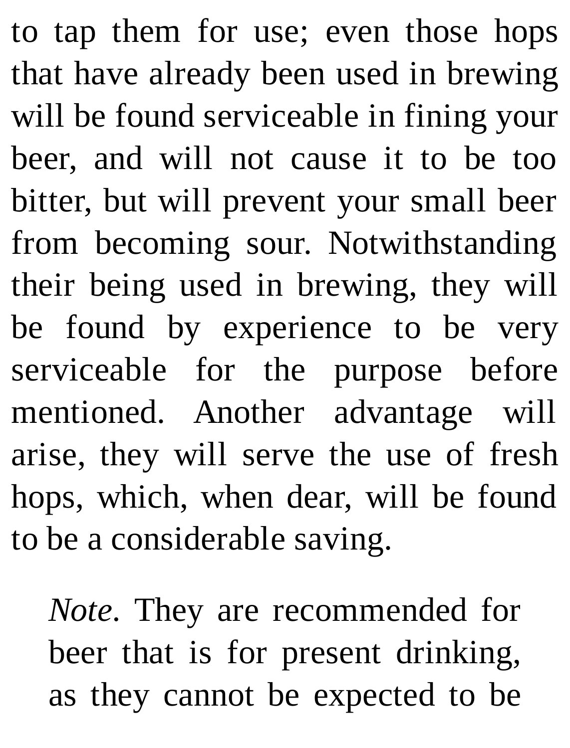to tap them for use; even those hops that have already been used in brewing will be found serviceable in fining your beer, and will not cause it to be too bitter, but will prevent your small beer from becoming sour. Notwithstanding their being used in brewing, they will be found by experience to be very serviceable for the purpose before mentioned. Another advantage will arise, they will serve the use of fresh hops, which, when dear, will be found to be a considerable saving.

> *Note*. They are recommended for beer that is for present drinking, as they cannot be expected to be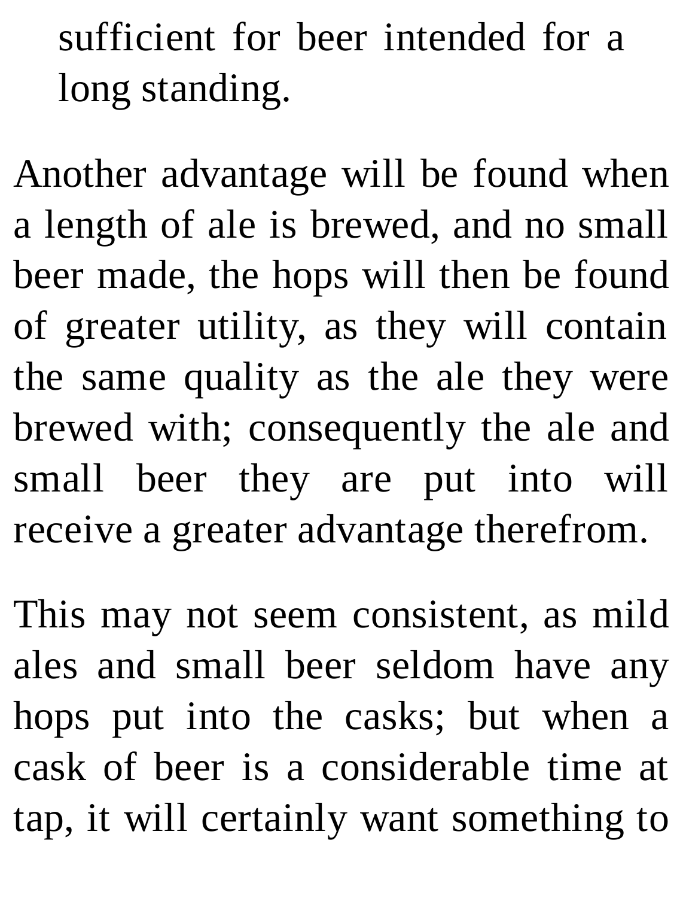sufficient for beer intended for a long standing.

Another advantage will be found when a length of ale is brewed, and no small beer made, the hops will then be found of greater utility, as they will contain the same quality as the ale they were brewed with; consequently the ale and small beer they are put into will receive a greater advantage therefrom.

This may not seem consistent, as mild ales and small beer seldom have any hops put into the casks; but when a cask of beer is a considerable time at tap, it will certainly want something to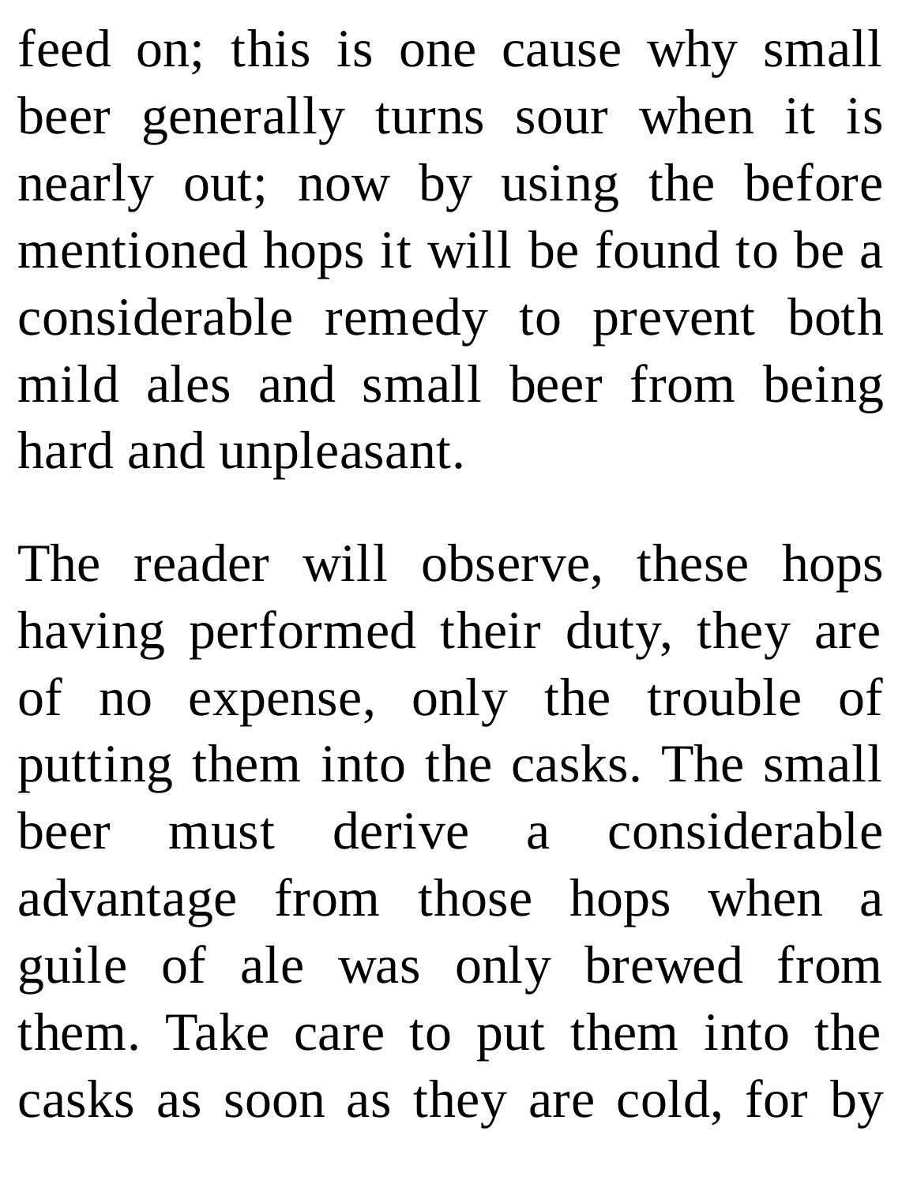feed on; this is one cause why small beer generally turns sour when it is nearly out; now by using the before mentioned hops it will be found to be a considerable remedy to prevent both mild ales and small beer from being hard and unpleasant.

The reader will observe, these hops having performed their duty, they are of no expense, only the trouble of putting them into the casks. The small beer must derive a considerable advantage from those hops when a guile of ale was only brewed from them. Take care to put them into the casks as soon as they are cold, for by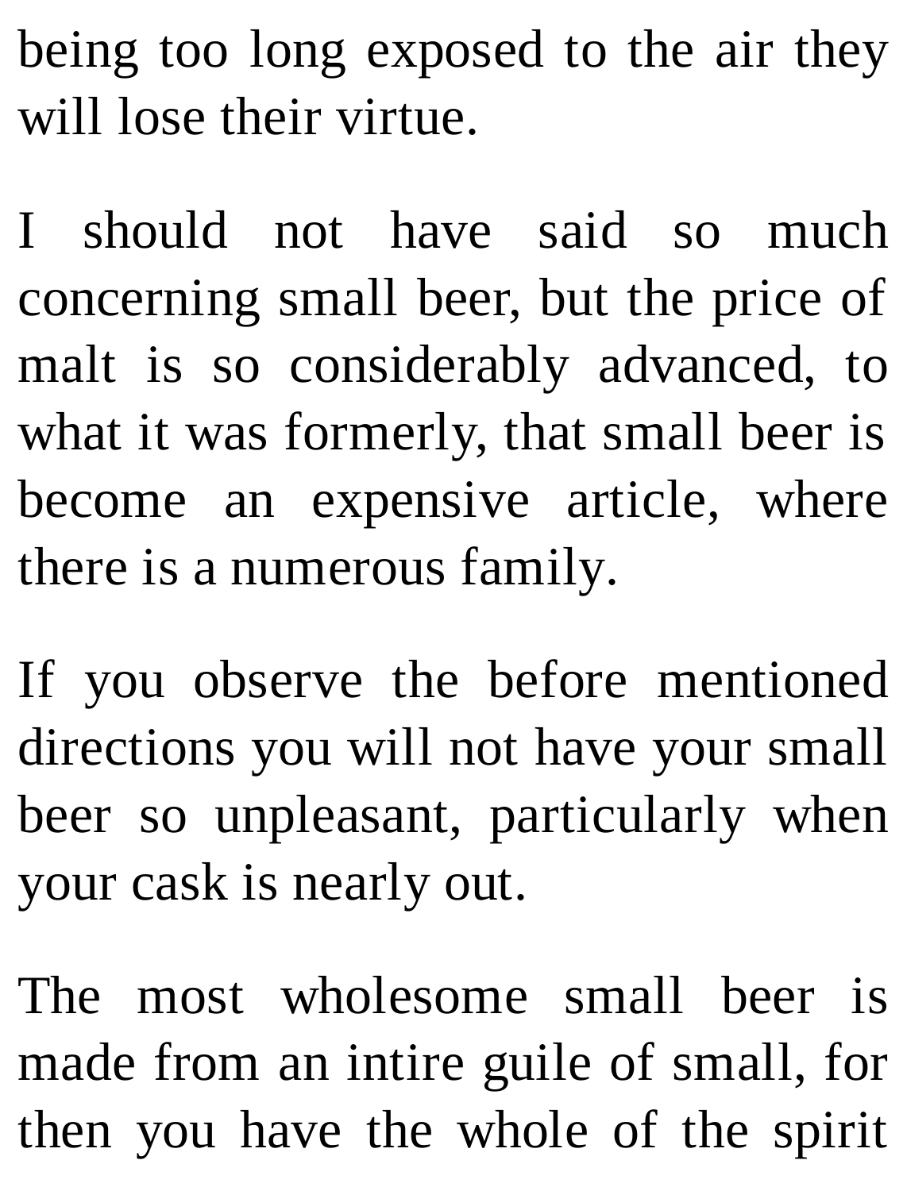being too long exposed to the air they will lose their virtue.

I should not have said so much concerning small beer, but the price of malt is so considerably advanced, to what it was formerly, that small beer is become an expensive article, where there is a numerous family.

If you observe the before mentioned directions you will not have your small beer so unpleasant, particularly when your cask is nearly out.

The most wholesome small beer is made from an intire guile of small, for then you have the whole of the spirit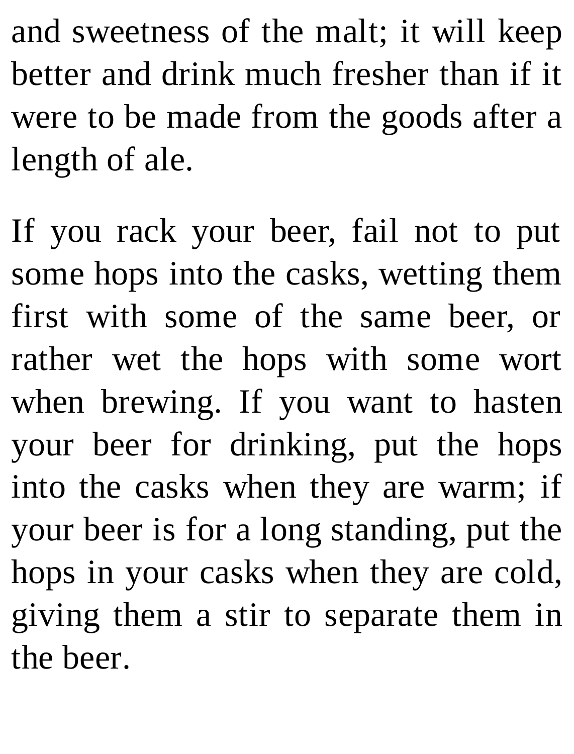and sweetness of the malt; it will keep better and drink much fresher than if it were to be made from the goods after a length of ale.

If you rack your beer, fail not to put some hops into the casks, wetting them first with some of the same beer, or rather wet the hops with some wort when brewing. If you want to hasten your beer for drinking, put the hops into the casks when they are warm; if your beer is for a long standing, put the hops in your casks when they are cold, giving them a stir to separate them in the beer.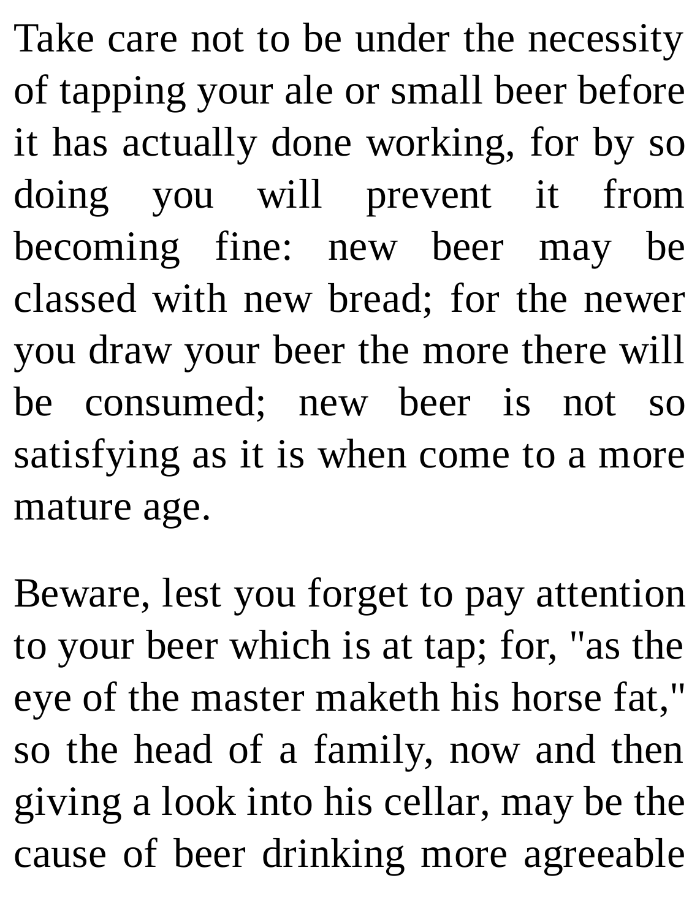Take care not to be under the necessity of tapping your ale or small beer before it has actually done working, for by so doing you will prevent it from becoming fine: new beer may be classed with new bread; for the newer you draw your beer the more there will be consumed; new beer is not so satisfying as it is when come to a more mature age.

Beware, lest you forget to pay attention to your beer which is at tap; for, "as the eye of the master maketh his horse fat," so the head of a family, now and then giving a look into his cellar, may be the cause of beer drinking more agreeable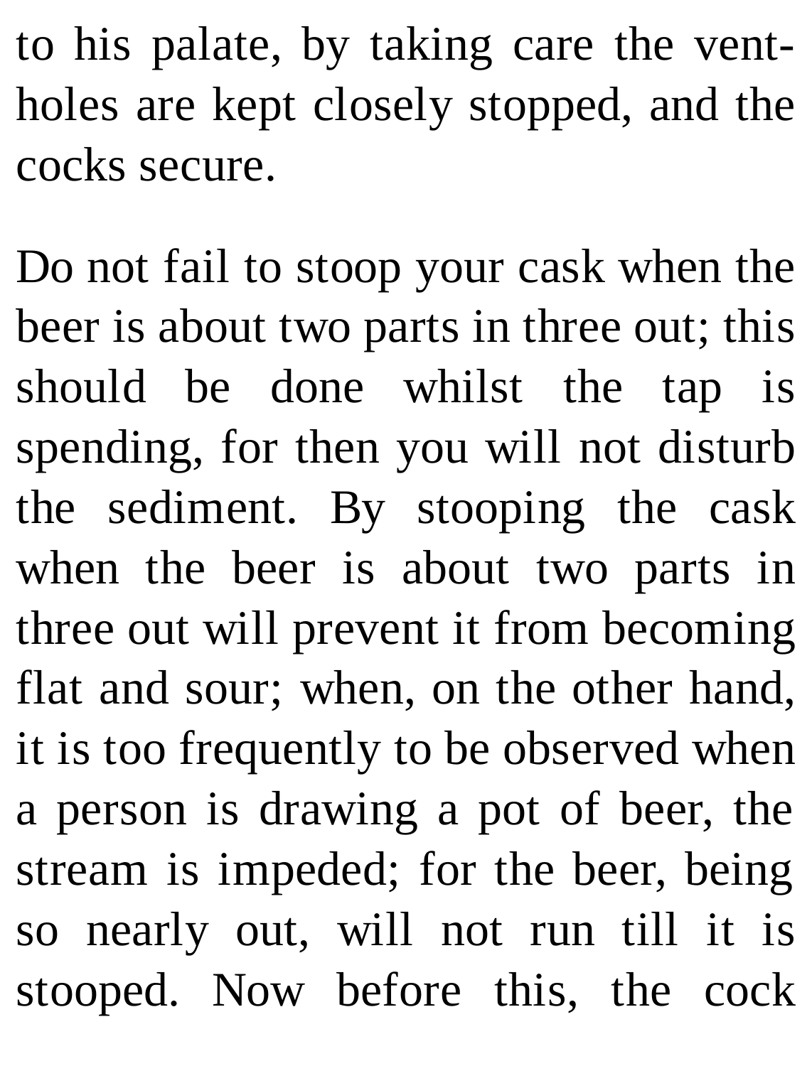to his palate, by taking care the vent-holes are kept closely stopped, and the cocks secure.

Do not fail to stoop your cask when the beer is about two parts in three out; this should be done whilst the tap is spending, for then you will not disturb the sediment. By stooping the cask when the beer is about two parts in three out will prevent it from becoming flat and sour; when, on the other hand, it is too frequently to be observed when a person is drawing a pot of beer, the stream is impeded; for the beer, being so nearly out, will not run till it is stooped. Now before this, the cock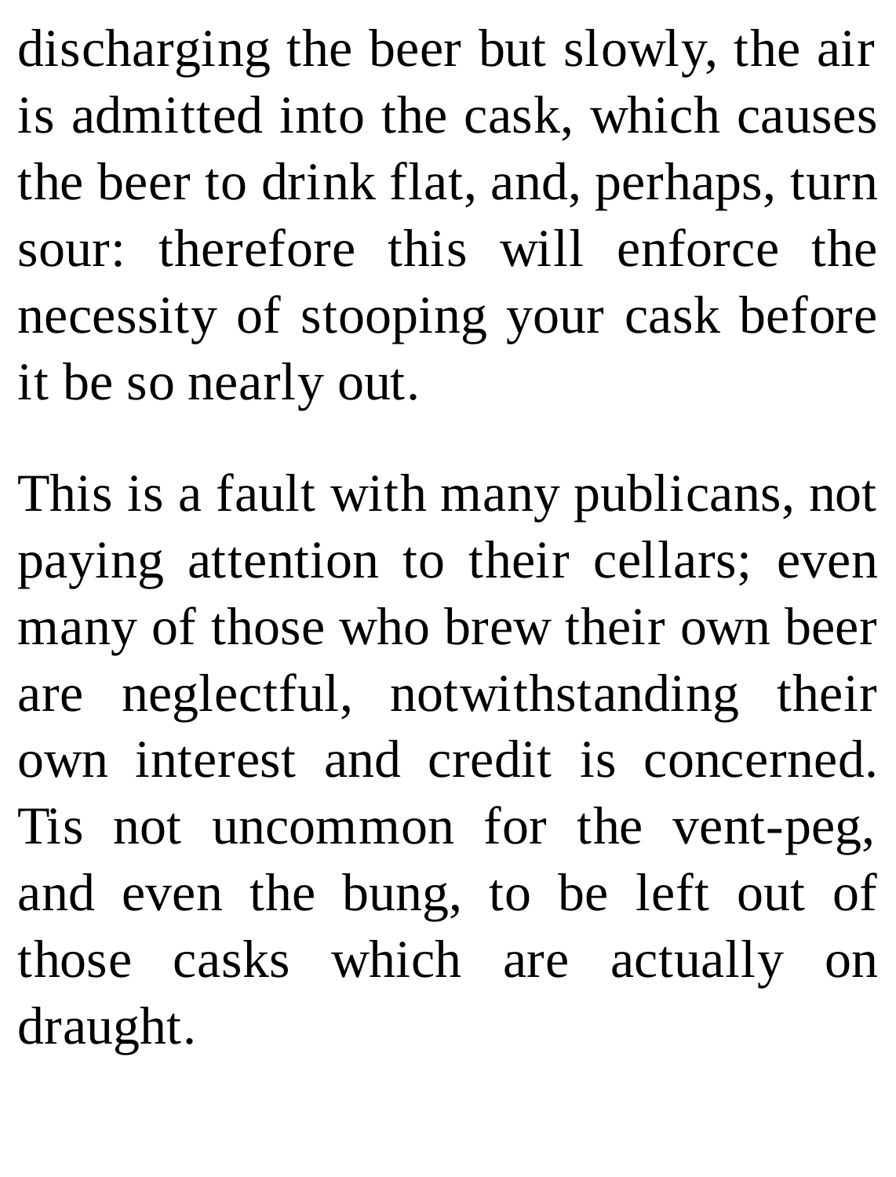discharging the beer but slowly, the air is admitted into the cask, which causes the beer to drink flat, and, perhaps, turn sour: therefore this will enforce the necessity of stooping your cask before it be so nearly out.

This is a fault with many publicans, not paying attention to their cellars; even many of those who brew their own beer are neglectful, notwithstanding their own interest and credit is concerned. Tis not uncommon for the vent-peg, and even the bung, to be left out of those casks which are actually on draught.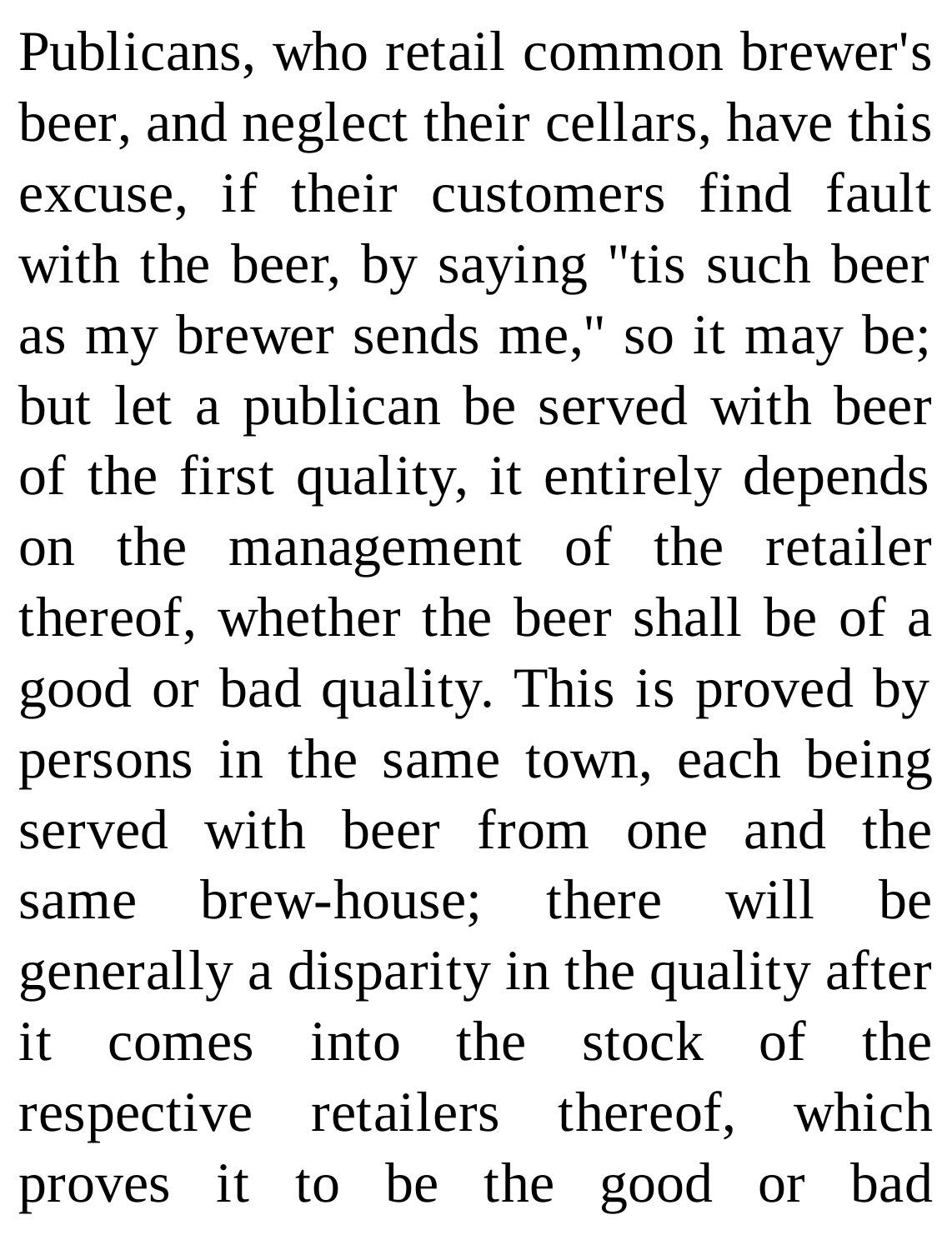Publicans, who retail common brewer's beer, and neglect their cellars, have this excuse, if their customers find fault with the beer, by saying "tis such beer as my brewer sends me," so it may be; but let a publican be served with beer of the first quality, it entirely depends on the management of the retailer thereof, whether the beer shall be of a good or bad quality. This is proved by persons in the same town, each being served with beer from one and the same brew-house; there will be generally a disparity in the quality after it comes into the stock of the respective retailers thereof, which proves it to be the good or bad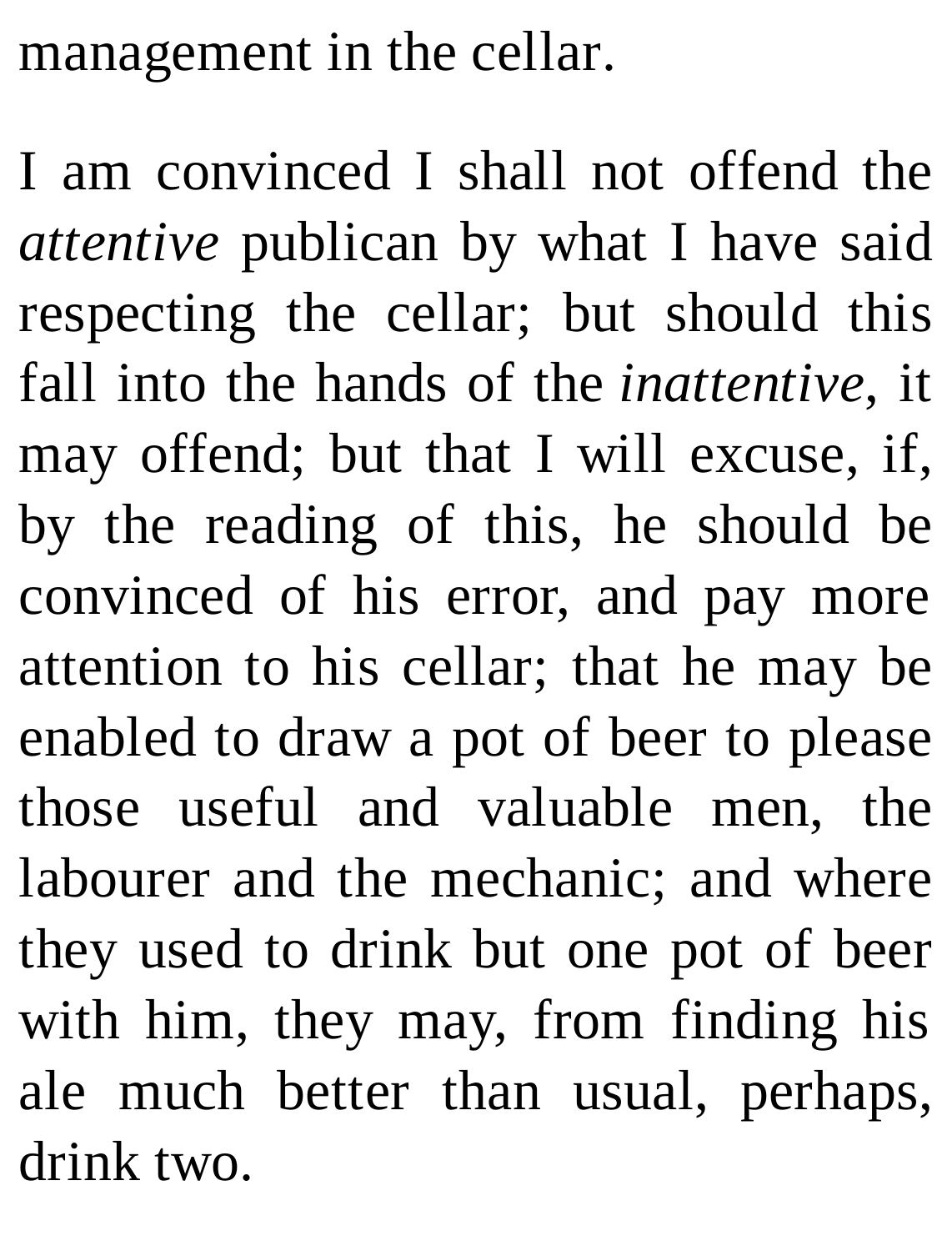management in the cellar.

I am convinced I shall not offend the *attentive* publican by what I have said respecting the cellar; but should this fall into the hands of the *inattentive*, it may offend; but that I will excuse, if, by the reading of this, he should be convinced of his error, and pay more attention to his cellar; that he may be enabled to draw a pot of beer to please those useful and valuable men, the labourer and the mechanic; and where they used to drink but one pot of beer with him, they may, from finding his ale much better than usual, perhaps, drink two.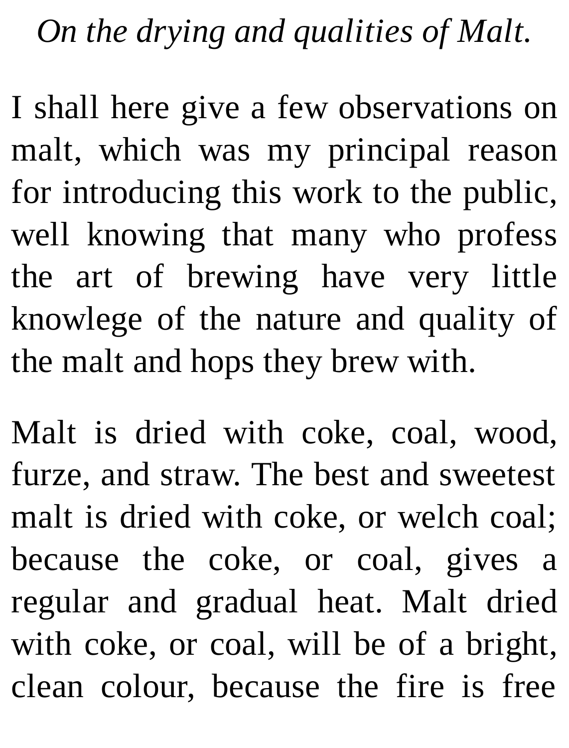*On the drying and qualities of Malt.*

I shall here give a few observations on malt, which was my principal reason for introducing this work to the public, well knowing that many who profess the art of brewing have very little knowlege of the nature and quality of the malt and hops they brew with.

Malt is dried with coke, coal, wood, furze, and straw. The best and sweetest malt is dried with coke, or welch coal; because the coke, or coal, gives a regular and gradual heat. Malt dried with coke, or coal, will be of a bright, clean colour, because the fire is free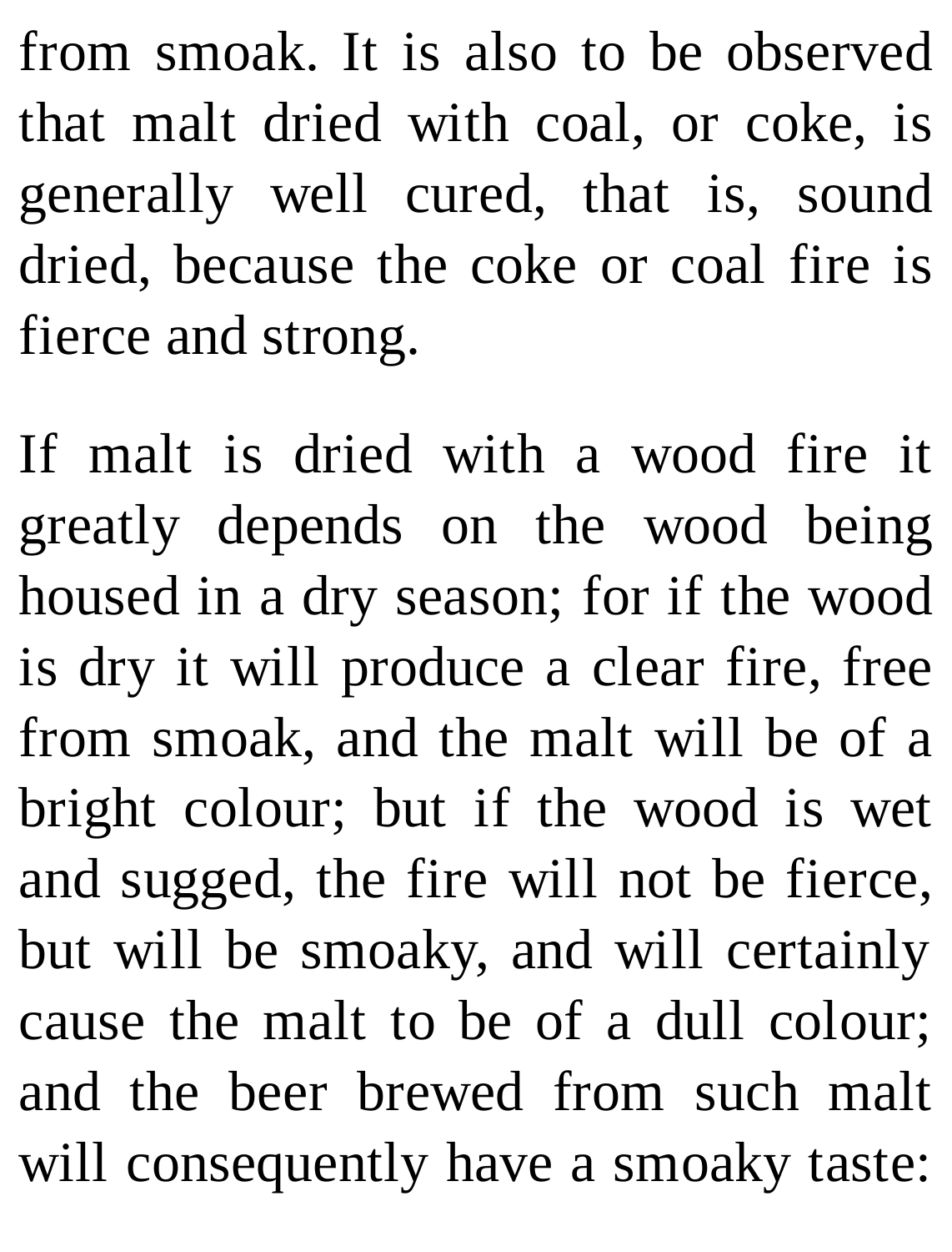from smoak. It is also to be observed that malt dried with coal, or coke, is generally well cured, that is, sound dried, because the coke or coal fire is fierce and strong.

If malt is dried with a wood fire it greatly depends on the wood being housed in a dry season; for if the wood is dry it will produce a clear fire, free from smoak, and the malt will be of a bright colour; but if the wood is wet and sugged, the fire will not be fierce, but will be smoaky, and will certainly cause the malt to be of a dull colour; and the beer brewed from such malt will consequently have a smoaky taste: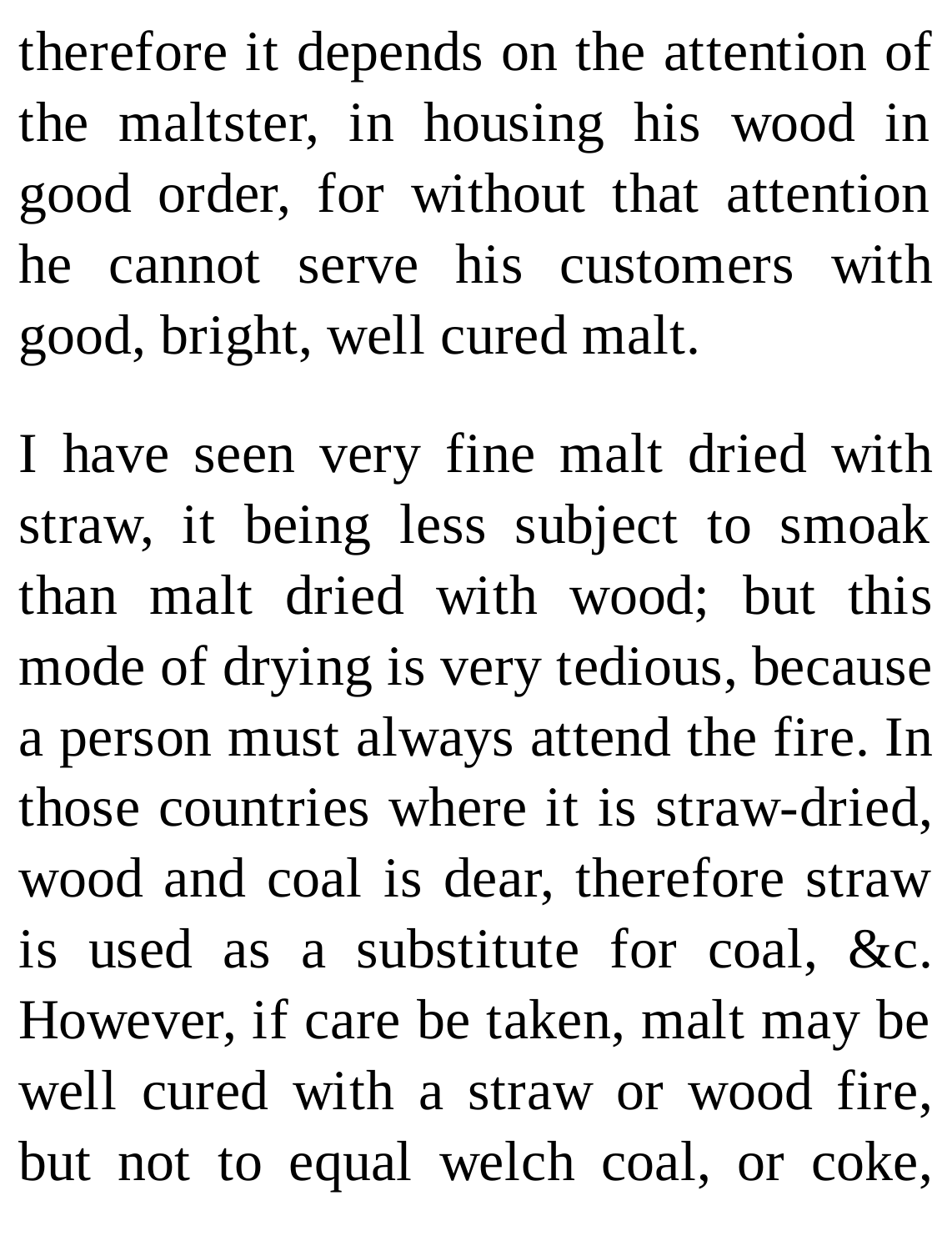therefore it depends on the attention of the maltster, in housing his wood in good order, for without that attention he cannot serve his customers with good, bright, well cured malt.

I have seen very fine malt dried with straw, it being less subject to smoak than malt dried with wood; but this mode of drying is very tedious, because a person must always attend the fire. In those countries where it is straw-dried, wood and coal is dear, therefore straw is used as a substitute for coal, &c. However, if care be taken, malt may be well cured with a straw or wood fire, but not to equal welch coal, or coke,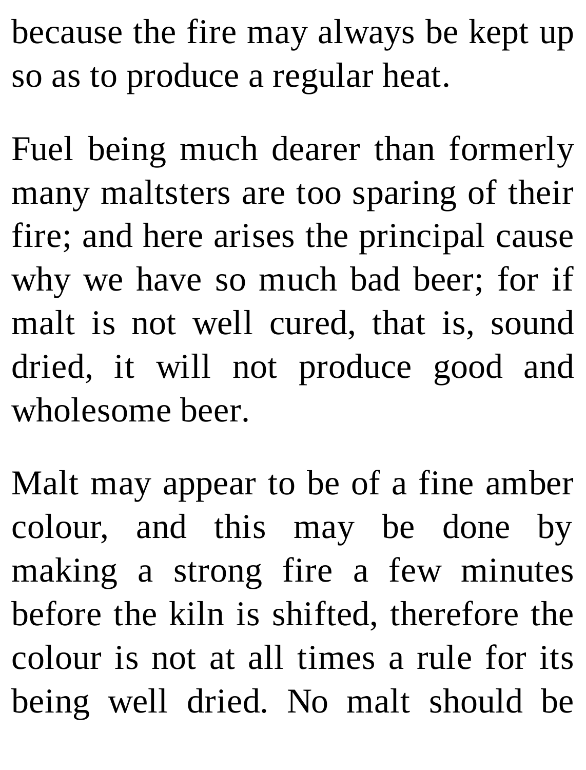because the fire may always be kept up so as to produce a regular heat.

Fuel being much dearer than formerly many maltsters are too sparing of their fire; and here arises the principal cause why we have so much bad beer; for if malt is not well cured, that is, sound dried, it will not produce good and wholesome beer.

Malt may appear to be of a fine amber colour, and this may be done by making a strong fire a few minutes before the kiln is shifted, therefore the colour is not at all times a rule for its being well dried. No malt should be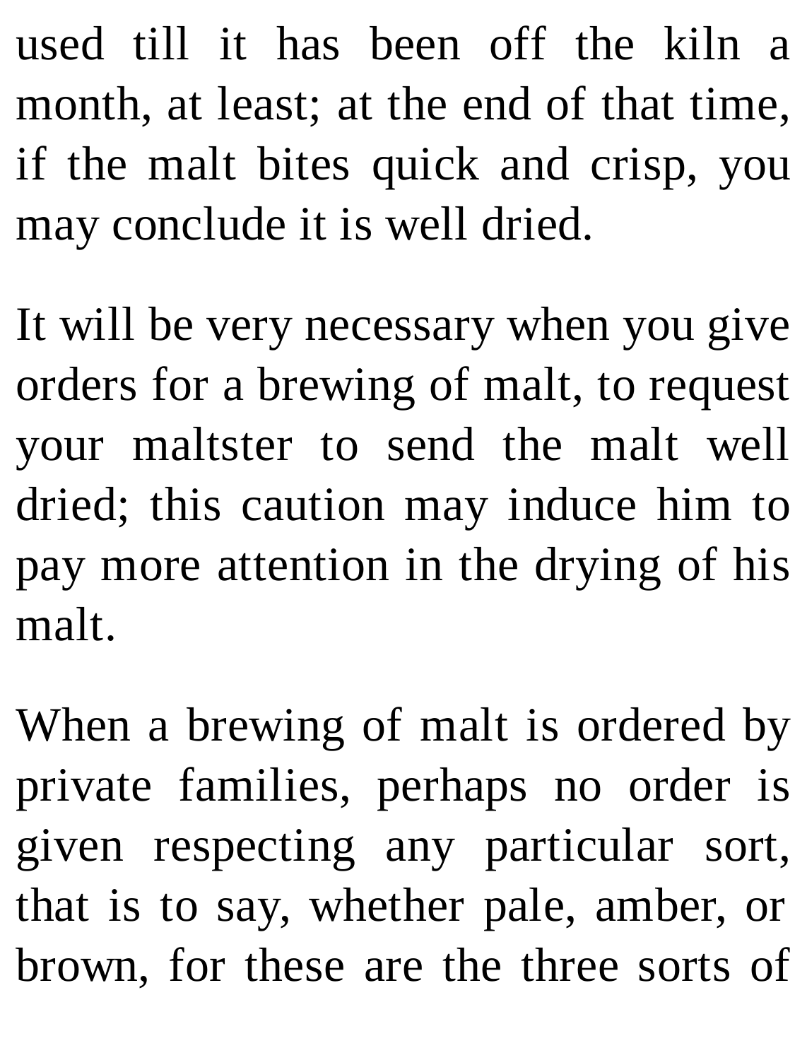used till it has been off the kiln a month, at least; at the end of that time, if the malt bites quick and crisp, you may conclude it is well dried.

It will be very necessary when you give orders for a brewing of malt, to request your maltster to send the malt well dried; this caution may induce him to pay more attention in the drying of his malt.

When a brewing of malt is ordered by private families, perhaps no order is given respecting any particular sort, that is to say, whether pale, amber, or brown, for these are the three sorts of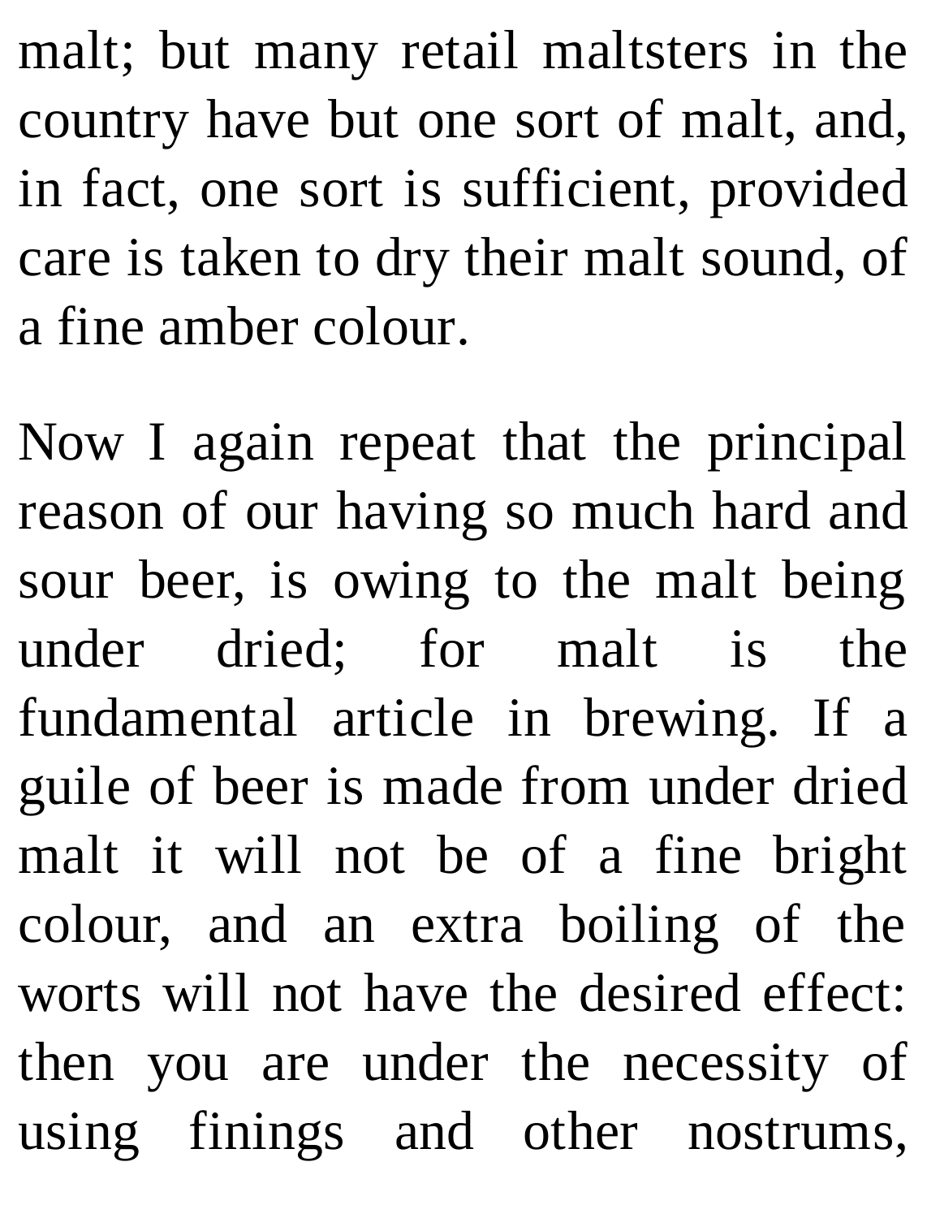malt; but many retail maltsters in the country have but one sort of malt, and, in fact, one sort is sufficient, provided care is taken to dry their malt sound, of a fine amber colour.

Now I again repeat that the principal reason of our having so much hard and sour beer, is owing to the malt being under dried; for malt is the fundamental article in brewing. If a guile of beer is made from under dried malt it will not be of a fine bright colour, and an extra boiling of the worts will not have the desired effect: then you are under the necessity of using finings and other nostrums,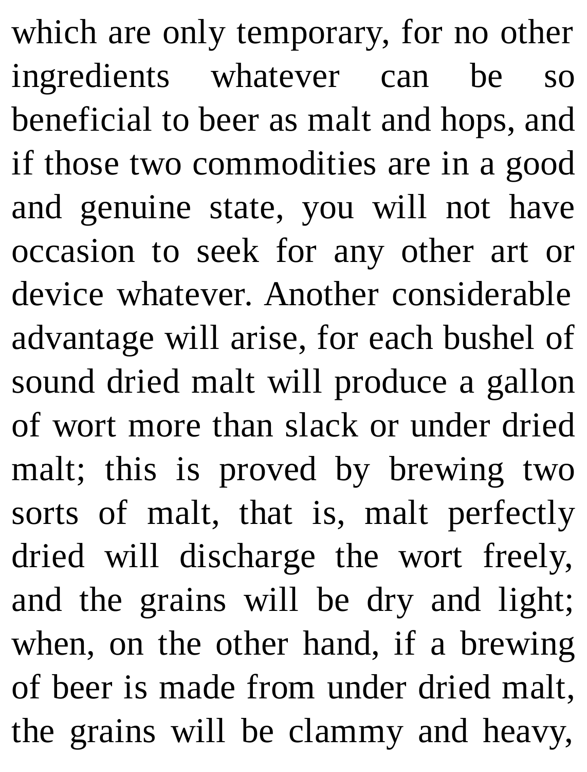which are only temporary, for no other ingredients whatever can be so beneficial to beer as malt and hops, and if those two commodities are in a good and genuine state, you will not have occasion to seek for any other art or device whatever. Another considerable advantage will arise, for each bushel of sound dried malt will produce a gallon of wort more than slack or under dried malt; this is proved by brewing two sorts of malt, that is, malt perfectly dried will discharge the wort freely, and the grains will be dry and light; when, on the other hand, if a brewing of beer is made from under dried malt, the grains will be clammy and heavy,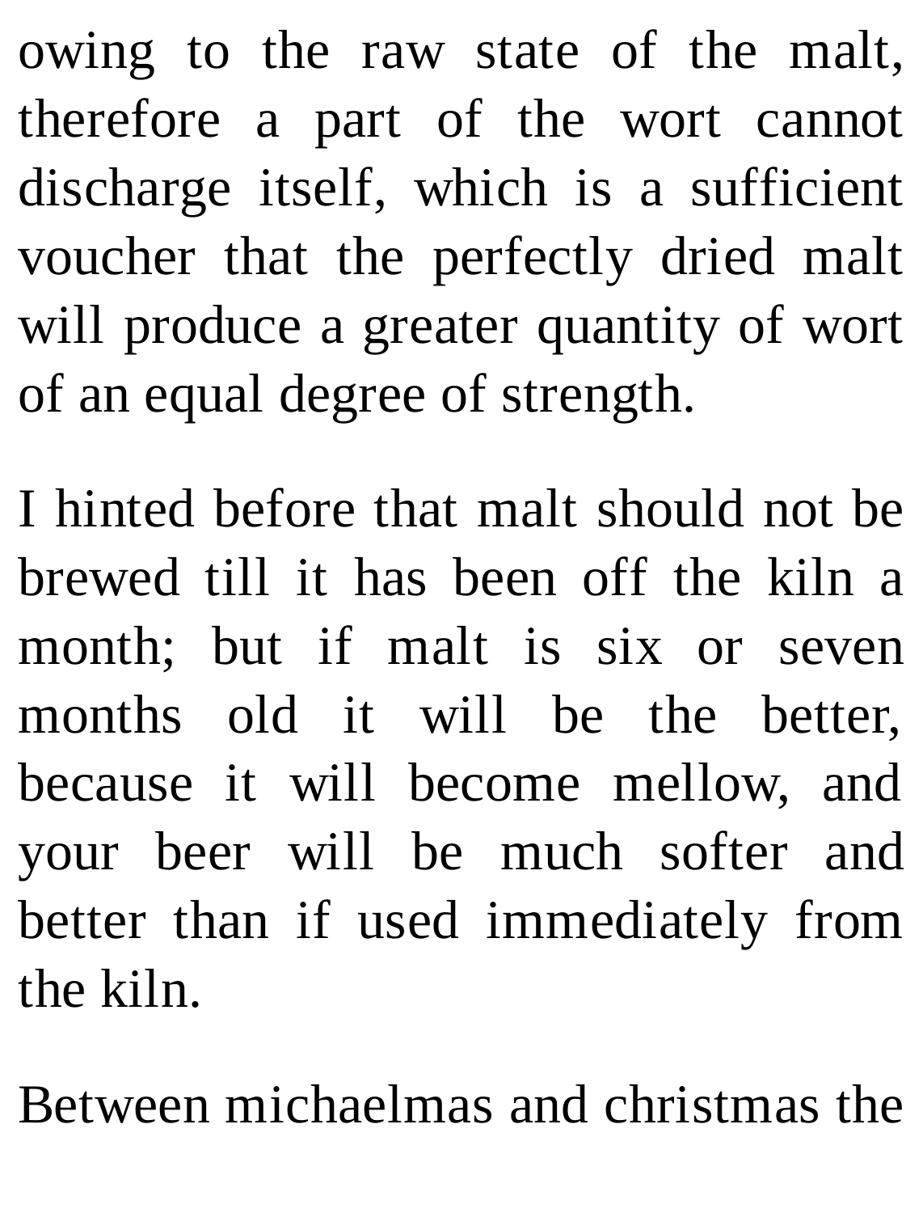owing to the raw state of the malt, therefore a part of the wort cannot discharge itself, which is a sufficient voucher that the perfectly dried malt will produce a greater quantity of wort of an equal degree of strength.

I hinted before that malt should not be brewed till it has been off the kiln a month; but if malt is six or seven months old it will be the better, because it will become mellow, and your beer will be much softer and better than if used immediately from the kiln.

Between michaelmas and christmas the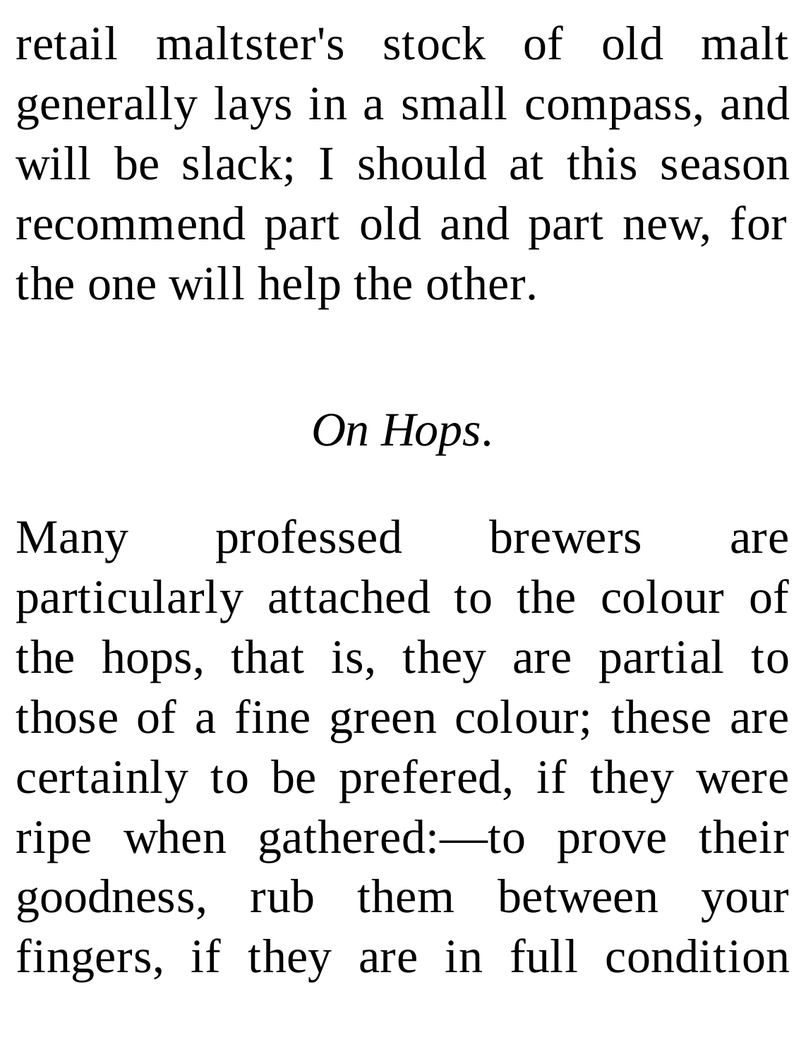retail maltster's stock of old malt generally lays in a small compass, and will be slack; I should at this season recommend part old and part new, for the one will help the other.

## *On Hops*.

Many professed brewers are particularly attached to the colour of the hops, that is, they are partial to those of a fine green colour; these are certainly to be prefered, if they were ripe when gathered:—to prove their goodness, rub them between your fingers, if they are in full condition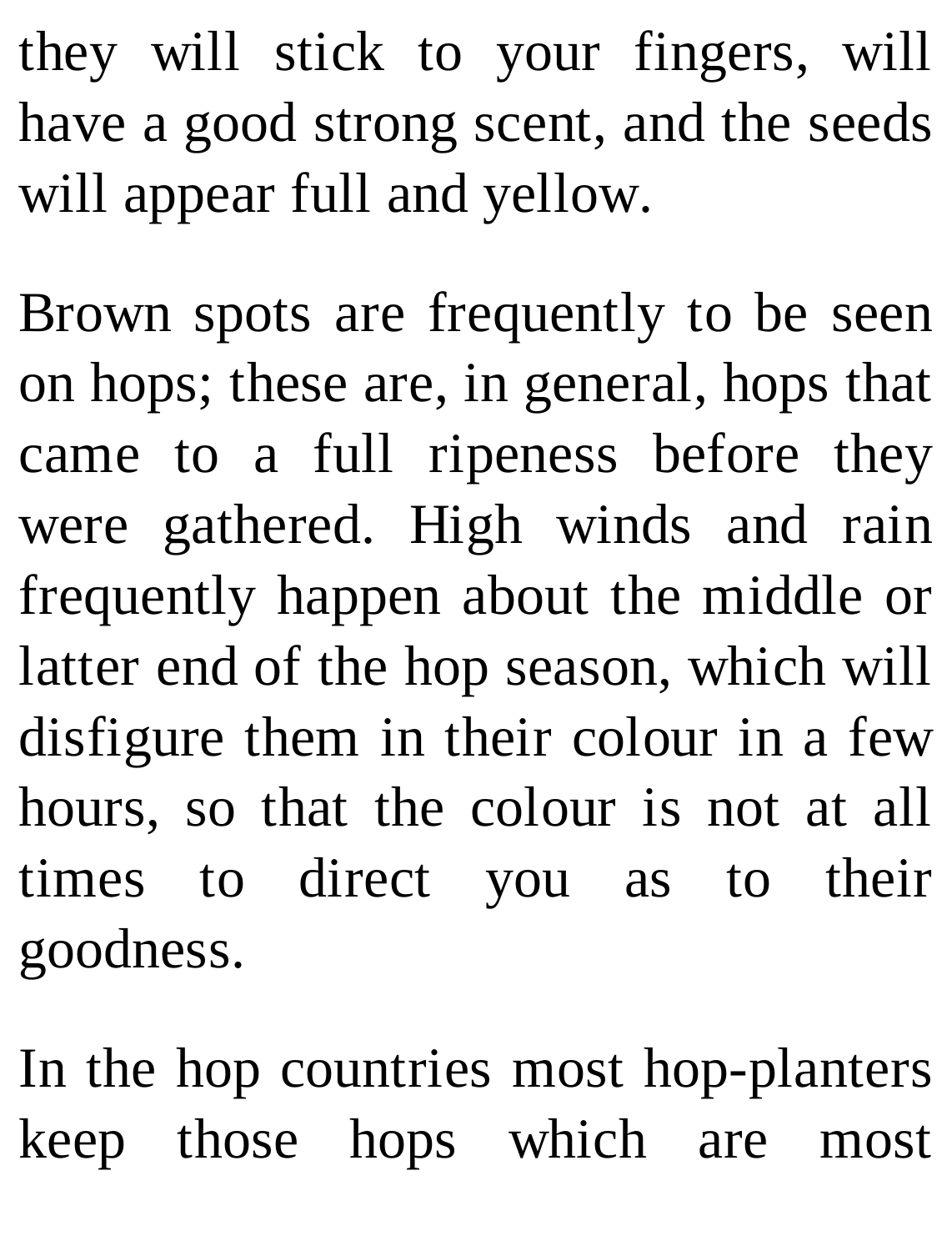they will stick to your fingers, will have a good strong scent, and the seeds will appear full and yellow.

Brown spots are frequently to be seen on hops; these are, in general, hops that came to a full ripeness before they were gathered. High winds and rain frequently happen about the middle or latter end of the hop season, which will disfigure them in their colour in a few hours, so that the colour is not at all times to direct you as to their goodness.

In the hop countries most hop-planters keep those hops which are most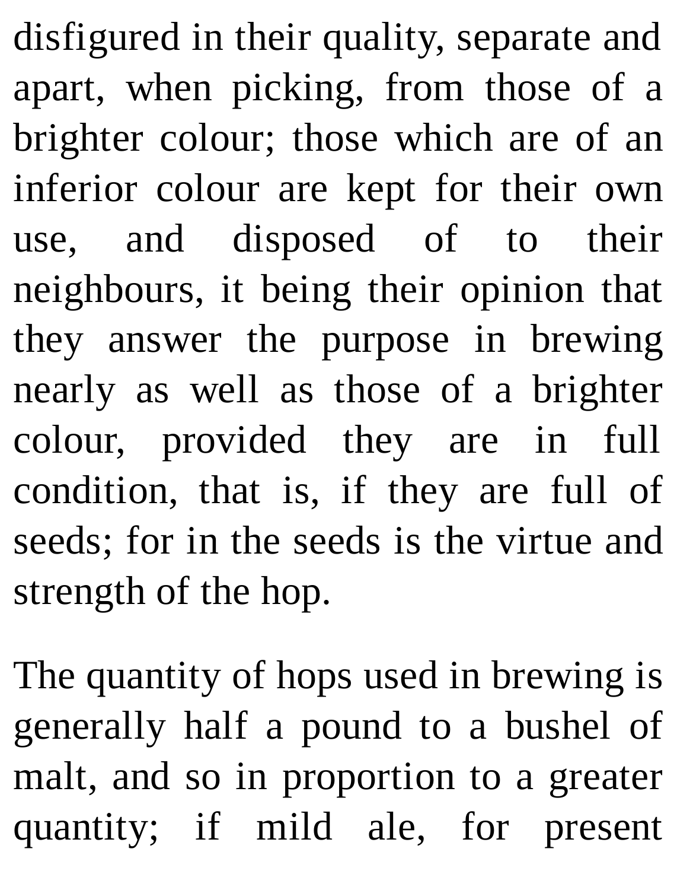disfigured in their quality, separate and apart, when picking, from those of a brighter colour; those which are of an inferior colour are kept for their own use, and disposed of to their neighbours, it being their opinion that they answer the purpose in brewing nearly as well as those of a brighter colour, provided they are in full condition, that is, if they are full of seeds; for in the seeds is the virtue and strength of the hop.

The quantity of hops used in brewing is generally half a pound to a bushel of malt, and so in proportion to a greater quantity; if mild ale, for present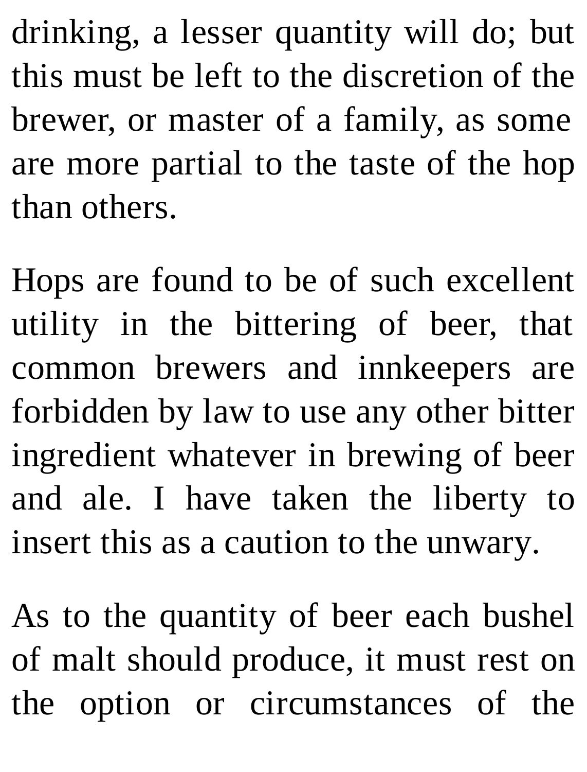drinking, a lesser quantity will do; but this must be left to the discretion of the brewer, or master of a family, as some are more partial to the taste of the hop than others.

Hops are found to be of such excellent utility in the bittering of beer, that common brewers and innkeepers are forbidden by law to use any other bitter ingredient whatever in brewing of beer and ale. I have taken the liberty to insert this as a caution to the unwary.

As to the quantity of beer each bushel of malt should produce, it must rest on the option or circumstances of the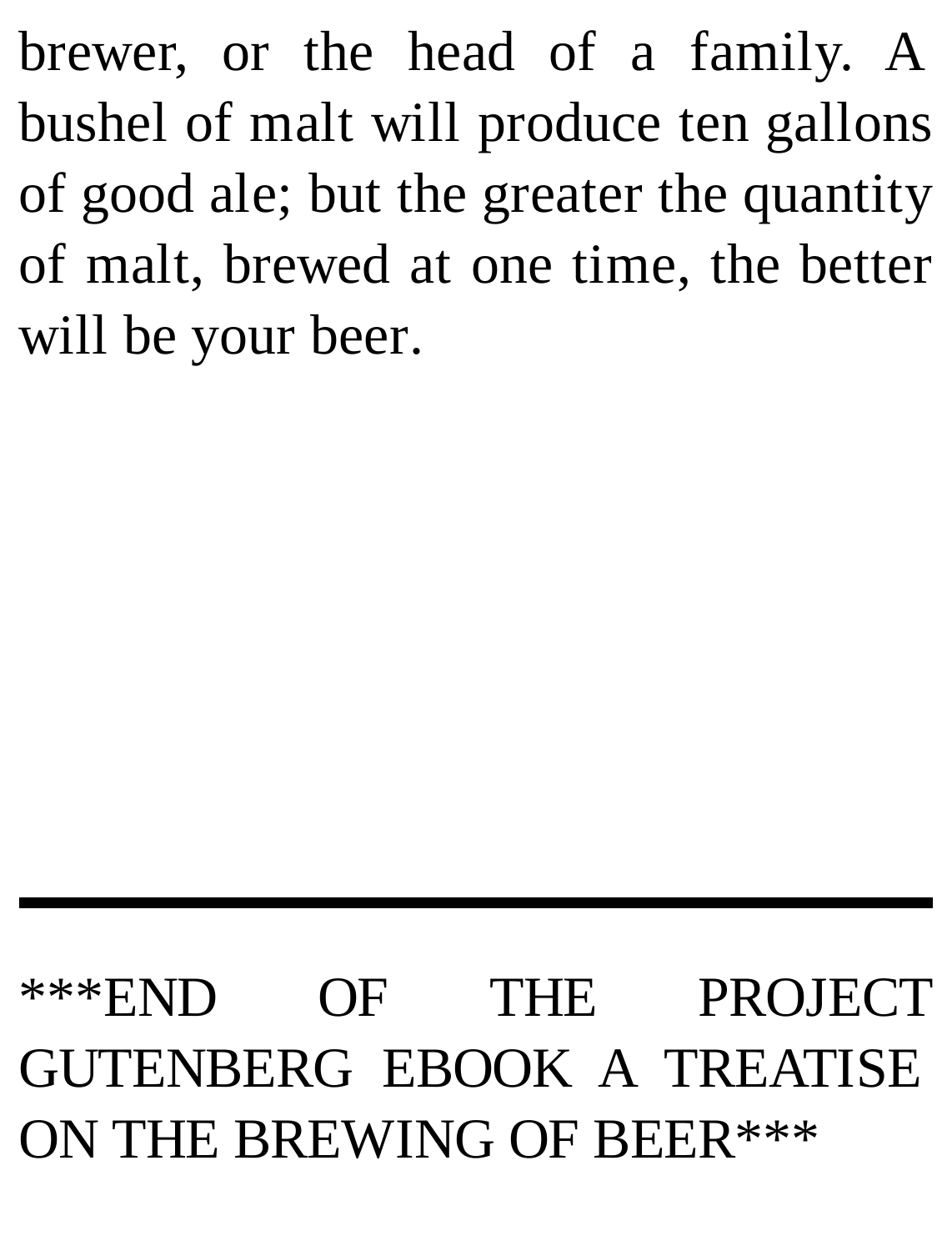brewer, or the head of a family. A bushel of malt will produce ten gallons of good ale; but the greater the quantity of malt, brewed at one time, the better will be your beer.

---

***END OF THE PROJECT GUTENBERG EBOOK A TREATISE ON THE BREWING OF BEER***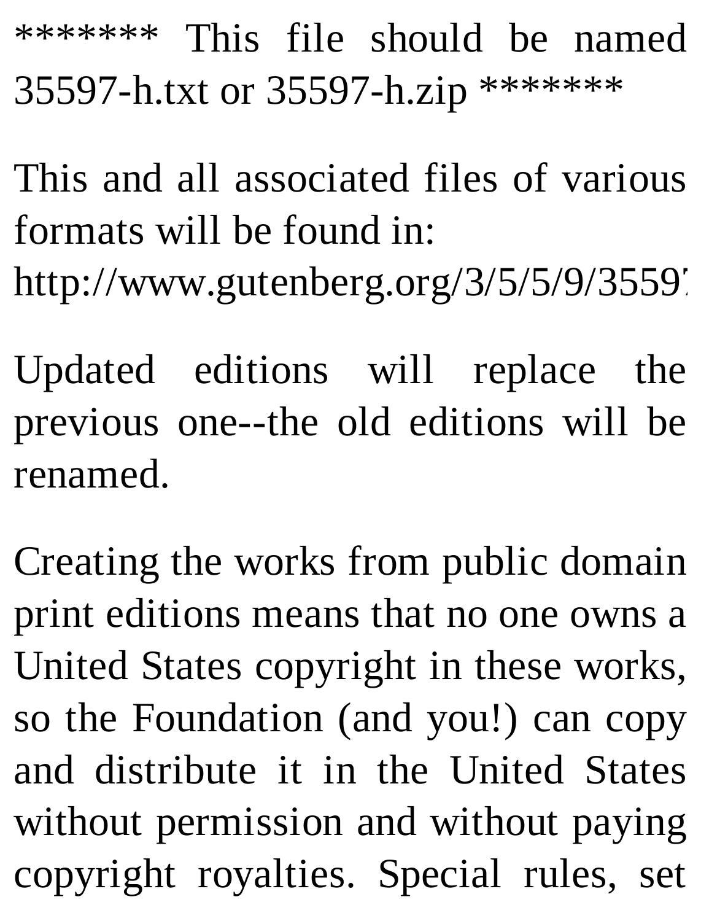******* This file should be named 35597-h.txt or 35597-h.zip *******

This and all associated files of various formats will be found in:
http://www.gutenberg.org/3/5/5/9/35597

Updated editions will replace the previous one--the old editions will be renamed.

Creating the works from public domain print editions means that no one owns a United States copyright in these works, so the Foundation (and you!) can copy and distribute it in the United States without permission and without paying copyright royalties. Special rules, set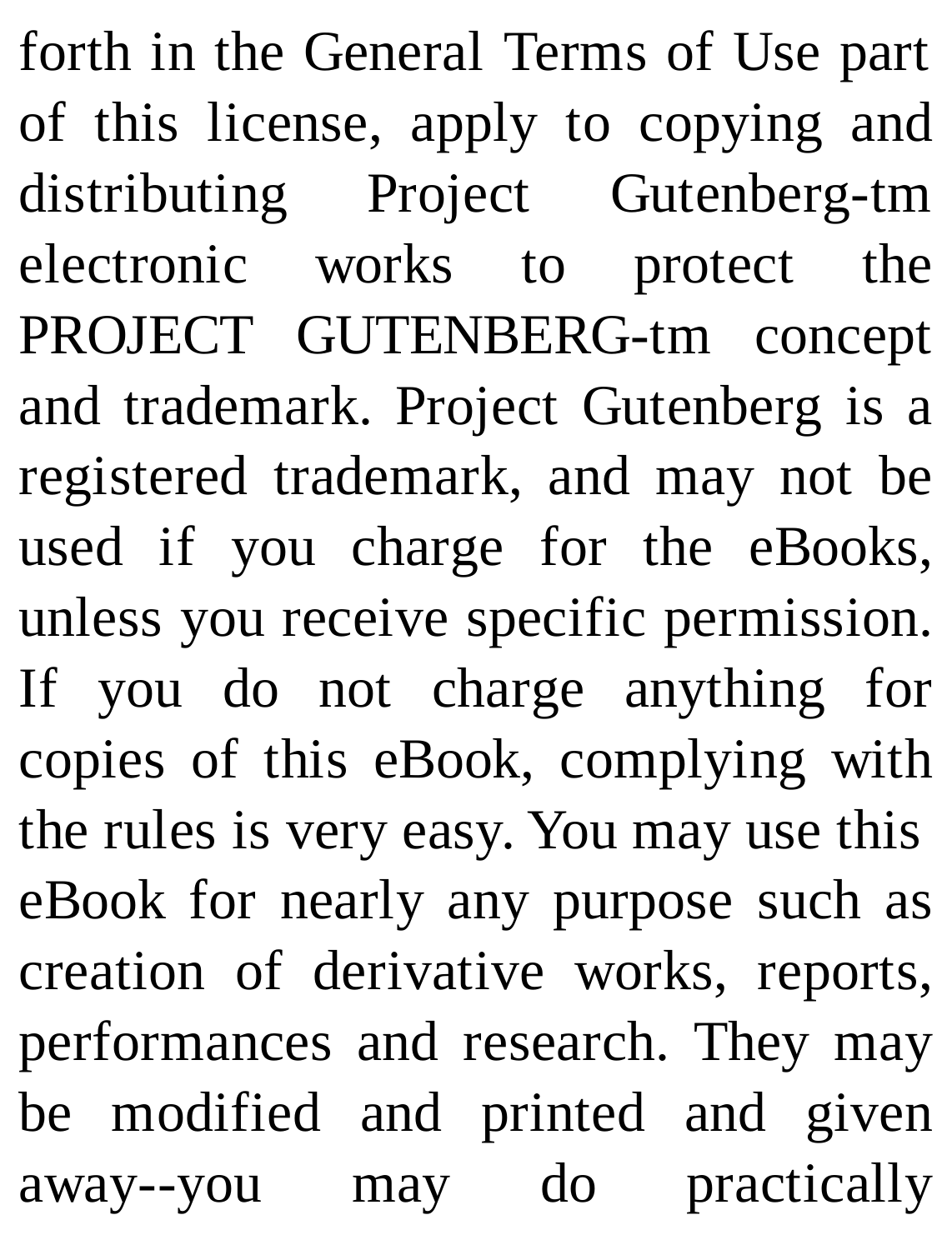forth in the General Terms of Use part of this license, apply to copying and distributing Project Gutenberg-tm electronic works to protect the PROJECT GUTENBERG-tm concept and trademark. Project Gutenberg is a registered trademark, and may not be used if you charge for the eBooks, unless you receive specific permission. If you do not charge anything for copies of this eBook, complying with the rules is very easy. You may use this eBook for nearly any purpose such as creation of derivative works, reports, performances and research. They may be modified and printed and given away--you may do practically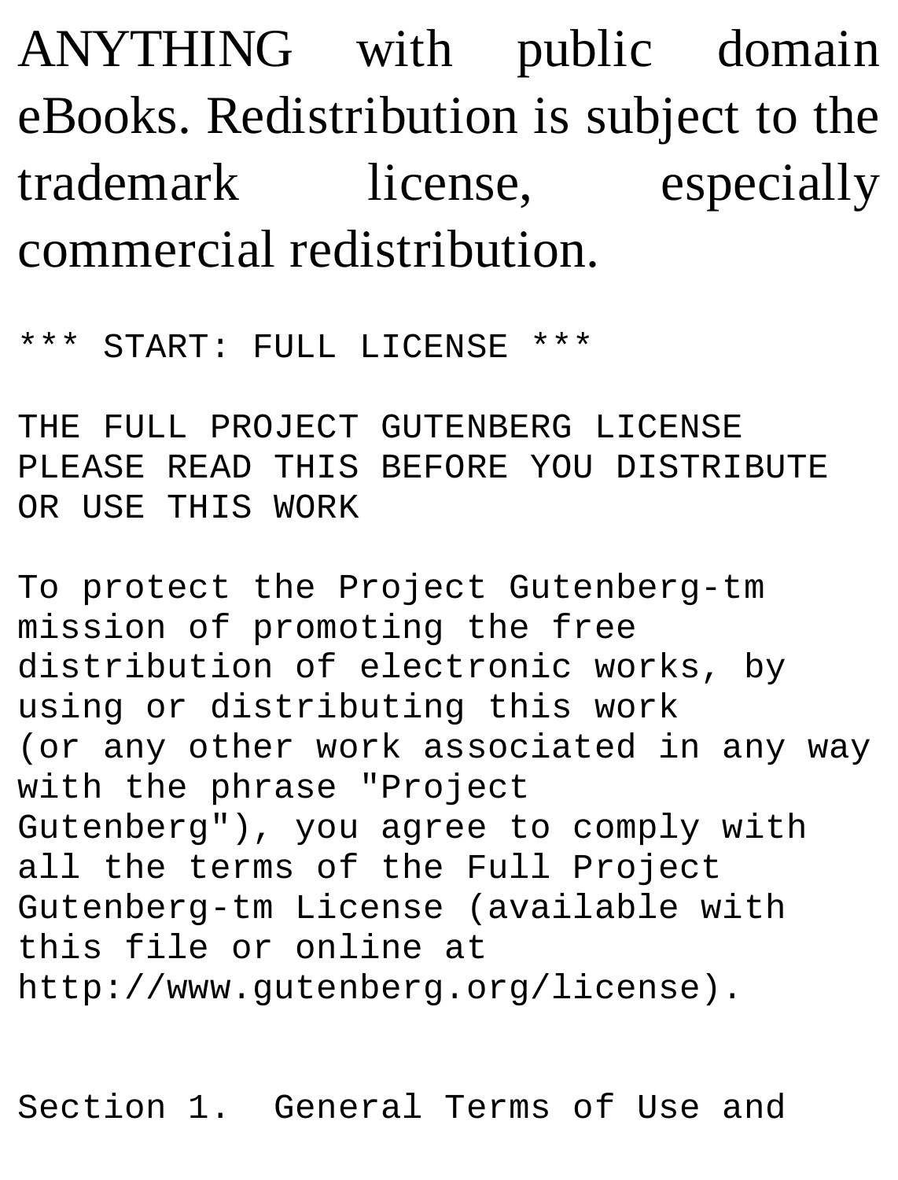ANYTHING with public domain eBooks. Redistribution is subject to the trademark license, especially commercial redistribution.

```
*** START: FULL LICENSE ***

THE FULL PROJECT GUTENBERG LICENSE
PLEASE READ THIS BEFORE YOU DISTRIBUTE
OR USE THIS WORK

To protect the Project Gutenberg-tm
mission of promoting the free
distribution of electronic works, by
using or distributing this work
(or any other work associated in any way
with the phrase "Project
Gutenberg"), you agree to comply with
all the terms of the Full Project
Gutenberg-tm License (available with
this file or online at
http://www.gutenberg.org/license).


Section 1.  General Terms of Use and
```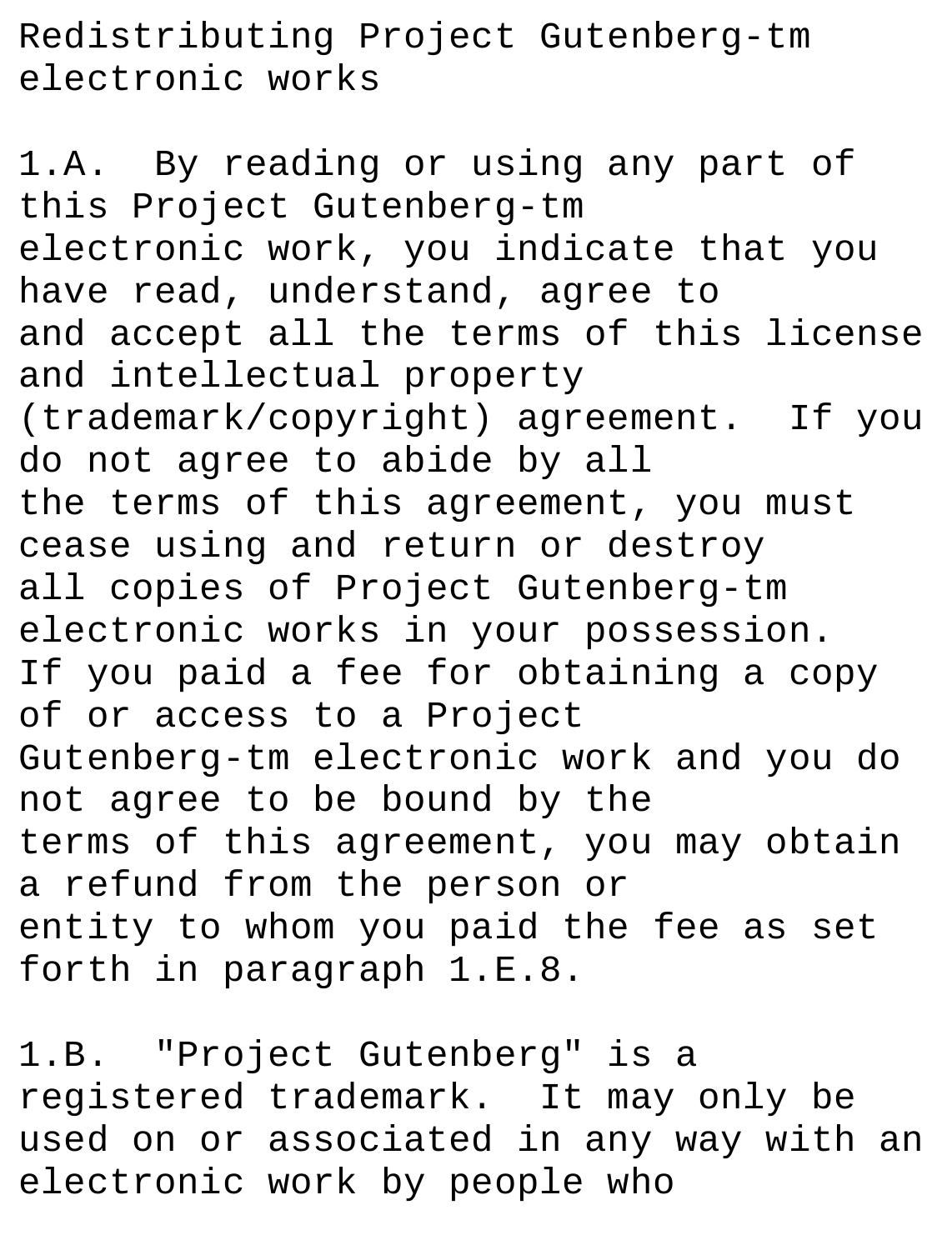Redistributing Project Gutenberg-tm electronic works

1.A. By reading or using any part of this Project Gutenberg-tm electronic work, you indicate that you have read, understand, agree to and accept all the terms of this license and intellectual property (trademark/copyright) agreement. If you do not agree to abide by all the terms of this agreement, you must cease using and return or destroy all copies of Project Gutenberg-tm electronic works in your possession. If you paid a fee for obtaining a copy of or access to a Project Gutenberg-tm electronic work and you do not agree to be bound by the terms of this agreement, you may obtain a refund from the person or entity to whom you paid the fee as set forth in paragraph 1.E.8.

1.B. "Project Gutenberg" is a registered trademark. It may only be used on or associated in any way with an electronic work by people who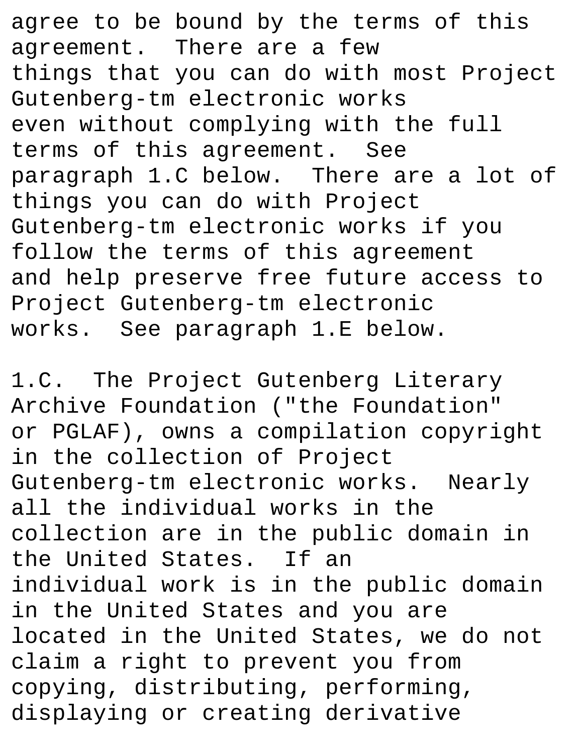agree to be bound by the terms of this agreement. There are a few things that you can do with most Project Gutenberg-tm electronic works even without complying with the full terms of this agreement. See paragraph 1.C below. There are a lot of things you can do with Project Gutenberg-tm electronic works if you follow the terms of this agreement and help preserve free future access to Project Gutenberg-tm electronic works. See paragraph 1.E below.

1.C. The Project Gutenberg Literary Archive Foundation ("the Foundation" or PGLAF), owns a compilation copyright in the collection of Project Gutenberg-tm electronic works. Nearly all the individual works in the collection are in the public domain in the United States. If an individual work is in the public domain in the United States and you are located in the United States, we do not claim a right to prevent you from copying, distributing, performing, displaying or creating derivative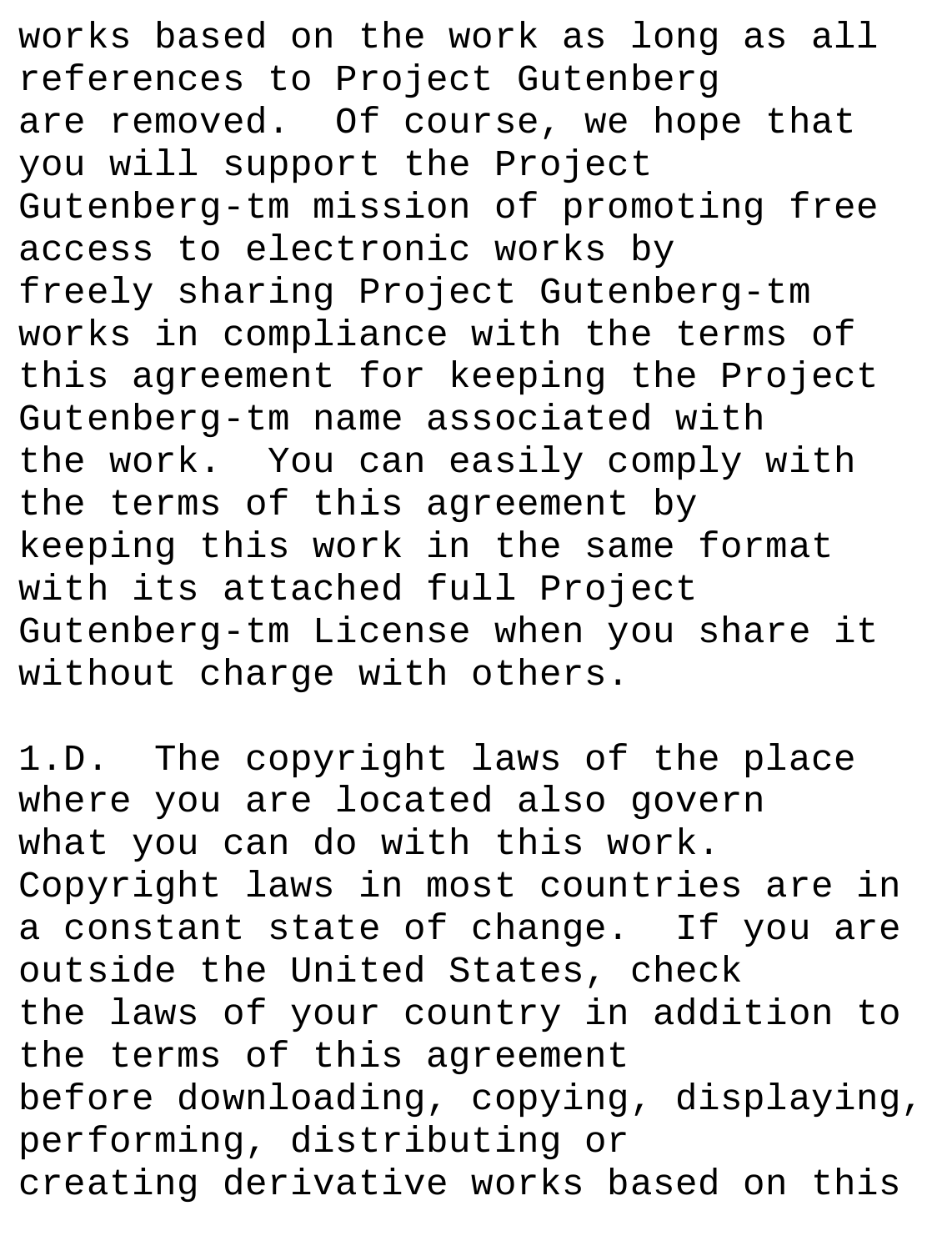works based on the work as long as all references to Project Gutenberg
are removed. Of course, we hope that you will support the Project
Gutenberg-tm mission of promoting free access to electronic works by
freely sharing Project Gutenberg-tm works in compliance with the terms of
this agreement for keeping the Project Gutenberg-tm name associated with
the work. You can easily comply with the terms of this agreement by
keeping this work in the same format with its attached full Project
Gutenberg-tm License when you share it without charge with others.

1.D. The copyright laws of the place where you are located also govern
what you can do with this work. Copyright laws in most countries are in
a constant state of change. If you are outside the United States, check
the laws of your country in addition to the terms of this agreement
before downloading, copying, displaying, performing, distributing or
creating derivative works based on this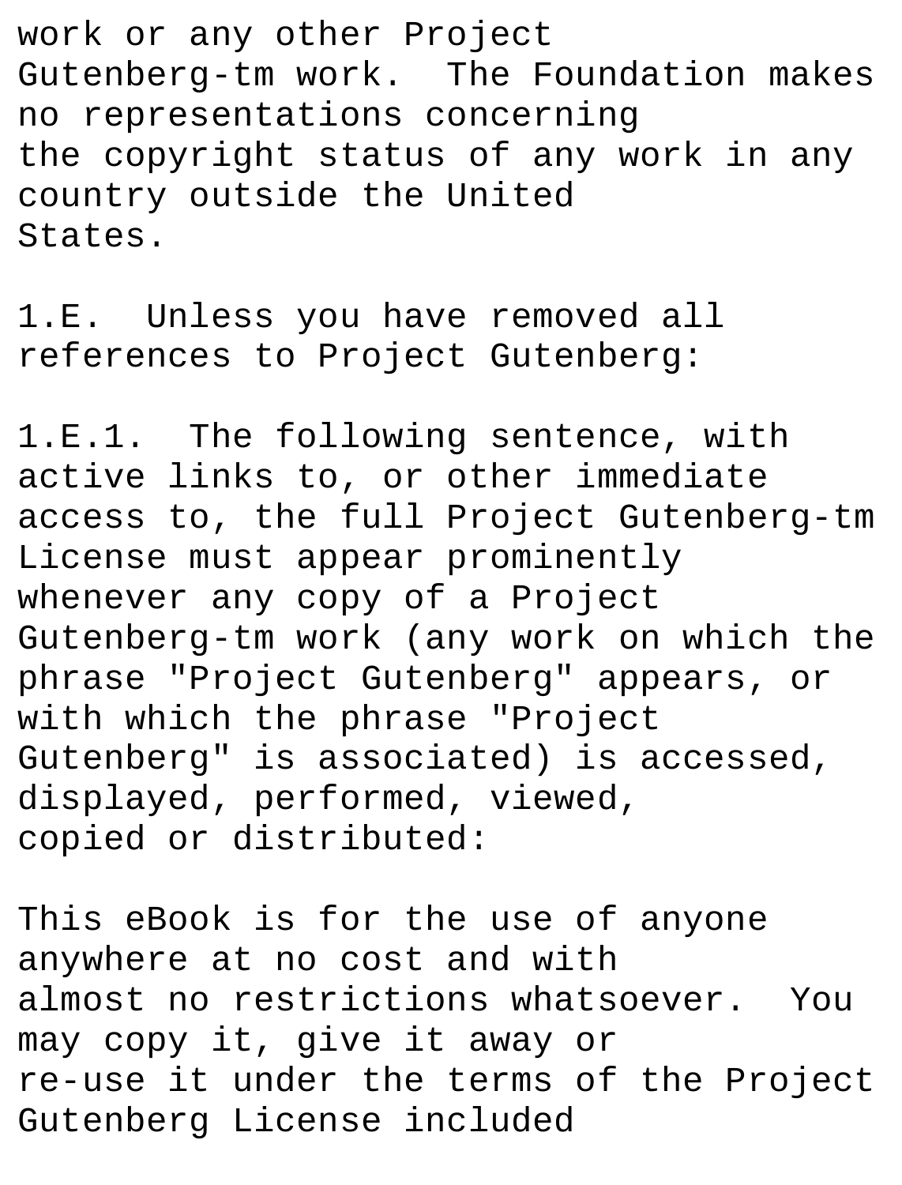work or any other Project Gutenberg-tm work. The Foundation makes no representations concerning the copyright status of any work in any country outside the United States.

1.E. Unless you have removed all references to Project Gutenberg:

1.E.1. The following sentence, with active links to, or other immediate access to, the full Project Gutenberg-tm License must appear prominently whenever any copy of a Project Gutenberg-tm work (any work on which the phrase "Project Gutenberg" appears, or with which the phrase "Project Gutenberg" is associated) is accessed, displayed, performed, viewed, copied or distributed:

This eBook is for the use of anyone anywhere at no cost and with almost no restrictions whatsoever. You may copy it, give it away or re-use it under the terms of the Project Gutenberg License included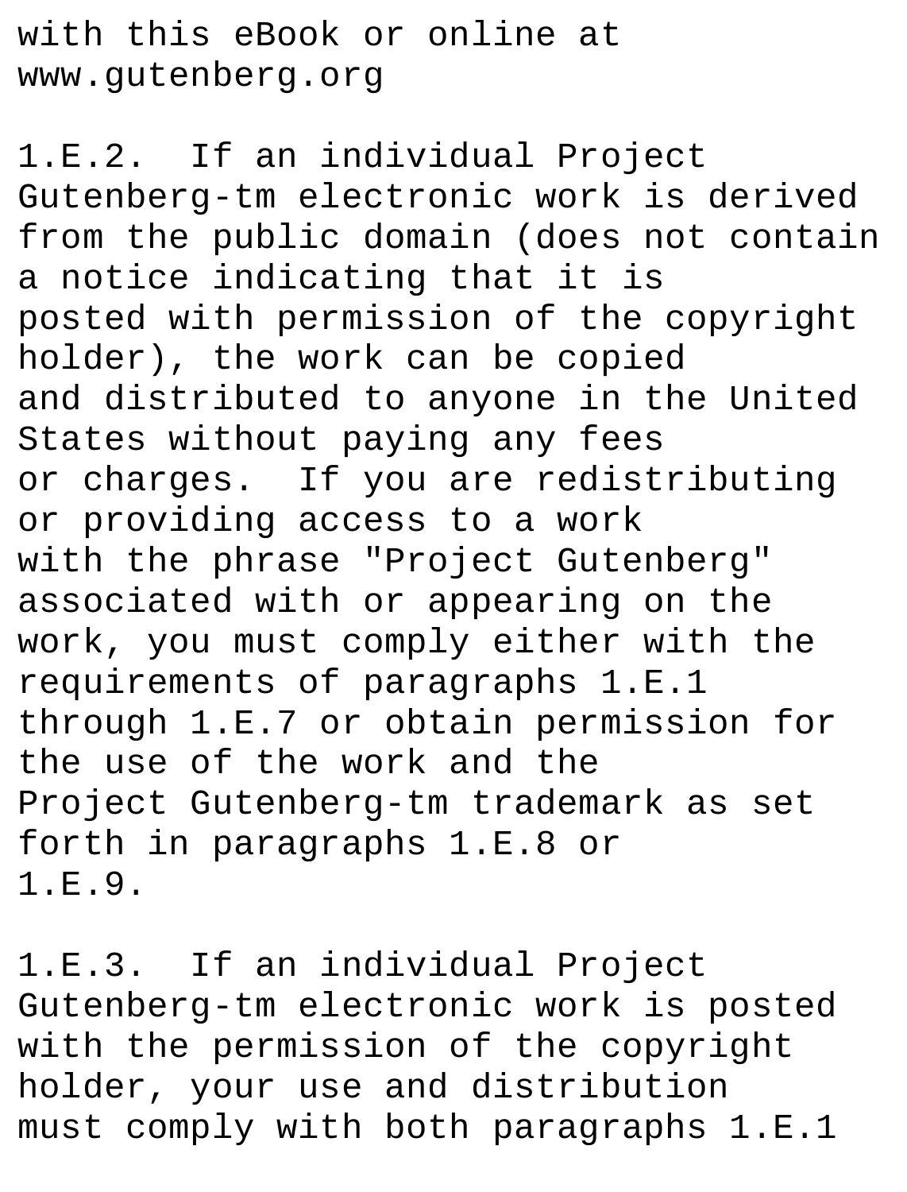with this eBook or online at
www.gutenberg.org

1.E.2. If an individual Project Gutenberg-tm electronic work is derived from the public domain (does not contain a notice indicating that it is posted with permission of the copyright holder), the work can be copied and distributed to anyone in the United States without paying any fees or charges. If you are redistributing or providing access to a work with the phrase "Project Gutenberg" associated with or appearing on the work, you must comply either with the requirements of paragraphs 1.E.1 through 1.E.7 or obtain permission for the use of the work and the Project Gutenberg-tm trademark as set forth in paragraphs 1.E.8 or 1.E.9.

1.E.3. If an individual Project Gutenberg-tm electronic work is posted with the permission of the copyright holder, your use and distribution must comply with both paragraphs 1.E.1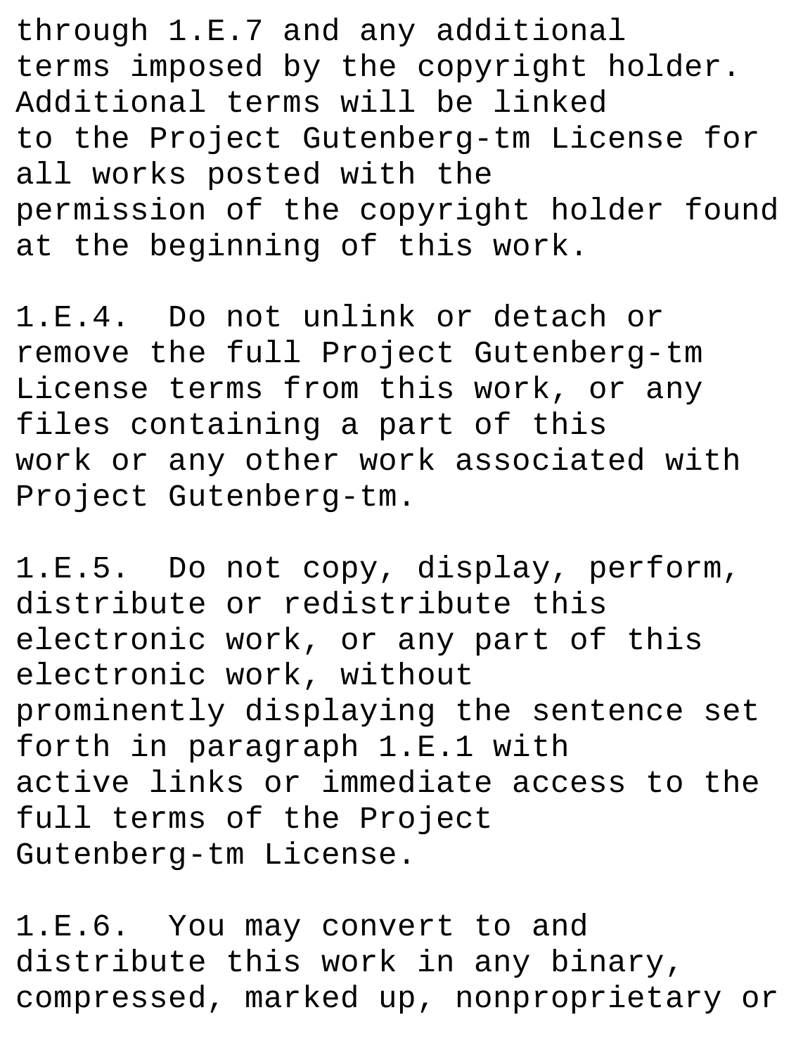through 1.E.7 and any additional terms imposed by the copyright holder. Additional terms will be linked to the Project Gutenberg-tm License for all works posted with the permission of the copyright holder found at the beginning of this work.

1.E.4. Do not unlink or detach or remove the full Project Gutenberg-tm License terms from this work, or any files containing a part of this work or any other work associated with Project Gutenberg-tm.

1.E.5. Do not copy, display, perform, distribute or redistribute this electronic work, or any part of this electronic work, without prominently displaying the sentence set forth in paragraph 1.E.1 with active links or immediate access to the full terms of the Project Gutenberg-tm License.

1.E.6. You may convert to and distribute this work in any binary, compressed, marked up, nonproprietary or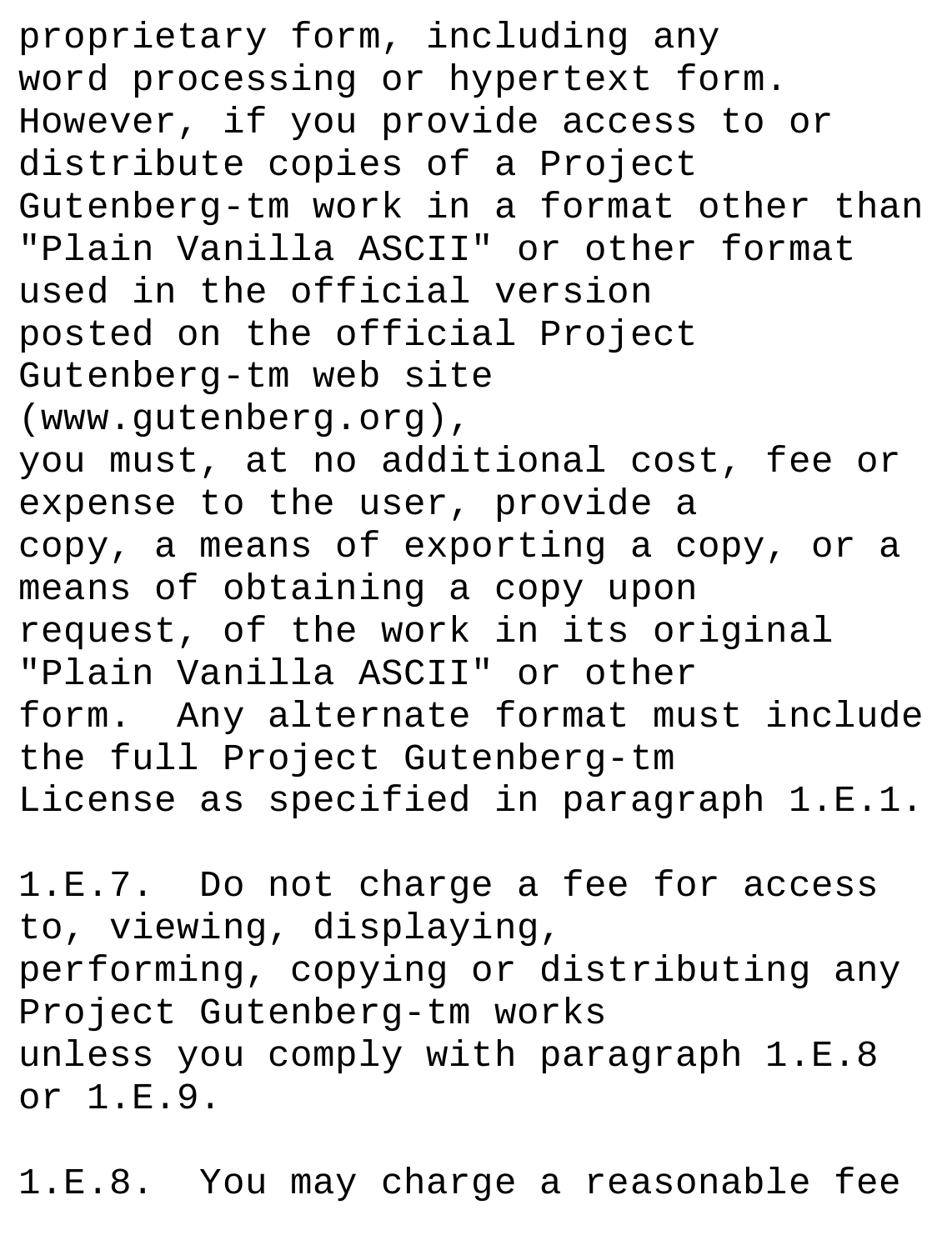proprietary form, including any word processing or hypertext form. However, if you provide access to or distribute copies of a Project Gutenberg-tm work in a format other than "Plain Vanilla ASCII" or other format used in the official version posted on the official Project Gutenberg-tm web site (www.gutenberg.org), you must, at no additional cost, fee or expense to the user, provide a copy, a means of exporting a copy, or a means of obtaining a copy upon request, of the work in its original "Plain Vanilla ASCII" or other form. Any alternate format must include the full Project Gutenberg-tm License as specified in paragraph 1.E.1.

1.E.7. Do not charge a fee for access to, viewing, displaying, performing, copying or distributing any Project Gutenberg-tm works unless you comply with paragraph 1.E.8 or 1.E.9.

1.E.8. You may charge a reasonable fee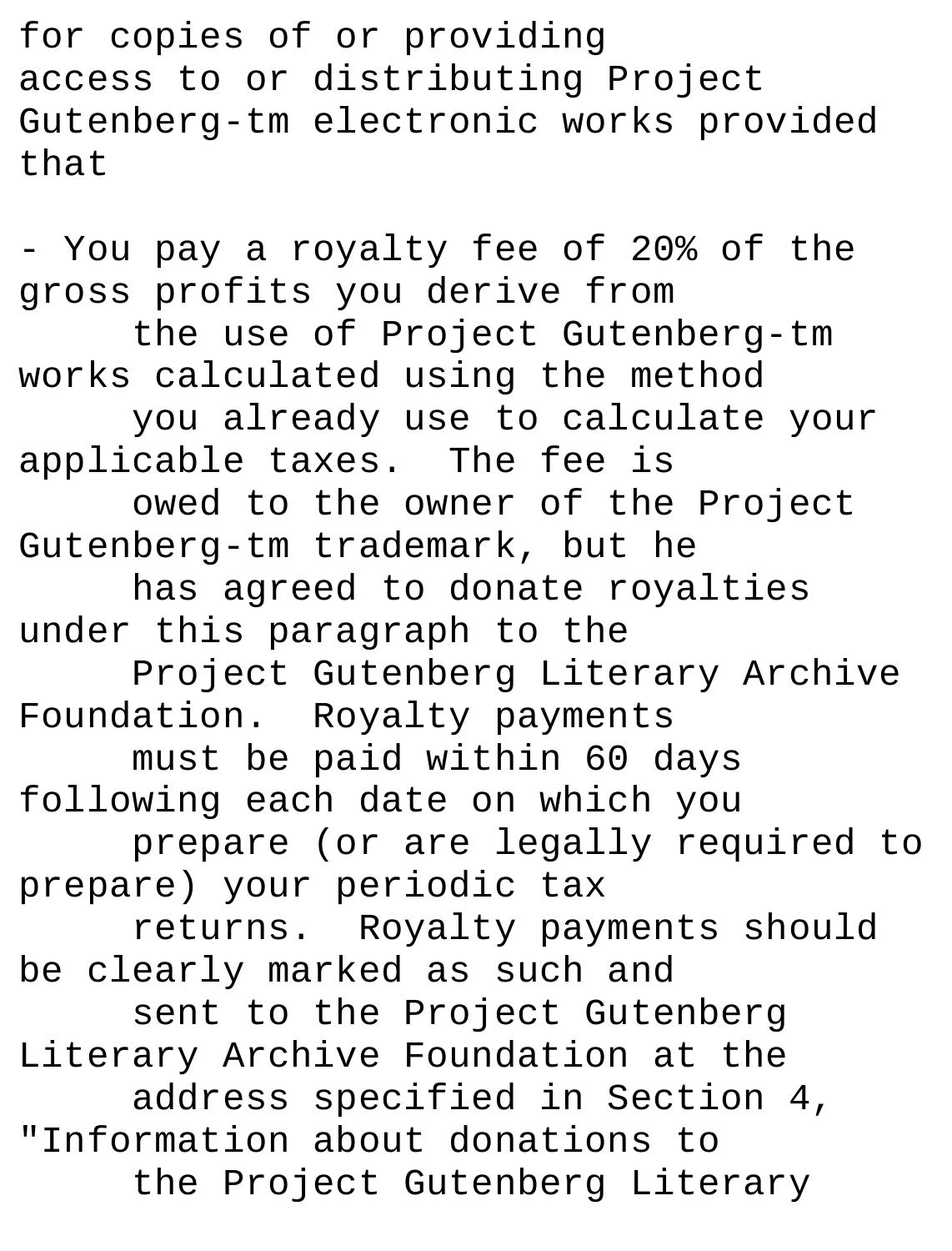for copies of or providing access to or distributing Project Gutenberg-tm electronic works provided that

- You pay a royalty fee of 20% of the gross profits you derive from the use of Project Gutenberg-tm works calculated using the method you already use to calculate your applicable taxes. The fee is owed to the owner of the Project Gutenberg-tm trademark, but he has agreed to donate royalties under this paragraph to the Project Gutenberg Literary Archive Foundation. Royalty payments must be paid within 60 days following each date on which you prepare (or are legally required to prepare) your periodic tax returns. Royalty payments should be clearly marked as such and sent to the Project Gutenberg Literary Archive Foundation at the address specified in Section 4, "Information about donations to the Project Gutenberg Literary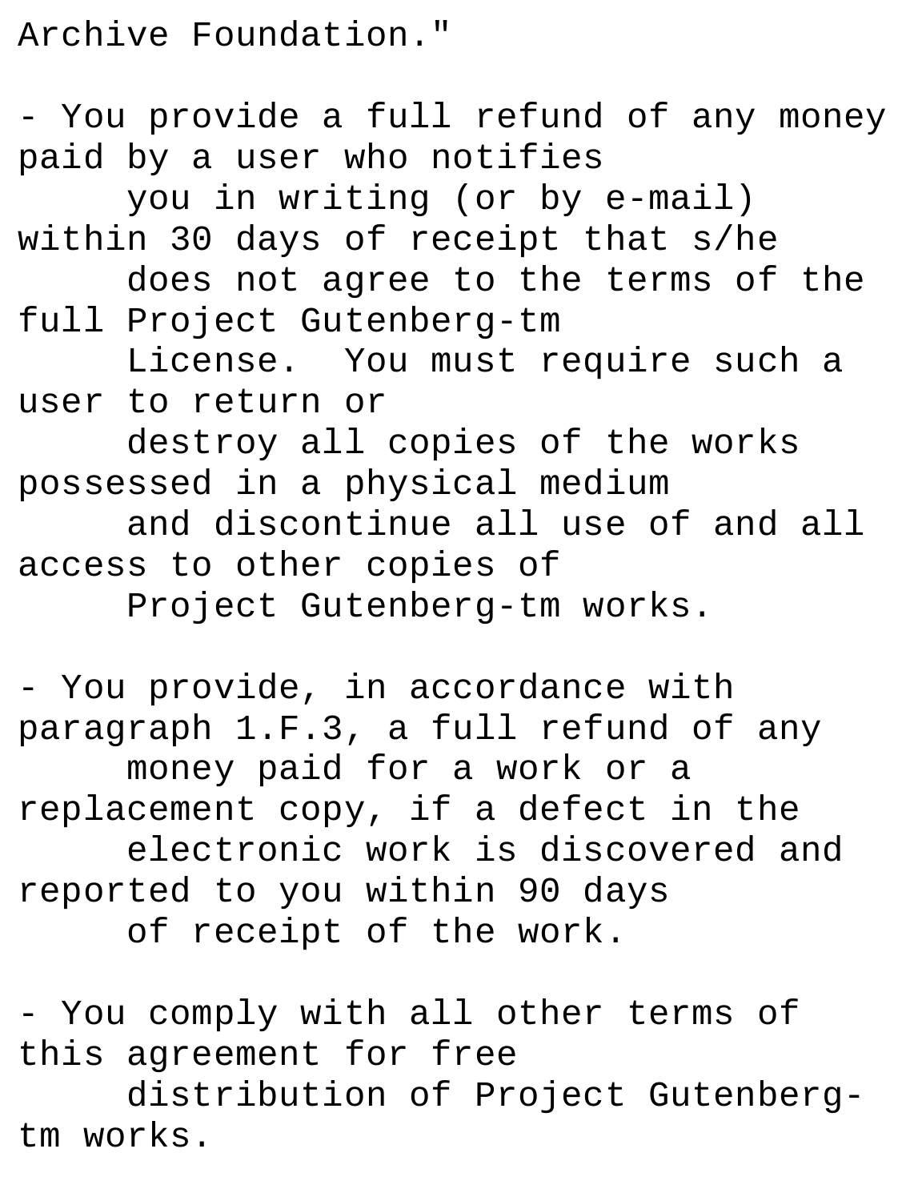Archive Foundation."

- You provide a full refund of any money paid by a user who notifies you in writing (or by e-mail) within 30 days of receipt that s/he does not agree to the terms of the full Project Gutenberg-tm License. You must require such a user to return or destroy all copies of the works possessed in a physical medium and discontinue all use of and all access to other copies of Project Gutenberg-tm works.

- You provide, in accordance with paragraph 1.F.3, a full refund of any money paid for a work or a replacement copy, if a defect in the electronic work is discovered and reported to you within 90 days of receipt of the work.

- You comply with all other terms of this agreement for free distribution of Project Gutenberg-tm works.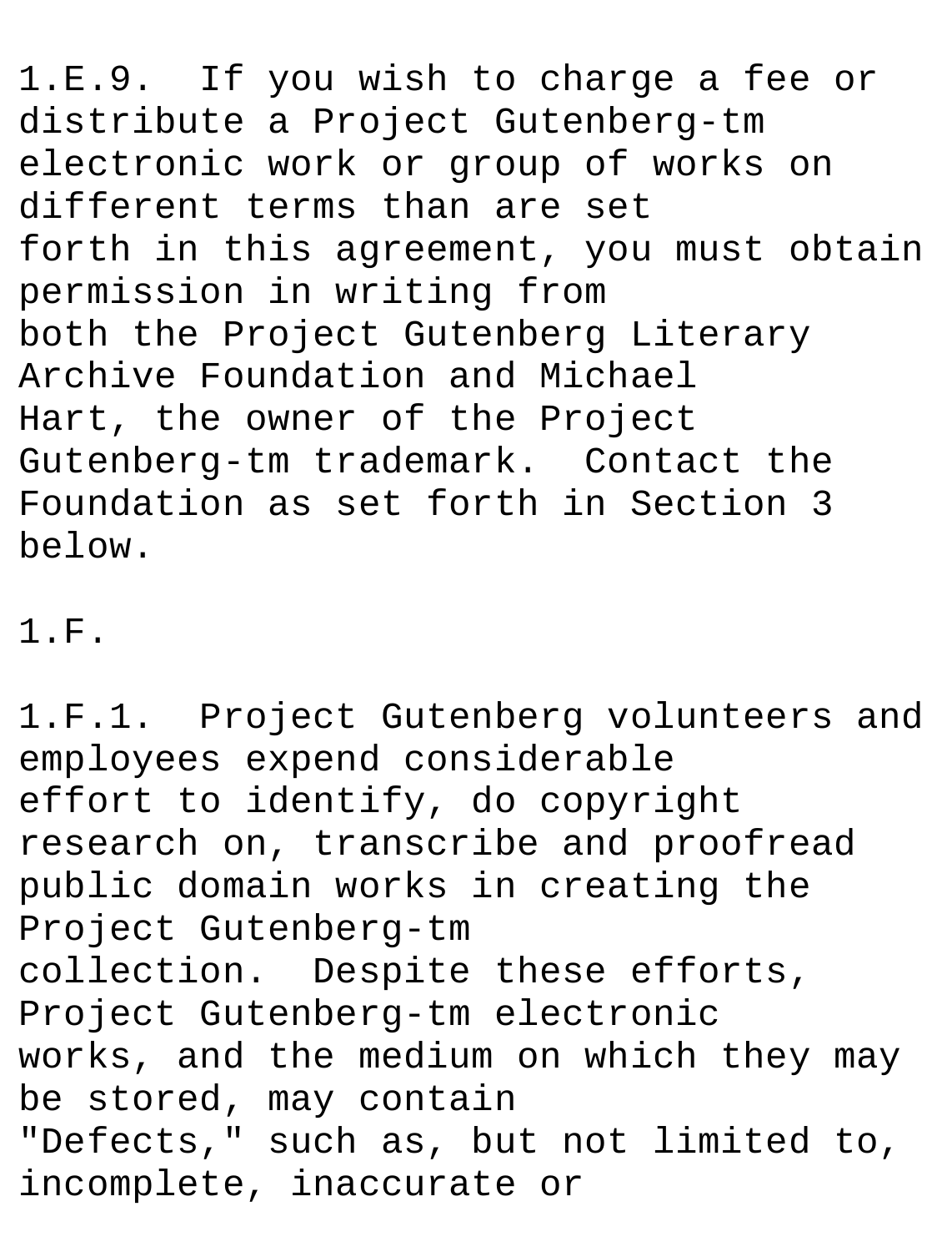1.E.9. If you wish to charge a fee or distribute a Project Gutenberg-tm electronic work or group of works on different terms than are set forth in this agreement, you must obtain permission in writing from both the Project Gutenberg Literary Archive Foundation and Michael Hart, the owner of the Project Gutenberg-tm trademark. Contact the Foundation as set forth in Section 3 below.

1.F.

1.F.1. Project Gutenberg volunteers and employees expend considerable effort to identify, do copyright research on, transcribe and proofread public domain works in creating the Project Gutenberg-tm collection. Despite these efforts, Project Gutenberg-tm electronic works, and the medium on which they may be stored, may contain "Defects," such as, but not limited to, incomplete, inaccurate or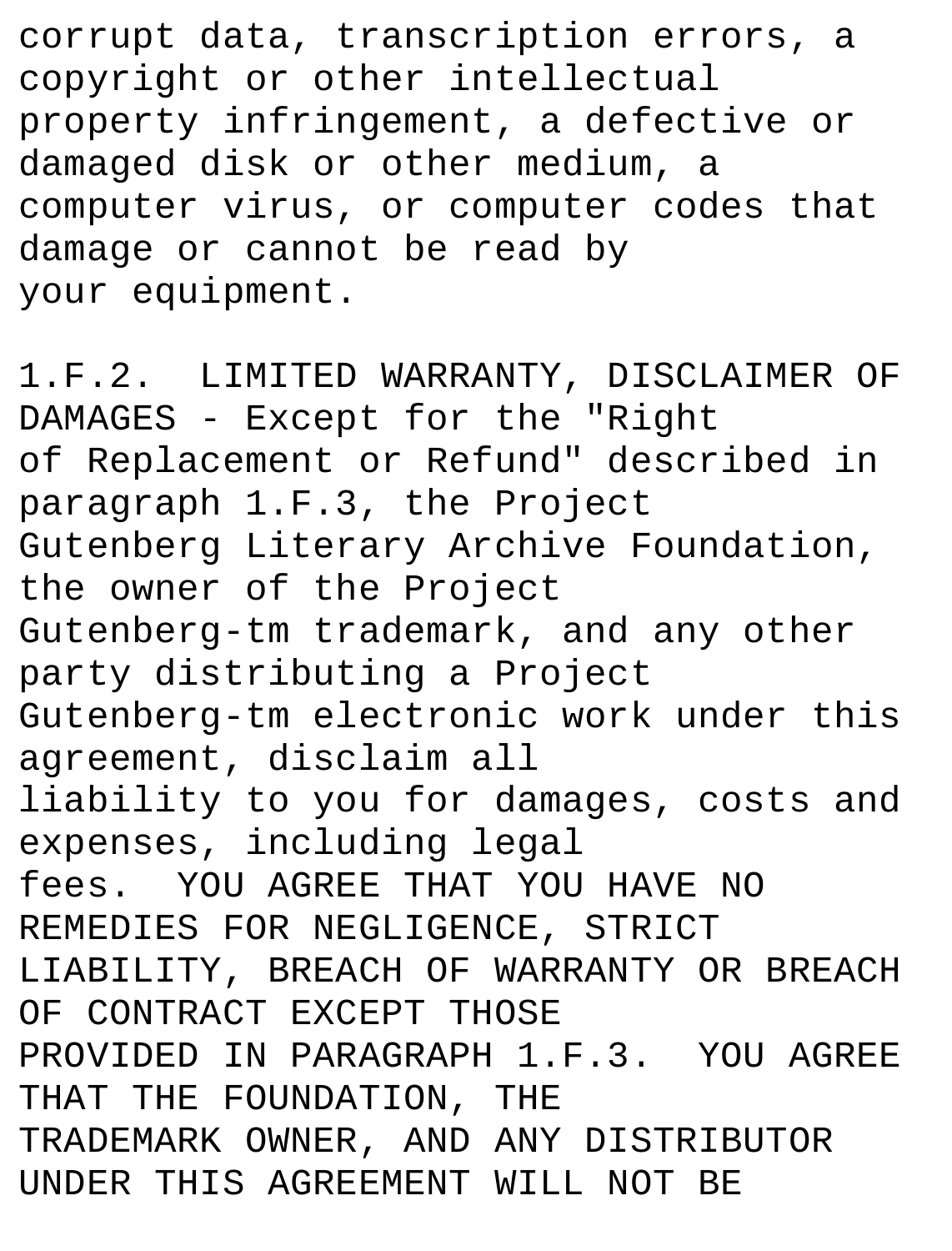corrupt data, transcription errors, a copyright or other intellectual property infringement, a defective or damaged disk or other medium, a computer virus, or computer codes that damage or cannot be read by your equipment.

1.F.2. LIMITED WARRANTY, DISCLAIMER OF DAMAGES - Except for the "Right of Replacement or Refund" described in paragraph 1.F.3, the Project Gutenberg Literary Archive Foundation, the owner of the Project Gutenberg-tm trademark, and any other party distributing a Project Gutenberg-tm electronic work under this agreement, disclaim all liability to you for damages, costs and expenses, including legal fees. YOU AGREE THAT YOU HAVE NO REMEDIES FOR NEGLIGENCE, STRICT LIABILITY, BREACH OF WARRANTY OR BREACH OF CONTRACT EXCEPT THOSE PROVIDED IN PARAGRAPH 1.F.3. YOU AGREE THAT THE FOUNDATION, THE TRADEMARK OWNER, AND ANY DISTRIBUTOR UNDER THIS AGREEMENT WILL NOT BE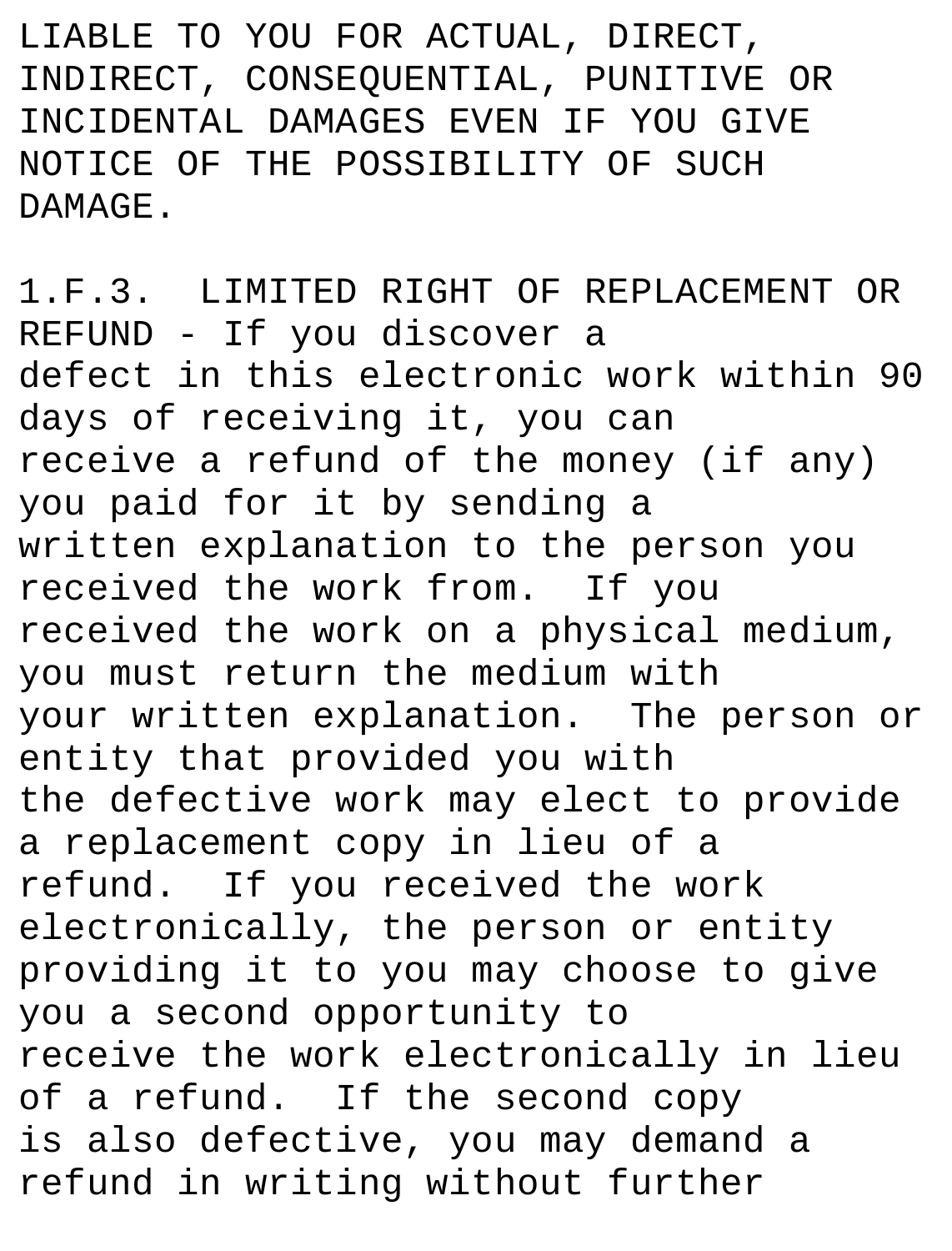LIABLE TO YOU FOR ACTUAL, DIRECT, INDIRECT, CONSEQUENTIAL, PUNITIVE OR INCIDENTAL DAMAGES EVEN IF YOU GIVE NOTICE OF THE POSSIBILITY OF SUCH DAMAGE.

1.F.3. LIMITED RIGHT OF REPLACEMENT OR REFUND - If you discover a defect in this electronic work within 90 days of receiving it, you can receive a refund of the money (if any) you paid for it by sending a written explanation to the person you received the work from. If you received the work on a physical medium, you must return the medium with your written explanation. The person or entity that provided you with the defective work may elect to provide a replacement copy in lieu of a refund. If you received the work electronically, the person or entity providing it to you may choose to give you a second opportunity to receive the work electronically in lieu of a refund. If the second copy is also defective, you may demand a refund in writing without further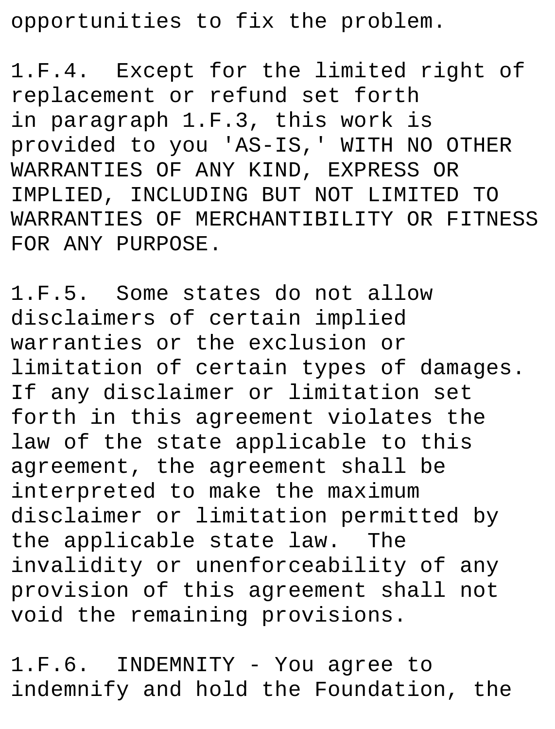opportunities to fix the problem.

1.F.4. Except for the limited right of replacement or refund set forth in paragraph 1.F.3, this work is provided to you 'AS-IS,' WITH NO OTHER WARRANTIES OF ANY KIND, EXPRESS OR IMPLIED, INCLUDING BUT NOT LIMITED TO WARRANTIES OF MERCHANTIBILITY OR FITNESS FOR ANY PURPOSE.

1.F.5. Some states do not allow disclaimers of certain implied warranties or the exclusion or limitation of certain types of damages. If any disclaimer or limitation set forth in this agreement violates the law of the state applicable to this agreement, the agreement shall be interpreted to make the maximum disclaimer or limitation permitted by the applicable state law. The invalidity or unenforceability of any provision of this agreement shall not void the remaining provisions.

1.F.6. INDEMNITY - You agree to indemnify and hold the Foundation, the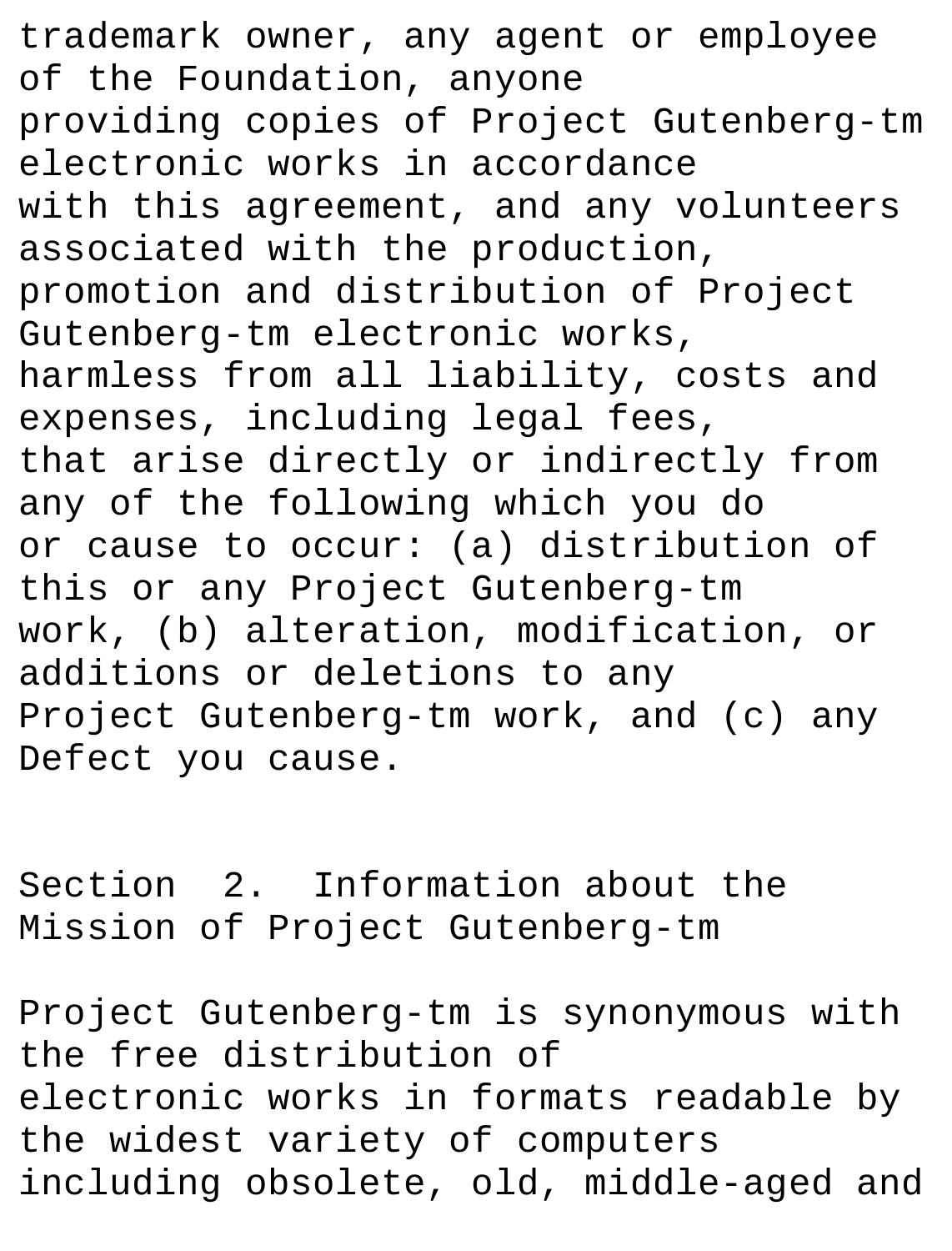trademark owner, any agent or employee of the Foundation, anyone providing copies of Project Gutenberg-tm electronic works in accordance with this agreement, and any volunteers associated with the production, promotion and distribution of Project Gutenberg-tm electronic works, harmless from all liability, costs and expenses, including legal fees, that arise directly or indirectly from any of the following which you do or cause to occur: (a) distribution of this or any Project Gutenberg-tm work, (b) alteration, modification, or additions or deletions to any Project Gutenberg-tm work, and (c) any Defect you cause.

## Section 2. Information about the Mission of Project Gutenberg-tm

Project Gutenberg-tm is synonymous with the free distribution of electronic works in formats readable by the widest variety of computers including obsolete, old, middle-aged and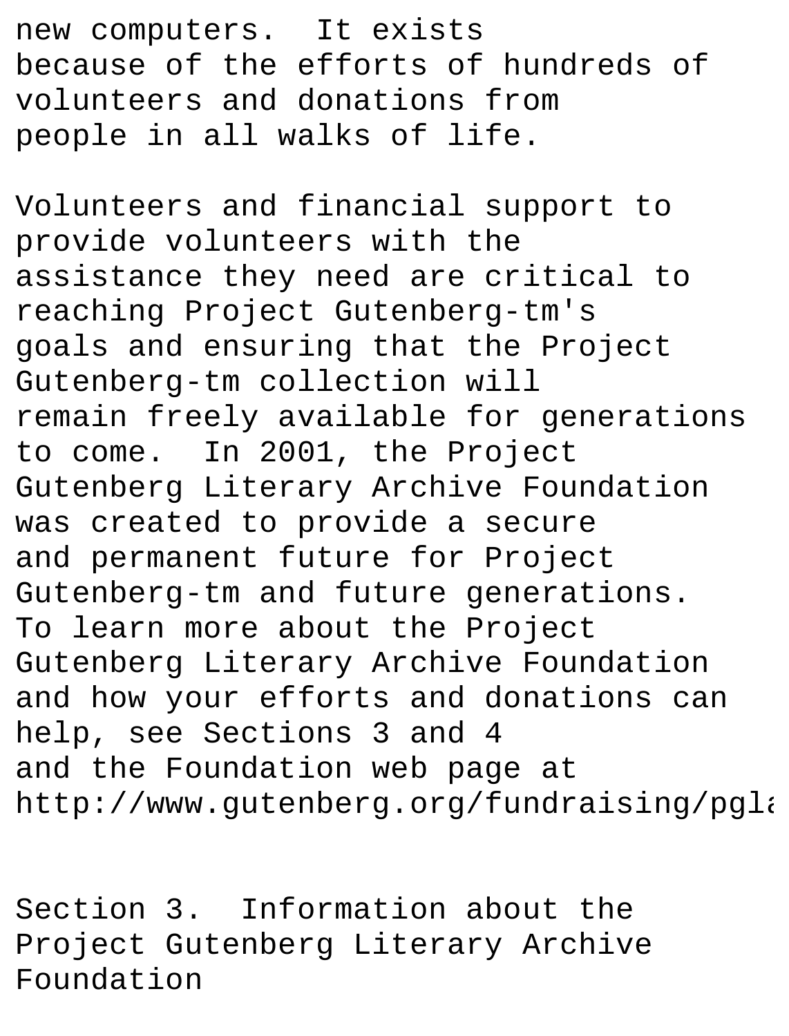new computers. It exists because of the efforts of hundreds of volunteers and donations from people in all walks of life.

Volunteers and financial support to provide volunteers with the assistance they need are critical to reaching Project Gutenberg-tm's goals and ensuring that the Project Gutenberg-tm collection will remain freely available for generations to come. In 2001, the Project Gutenberg Literary Archive Foundation was created to provide a secure and permanent future for Project Gutenberg-tm and future generations. To learn more about the Project Gutenberg Literary Archive Foundation and how your efforts and donations can help, see Sections 3 and 4 and the Foundation web page at http://www.gutenberg.org/fundraising/pgla

Section 3. Information about the Project Gutenberg Literary Archive Foundation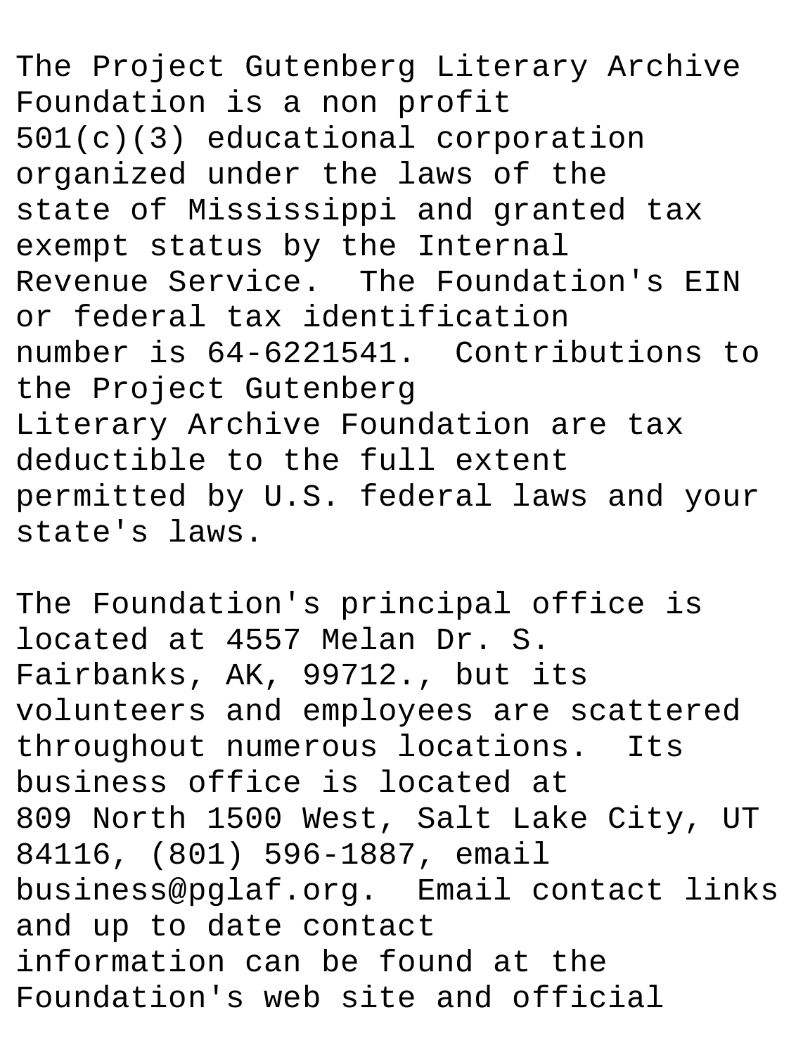The Project Gutenberg Literary Archive Foundation is a non profit 501(c)(3) educational corporation organized under the laws of the state of Mississippi and granted tax exempt status by the Internal Revenue Service.  The Foundation's EIN or federal tax identification number is 64-6221541.  Contributions to the Project Gutenberg Literary Archive Foundation are tax deductible to the full extent permitted by U.S. federal laws and your state's laws.

The Foundation's principal office is located at 4557 Melan Dr. S. Fairbanks, AK, 99712., but its volunteers and employees are scattered throughout numerous locations.  Its business office is located at 809 North 1500 West, Salt Lake City, UT 84116, (801) 596-1887, email business@pglaf.org.  Email contact links and up to date contact information can be found at the Foundation's web site and official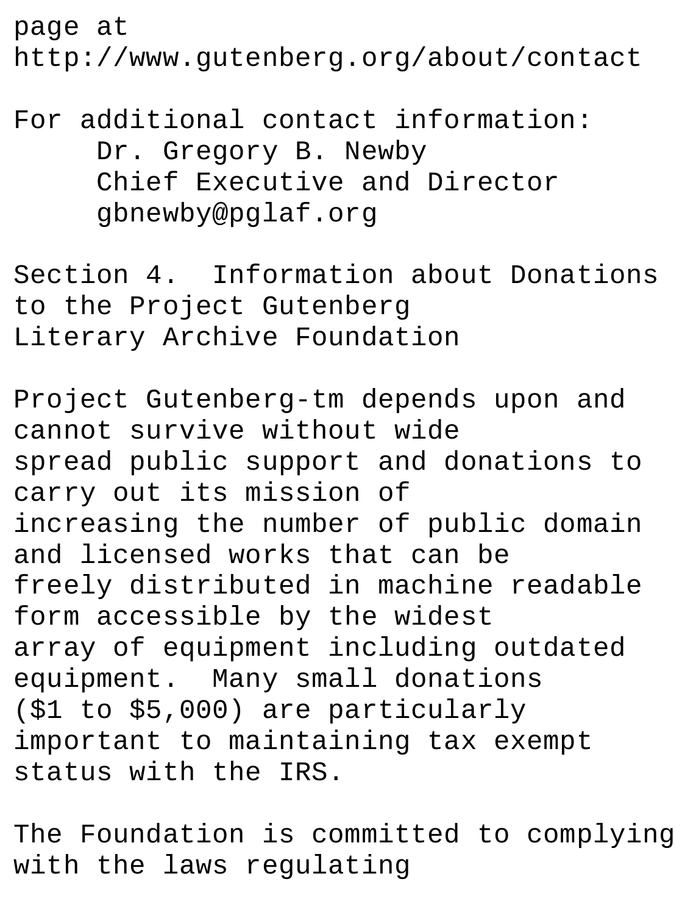page at
http://www.gutenberg.org/about/contact

For additional contact information:
Dr. Gregory B. Newby
Chief Executive and Director
gbnewby@pglaf.org

Section 4. Information about Donations to the Project Gutenberg Literary Archive Foundation

Project Gutenberg-tm depends upon and cannot survive without wide spread public support and donations to carry out its mission of increasing the number of public domain and licensed works that can be freely distributed in machine readable form accessible by the widest array of equipment including outdated equipment. Many small donations ($1 to $5,000) are particularly important to maintaining tax exempt status with the IRS.

The Foundation is committed to complying with the laws regulating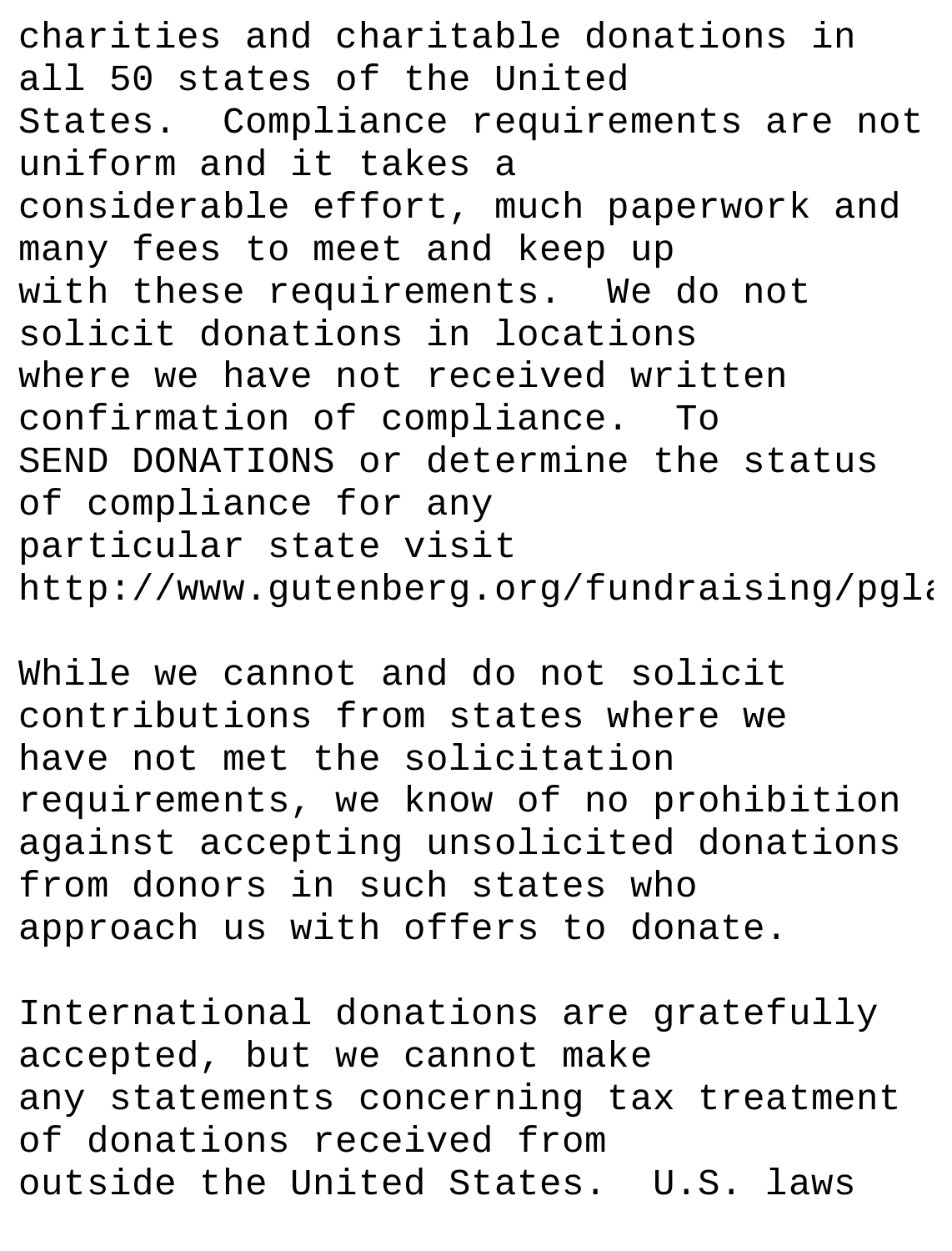charities and charitable donations in all 50 states of the United States. Compliance requirements are not uniform and it takes a considerable effort, much paperwork and many fees to meet and keep up with these requirements. We do not solicit donations in locations where we have not received written confirmation of compliance. To SEND DONATIONS or determine the status of compliance for any particular state visit http://www.gutenberg.org/fundraising/pgla

While we cannot and do not solicit contributions from states where we have not met the solicitation requirements, we know of no prohibition against accepting unsolicited donations from donors in such states who approach us with offers to donate.

International donations are gratefully accepted, but we cannot make any statements concerning tax treatment of donations received from outside the United States. U.S. laws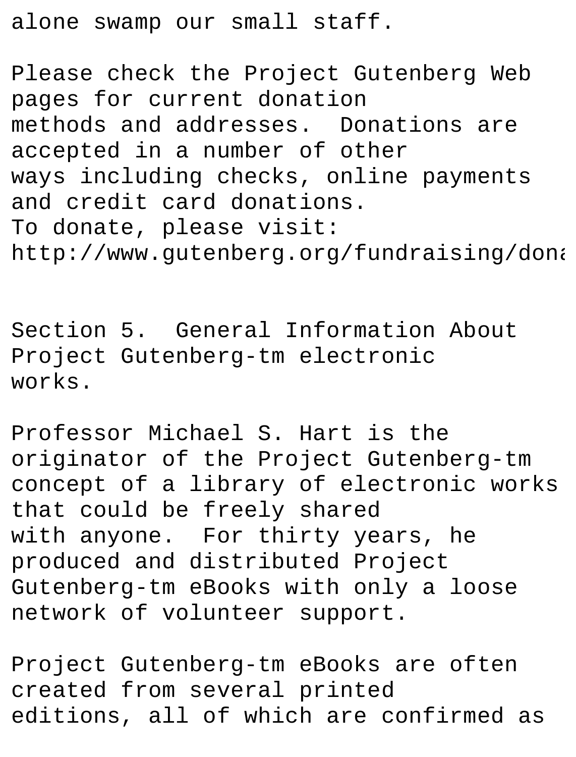alone swamp our small staff.

Please check the Project Gutenberg Web pages for current donation methods and addresses. Donations are accepted in a number of other ways including checks, online payments and credit card donations.
To donate, please visit:
http://www.gutenberg.org/fundraising/dona

Section 5. General Information About Project Gutenberg-tm electronic works.

Professor Michael S. Hart is the originator of the Project Gutenberg-tm concept of a library of electronic works that could be freely shared with anyone. For thirty years, he produced and distributed Project Gutenberg-tm eBooks with only a loose network of volunteer support.

Project Gutenberg-tm eBooks are often created from several printed editions, all of which are confirmed as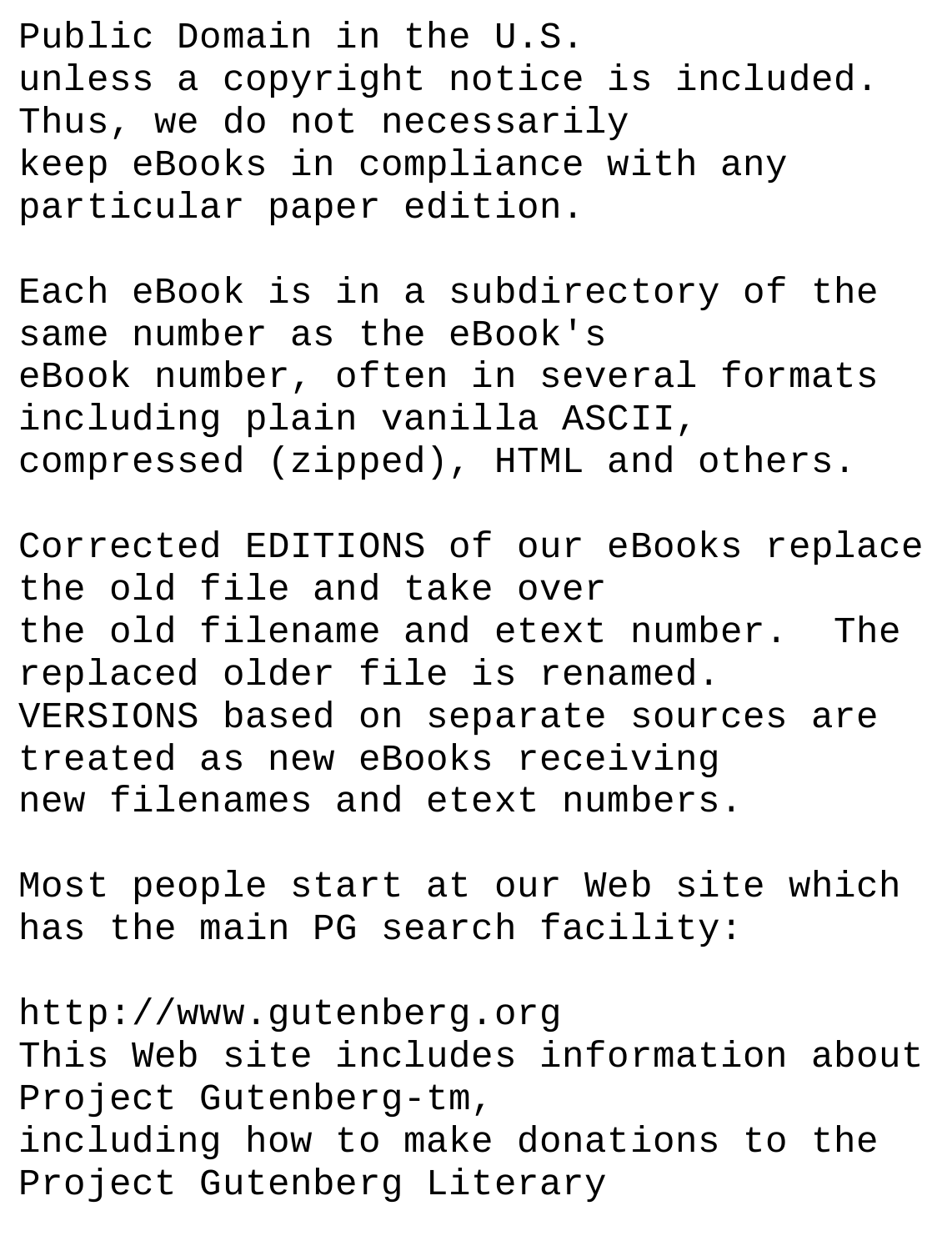Public Domain in the U.S.
unless a copyright notice is included.
Thus, we do not necessarily
keep eBooks in compliance with any
particular paper edition.

Each eBook is in a subdirectory of the
same number as the eBook's
eBook number, often in several formats
including plain vanilla ASCII,
compressed (zipped), HTML and others.

Corrected EDITIONS of our eBooks replace
the old file and take over
the old filename and etext number.  The
replaced older file is renamed.
VERSIONS based on separate sources are
treated as new eBooks receiving
new filenames and etext numbers.

Most people start at our Web site which
has the main PG search facility:

http://www.gutenberg.org
This Web site includes information about
Project Gutenberg-tm,
including how to make donations to the
Project Gutenberg Literary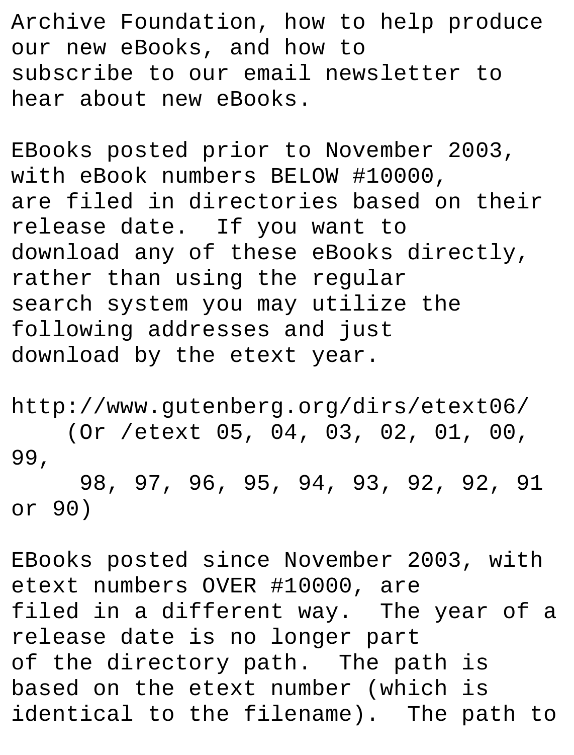Archive Foundation, how to help produce our new eBooks, and how to subscribe to our email newsletter to hear about new eBooks.

EBooks posted prior to November 2003, with eBook numbers BELOW #10000, are filed in directories based on their release date. If you want to download any of these eBooks directly, rather than using the regular search system you may utilize the following addresses and just download by the etext year.

http://www.gutenberg.org/dirs/etext06/
    (Or /etext 05, 04, 03, 02, 01, 00, 99,
     98, 97, 96, 95, 94, 93, 92, 92, 91 or 90)

EBooks posted since November 2003, with etext numbers OVER #10000, are filed in a different way. The year of a release date is no longer part of the directory path. The path is based on the etext number (which is identical to the filename). The path to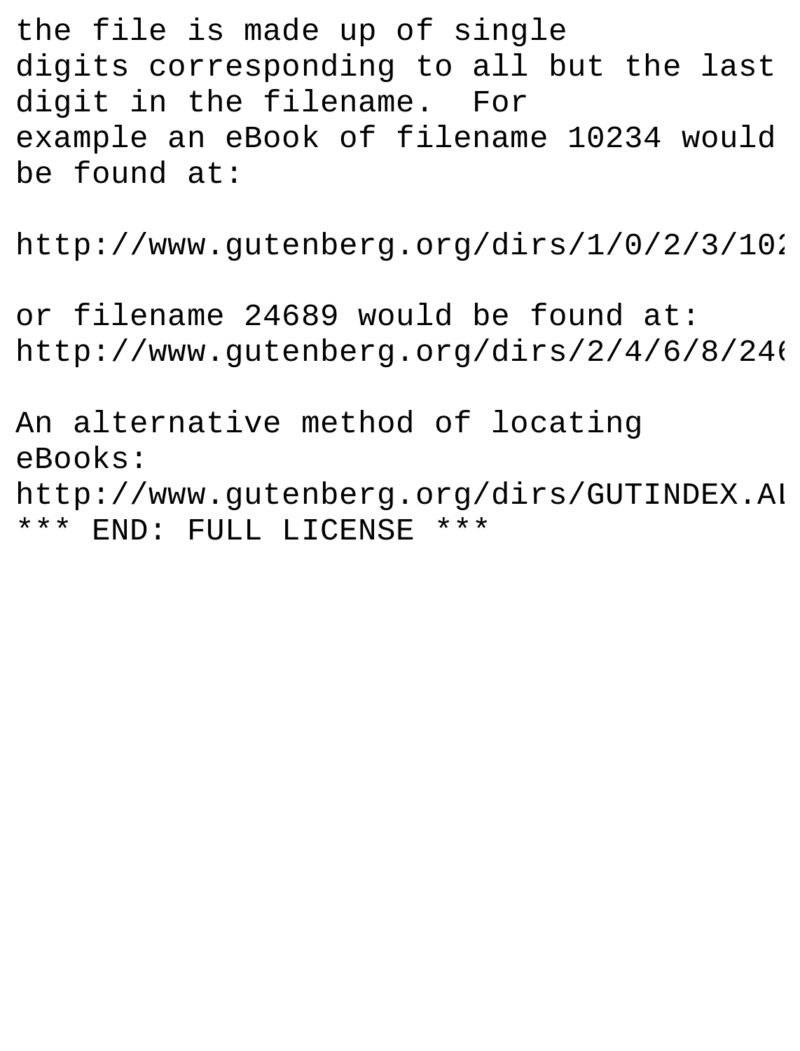the file is made up of single
digits corresponding to all but the last
digit in the filename.  For
example an eBook of filename 10234 would
be found at:

http://www.gutenberg.org/dirs/1/0/2/3/102

or filename 24689 would be found at:
http://www.gutenberg.org/dirs/2/4/6/8/246

An alternative method of locating
eBooks:
http://www.gutenberg.org/dirs/GUTINDEX.AL
*** END: FULL LICENSE ***